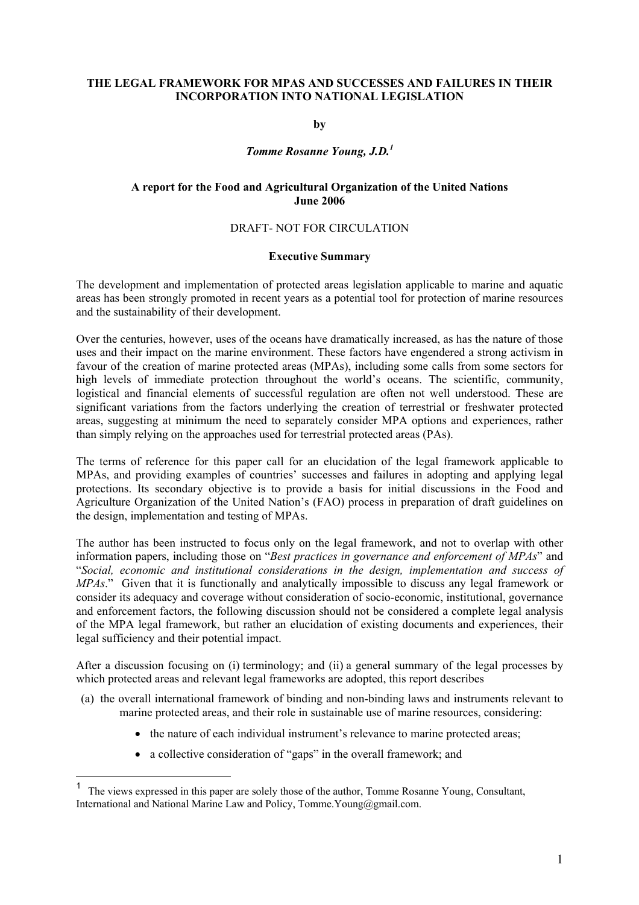# THE LEGAL FRAMEWORK FOR MPAS AND SUCCESSES AND FAILURES IN THEIR INCORPORATION INTO NATIONAL LEGISLATION

**by**

***Tomme Rosanne Young, J.D.*[1]**

**A report for the Food and Agricultural Organization of the United Nations**
**June 2006**

DRAFT- NOT FOR CIRCULATION

## Executive Summary

The development and implementation of protected areas legislation applicable to marine and aquatic areas has been strongly promoted in recent years as a potential tool for protection of marine resources and the sustainability of their development.

Over the centuries, however, uses of the oceans have dramatically increased, as has the nature of those uses and their impact on the marine environment. These factors have engendered a strong activism in favour of the creation of marine protected areas (MPAs), including some calls from some sectors for high levels of immediate protection throughout the world's oceans. The scientific, community, logistical and financial elements of successful regulation are often not well understood. These are significant variations from the factors underlying the creation of terrestrial or freshwater protected areas, suggesting at minimum the need to separately consider MPA options and experiences, rather than simply relying on the approaches used for terrestrial protected areas (PAs).

The terms of reference for this paper call for an elucidation of the legal framework applicable to MPAs, and providing examples of countries' successes and failures in adopting and applying legal protections. Its secondary objective is to provide a basis for initial discussions in the Food and Agriculture Organization of the United Nation's (FAO) process in preparation of draft guidelines on the design, implementation and testing of MPAs.

The author has been instructed to focus only on the legal framework, and not to overlap with other information papers, including those on "*Best practices in governance and enforcement of MPAs*" and "*Social, economic and institutional considerations in the design, implementation and success of MPAs*." Given that it is functionally and analytically impossible to discuss any legal framework or consider its adequacy and coverage without consideration of socio-economic, institutional, governance and enforcement factors, the following discussion should not be considered a complete legal analysis of the MPA legal framework, but rather an elucidation of existing documents and experiences, their legal sufficiency and their potential impact.

After a discussion focusing on (i) terminology; and (ii) a general summary of the legal processes by which protected areas and relevant legal frameworks are adopted, this report describes

(a) the overall international framework of binding and non-binding laws and instruments relevant to marine protected areas, and their role in sustainable use of marine resources, considering:

- the nature of each individual instrument's relevance to marine protected areas;
- a collective consideration of "gaps" in the overall framework; and

---

[1] The views expressed in this paper are solely those of the author, Tomme Rosanne Young, Consultant, International and National Marine Law and Policy, Tomme.Young@gmail.com.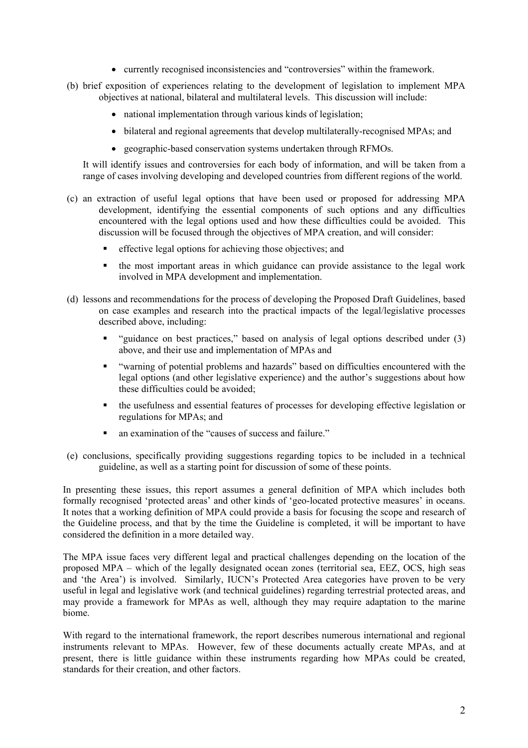- currently recognised inconsistencies and "controversies" within the framework.

(b) brief exposition of experiences relating to the development of legislation to implement MPA objectives at national, bilateral and multilateral levels. This discussion will include:

- national implementation through various kinds of legislation;
- bilateral and regional agreements that develop multilaterally-recognised MPAs; and
- geographic-based conservation systems undertaken through RFMOs.

It will identify issues and controversies for each body of information, and will be taken from a range of cases involving developing and developed countries from different regions of the world.

(c) an extraction of useful legal options that have been used or proposed for addressing MPA development, identifying the essential components of such options and any difficulties encountered with the legal options used and how these difficulties could be avoided. This discussion will be focused through the objectives of MPA creation, and will consider:

- effective legal options for achieving those objectives; and
- the most important areas in which guidance can provide assistance to the legal work involved in MPA development and implementation.

(d) lessons and recommendations for the process of developing the Proposed Draft Guidelines, based on case examples and research into the practical impacts of the legal/legislative processes described above, including:

- "guidance on best practices," based on analysis of legal options described under (3) above, and their use and implementation of MPAs and
- "warning of potential problems and hazards" based on difficulties encountered with the legal options (and other legislative experience) and the author's suggestions about how these difficulties could be avoided;
- the usefulness and essential features of processes for developing effective legislation or regulations for MPAs; and
- an examination of the "causes of success and failure."

(e) conclusions, specifically providing suggestions regarding topics to be included in a technical guideline, as well as a starting point for discussion of some of these points.

In presenting these issues, this report assumes a general definition of MPA which includes both formally recognised 'protected areas' and other kinds of 'geo-located protective measures' in oceans. It notes that a working definition of MPA could provide a basis for focusing the scope and research of the Guideline process, and that by the time the Guideline is completed, it will be important to have considered the definition in a more detailed way.

The MPA issue faces very different legal and practical challenges depending on the location of the proposed MPA – which of the legally designated ocean zones (territorial sea, EEZ, OCS, high seas and 'the Area') is involved. Similarly, IUCN's Protected Area categories have proven to be very useful in legal and legislative work (and technical guidelines) regarding terrestrial protected areas, and may provide a framework for MPAs as well, although they may require adaptation to the marine biome.

With regard to the international framework, the report describes numerous international and regional instruments relevant to MPAs. However, few of these documents actually create MPAs, and at present, there is little guidance within these instruments regarding how MPAs could be created, standards for their creation, and other factors.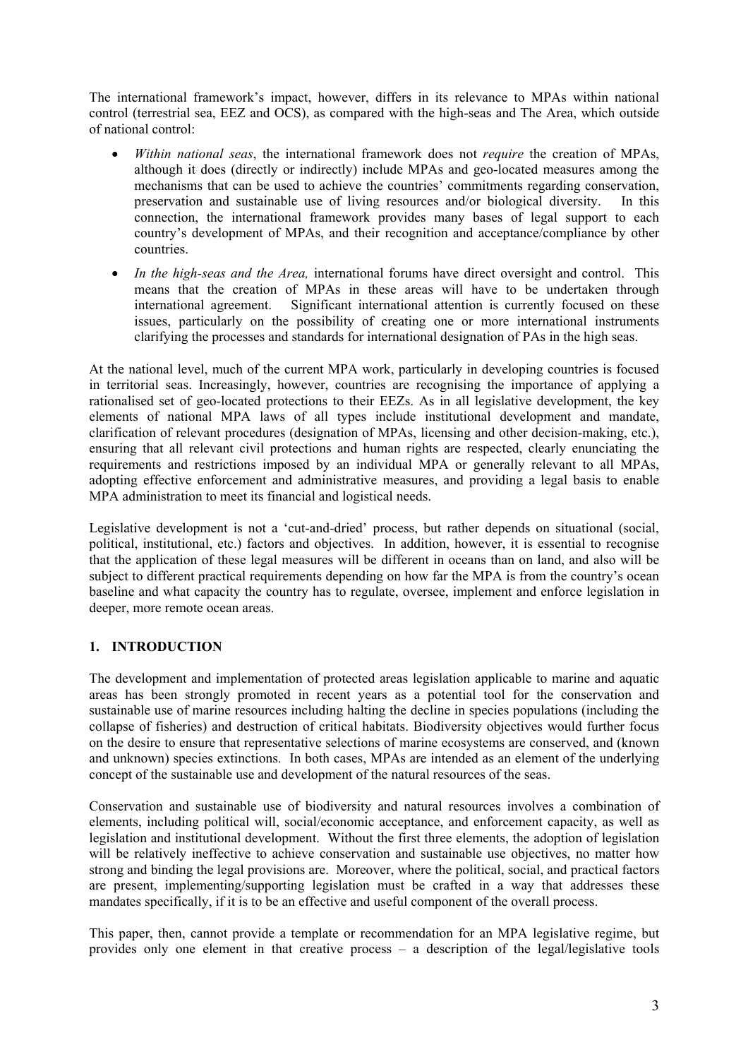The international framework's impact, however, differs in its relevance to MPAs within national control (terrestrial sea, EEZ and OCS), as compared with the high-seas and The Area, which outside of national control:

- *Within national seas*, the international framework does not *require* the creation of MPAs, although it does (directly or indirectly) include MPAs and geo-located measures among the mechanisms that can be used to achieve the countries' commitments regarding conservation, preservation and sustainable use of living resources and/or biological diversity. In this connection, the international framework provides many bases of legal support to each country's development of MPAs, and their recognition and acceptance/compliance by other countries.
- *In the high-seas and the Area,* international forums have direct oversight and control. This means that the creation of MPAs in these areas will have to be undertaken through international agreement. Significant international attention is currently focused on these issues, particularly on the possibility of creating one or more international instruments clarifying the processes and standards for international designation of PAs in the high seas.

At the national level, much of the current MPA work, particularly in developing countries is focused in territorial seas. Increasingly, however, countries are recognising the importance of applying a rationalised set of geo-located protections to their EEZs. As in all legislative development, the key elements of national MPA laws of all types include institutional development and mandate, clarification of relevant procedures (designation of MPAs, licensing and other decision-making, etc.), ensuring that all relevant civil protections and human rights are respected, clearly enunciating the requirements and restrictions imposed by an individual MPA or generally relevant to all MPAs, adopting effective enforcement and administrative measures, and providing a legal basis to enable MPA administration to meet its financial and logistical needs.

Legislative development is not a 'cut-and-dried' process, but rather depends on situational (social, political, institutional, etc.) factors and objectives. In addition, however, it is essential to recognise that the application of these legal measures will be different in oceans than on land, and also will be subject to different practical requirements depending on how far the MPA is from the country's ocean baseline and what capacity the country has to regulate, oversee, implement and enforce legislation in deeper, more remote ocean areas.

## 1. INTRODUCTION

The development and implementation of protected areas legislation applicable to marine and aquatic areas has been strongly promoted in recent years as a potential tool for the conservation and sustainable use of marine resources including halting the decline in species populations (including the collapse of fisheries) and destruction of critical habitats. Biodiversity objectives would further focus on the desire to ensure that representative selections of marine ecosystems are conserved, and (known and unknown) species extinctions. In both cases, MPAs are intended as an element of the underlying concept of the sustainable use and development of the natural resources of the seas.

Conservation and sustainable use of biodiversity and natural resources involves a combination of elements, including political will, social/economic acceptance, and enforcement capacity, as well as legislation and institutional development. Without the first three elements, the adoption of legislation will be relatively ineffective to achieve conservation and sustainable use objectives, no matter how strong and binding the legal provisions are. Moreover, where the political, social, and practical factors are present, implementing/supporting legislation must be crafted in a way that addresses these mandates specifically, if it is to be an effective and useful component of the overall process.

This paper, then, cannot provide a template or recommendation for an MPA legislative regime, but provides only one element in that creative process – a description of the legal/legislative tools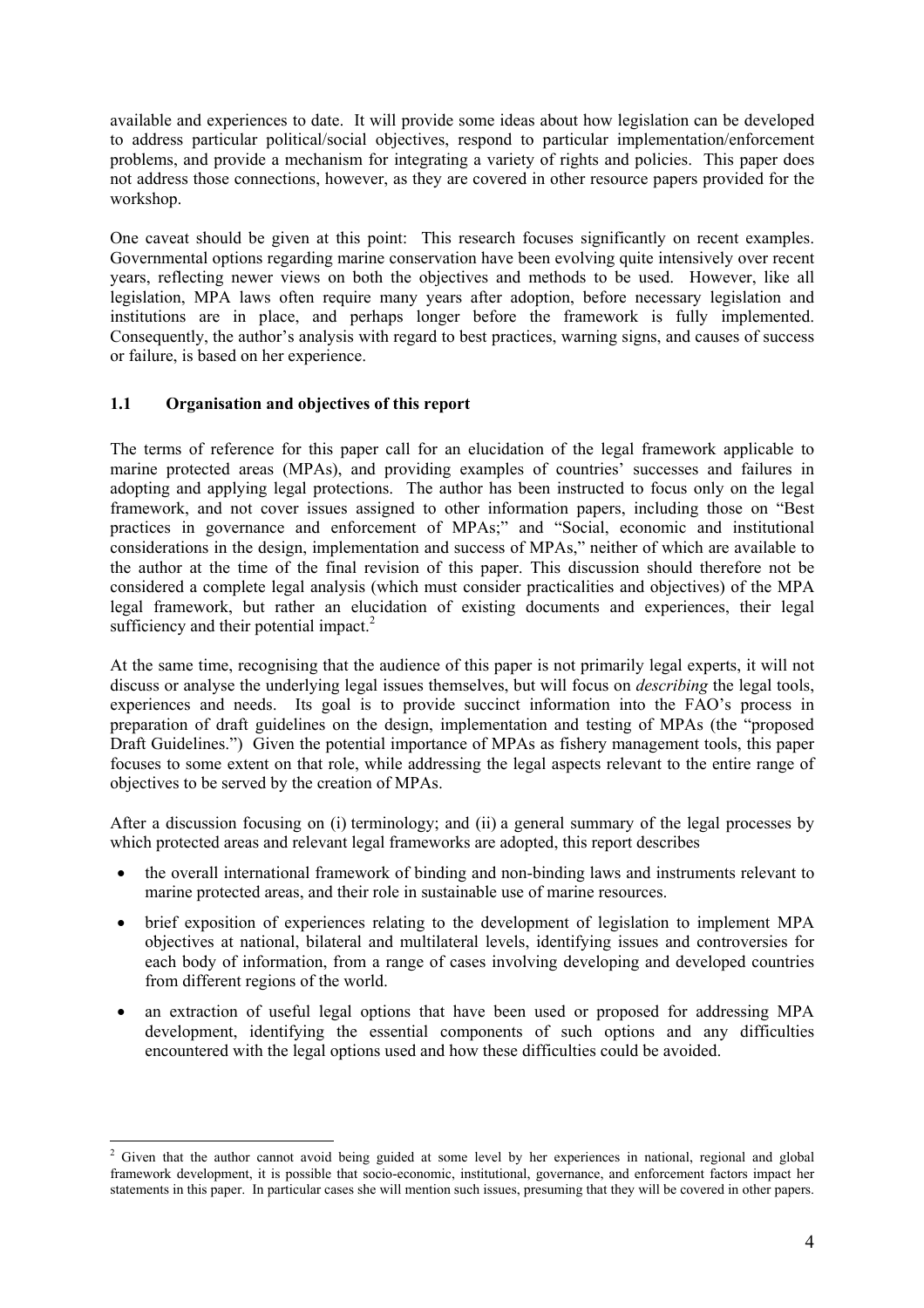available and experiences to date. It will provide some ideas about how legislation can be developed to address particular political/social objectives, respond to particular implementation/enforcement problems, and provide a mechanism for integrating a variety of rights and policies. This paper does not address those connections, however, as they are covered in other resource papers provided for the workshop.

One caveat should be given at this point: This research focuses significantly on recent examples. Governmental options regarding marine conservation have been evolving quite intensively over recent years, reflecting newer views on both the objectives and methods to be used. However, like all legislation, MPA laws often require many years after adoption, before necessary legislation and institutions are in place, and perhaps longer before the framework is fully implemented. Consequently, the author's analysis with regard to best practices, warning signs, and causes of success or failure, is based on her experience.

### 1.1 Organisation and objectives of this report

The terms of reference for this paper call for an elucidation of the legal framework applicable to marine protected areas (MPAs), and providing examples of countries' successes and failures in adopting and applying legal protections. The author has been instructed to focus only on the legal framework, and not cover issues assigned to other information papers, including those on "Best practices in governance and enforcement of MPAs;" and "Social, economic and institutional considerations in the design, implementation and success of MPAs," neither of which are available to the author at the time of the final revision of this paper. This discussion should therefore not be considered a complete legal analysis (which must consider practicalities and objectives) of the MPA legal framework, but rather an elucidation of existing documents and experiences, their legal sufficiency and their potential impact.[2]

At the same time, recognising that the audience of this paper is not primarily legal experts, it will not discuss or analyse the underlying legal issues themselves, but will focus on *describing* the legal tools, experiences and needs. Its goal is to provide succinct information into the FAO's process in preparation of draft guidelines on the design, implementation and testing of MPAs (the "proposed Draft Guidelines.") Given the potential importance of MPAs as fishery management tools, this paper focuses to some extent on that role, while addressing the legal aspects relevant to the entire range of objectives to be served by the creation of MPAs.

After a discussion focusing on (i) terminology; and (ii) a general summary of the legal processes by which protected areas and relevant legal frameworks are adopted, this report describes

- the overall international framework of binding and non-binding laws and instruments relevant to marine protected areas, and their role in sustainable use of marine resources.
- brief exposition of experiences relating to the development of legislation to implement MPA objectives at national, bilateral and multilateral levels, identifying issues and controversies for each body of information, from a range of cases involving developing and developed countries from different regions of the world.
- an extraction of useful legal options that have been used or proposed for addressing MPA development, identifying the essential components of such options and any difficulties encountered with the legal options used and how these difficulties could be avoided.

---

[2] Given that the author cannot avoid being guided at some level by her experiences in national, regional and global framework development, it is possible that socio-economic, institutional, governance, and enforcement factors impact her statements in this paper. In particular cases she will mention such issues, presuming that they will be covered in other papers.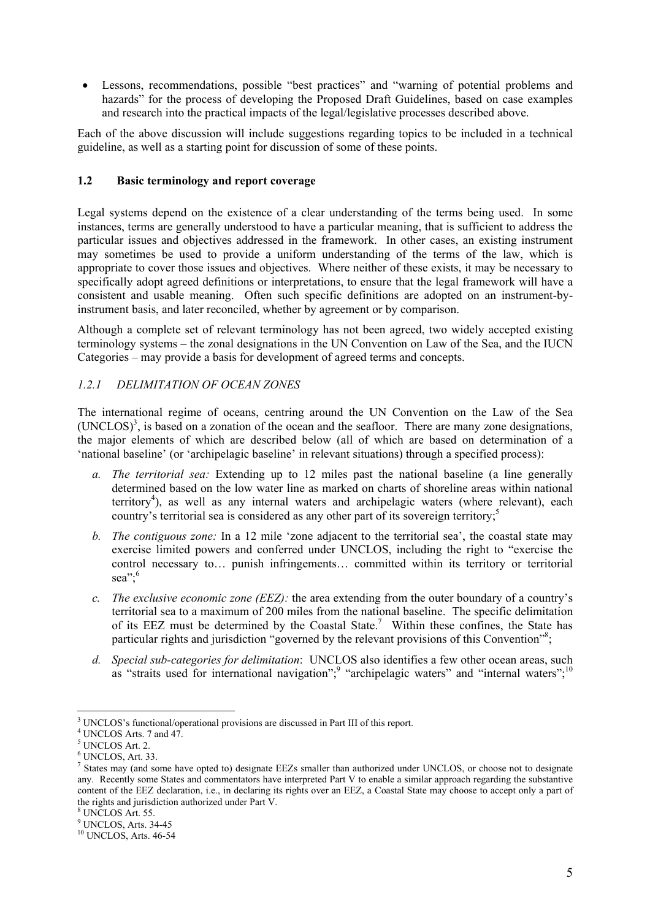- Lessons, recommendations, possible "best practices" and "warning of potential problems and hazards" for the process of developing the Proposed Draft Guidelines, based on case examples and research into the practical impacts of the legal/legislative processes described above.

Each of the above discussion will include suggestions regarding topics to be included in a technical guideline, as well as a starting point for discussion of some of these points.

## 1.2 Basic terminology and report coverage

Legal systems depend on the existence of a clear understanding of the terms being used. In some instances, terms are generally understood to have a particular meaning, that is sufficient to address the particular issues and objectives addressed in the framework. In other cases, an existing instrument may sometimes be used to provide a uniform understanding of the terms of the law, which is appropriate to cover those issues and objectives. Where neither of these exists, it may be necessary to specifically adopt agreed definitions or interpretations, to ensure that the legal framework will have a consistent and usable meaning. Often such specific definitions are adopted on an instrument-by-instrument basis, and later reconciled, whether by agreement or by comparison.

Although a complete set of relevant terminology has not been agreed, two widely accepted existing terminology systems – the zonal designations in the UN Convention on Law of the Sea, and the IUCN Categories – may provide a basis for development of agreed terms and concepts.

### *1.2.1 DELIMITATION OF OCEAN ZONES*

The international regime of oceans, centring around the UN Convention on the Law of the Sea (UNCLOS)[3], is based on a zonation of the ocean and the seafloor. There are many zone designations, the major elements of which are described below (all of which are based on determination of a 'national baseline' (or 'archipelagic baseline' in relevant situations) through a specified process):

*a. The territorial sea:* Extending up to 12 miles past the national baseline (a line generally determined based on the low water line as marked on charts of shoreline areas within national territory[4]), as well as any internal waters and archipelagic waters (where relevant), each country's territorial sea is considered as any other part of its sovereign territory;[5]

*b. The contiguous zone:* In a 12 mile 'zone adjacent to the territorial sea', the coastal state may exercise limited powers and conferred under UNCLOS, including the right to "exercise the control necessary to… punish infringements… committed within its territory or territorial sea";[6]

*c. The exclusive economic zone (EEZ):* the area extending from the outer boundary of a country's territorial sea to a maximum of 200 miles from the national baseline. The specific delimitation of its EEZ must be determined by the Coastal State.[7] Within these confines, the State has particular rights and jurisdiction "governed by the relevant provisions of this Convention"[8];

*d. Special sub-categories for delimitation*: UNCLOS also identifies a few other ocean areas, such as "straits used for international navigation";[9] "archipelagic waters" and "internal waters";[10]

---

[3] UNCLOS's functional/operational provisions are discussed in Part III of this report.

[4] UNCLOS Arts. 7 and 47.

[5] UNCLOS Art. 2.

[6] UNCLOS, Art. 33.

[7] States may (and some have opted to) designate EEZs smaller than authorized under UNCLOS, or choose not to designate any. Recently some States and commentators have interpreted Part V to enable a similar approach regarding the substantive content of the EEZ declaration, i.e., in declaring its rights over an EEZ, a Coastal State may choose to accept only a part of the rights and jurisdiction authorized under Part V.

[8] UNCLOS Art. 55.

[9] UNCLOS, Arts. 34-45

[10] UNCLOS, Arts. 46-54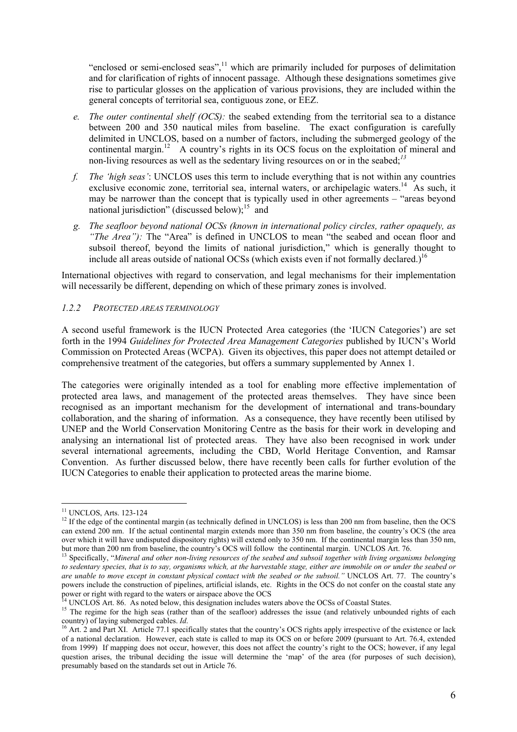"enclosed or semi-enclosed seas",[11] which are primarily included for purposes of delimitation and for clarification of rights of innocent passage. Although these designations sometimes give rise to particular glosses on the application of various provisions, they are included within the general concepts of territorial sea, contiguous zone, or EEZ.

e. *The outer continental shelf (OCS):* the seabed extending from the territorial sea to a distance between 200 and 350 nautical miles from baseline. The exact configuration is carefully delimited in UNCLOS, based on a number of factors, including the submerged geology of the continental margin.[12] A country's rights in its OCS focus on the exploitation of mineral and non-living resources as well as the sedentary living resources on or in the seabed;[13]

f. *The 'high seas'*: UNCLOS uses this term to include everything that is not within any countries exclusive economic zone, territorial sea, internal waters, or archipelagic waters.[14] As such, it may be narrower than the concept that is typically used in other agreements – "areas beyond national jurisdiction" (discussed below);[15] and

g. *The seafloor beyond national OCSs (known in international policy circles, rather opaquely, as "The Area"):* The "Area" is defined in UNCLOS to mean "the seabed and ocean floor and subsoil thereof, beyond the limits of national jurisdiction," which is generally thought to include all areas outside of national OCSs (which exists even if not formally declared.)[16]

International objectives with regard to conservation, and legal mechanisms for their implementation will necessarily be different, depending on which of these primary zones is involved.

### *1.2.2 Protected areas terminology*

A second useful framework is the IUCN Protected Area categories (the 'IUCN Categories') are set forth in the 1994 *Guidelines for Protected Area Management Categories* published by IUCN's World Commission on Protected Areas (WCPA). Given its objectives, this paper does not attempt detailed or comprehensive treatment of the categories, but offers a summary supplemented by Annex 1.

The categories were originally intended as a tool for enabling more effective implementation of protected area laws, and management of the protected areas themselves. They have since been recognised as an important mechanism for the development of international and trans-boundary collaboration, and the sharing of information. As a consequence, they have recently been utilised by UNEP and the World Conservation Monitoring Centre as the basis for their work in developing and analysing an international list of protected areas. They have also been recognised in work under several international agreements, including the CBD, World Heritage Convention, and Ramsar Convention. As further discussed below, there have recently been calls for further evolution of the IUCN Categories to enable their application to protected areas the marine biome.

---

[11] UNCLOS, Arts. 123-124

[12] If the edge of the continental margin (as technically defined in UNCLOS) is less than 200 nm from baseline, then the OCS can extend 200 nm. If the actual continental margin extends more than 350 nm from baseline, the country's OCS (the area over which it will have undisputed dispository rights) will extend only to 350 nm. If the continental margin less than 350 nm, but more than 200 nm from baseline, the country's OCS will follow the continental margin. UNCLOS Art. 76.

[13] Specifically, "*Mineral and other non-living resources of the seabed and subsoil together with living organisms belonging to sedentary species, that is to say, organisms which, at the harvestable stage, either are immobile on or under the seabed or are unable to move except in constant physical contact with the seabed or the subsoil."* UNCLOS Art. 77. The country's powers include the construction of pipelines, artificial islands, etc. Rights in the OCS do not confer on the coastal state any power or right with regard to the waters or airspace above the OCS

[14] UNCLOS Art. 86. As noted below, this designation includes waters above the OCSs of Coastal States.

[15] The regime for the high seas (rather than of the seafloor) addresses the issue (and relatively unbounded rights of each country) of laying submerged cables. *Id*.

[16] Art. 2 and Part XI. Article 77.1 specifically states that the country's OCS rights apply irrespective of the existence or lack of a national declaration. However, each state is called to map its OCS on or before 2009 (pursuant to Art. 76.4, extended from 1999) If mapping does not occur, however, this does not affect the country's right to the OCS; however, if any legal question arises, the tribunal deciding the issue will determine the 'map' of the area (for purposes of such decision), presumably based on the standards set out in Article 76.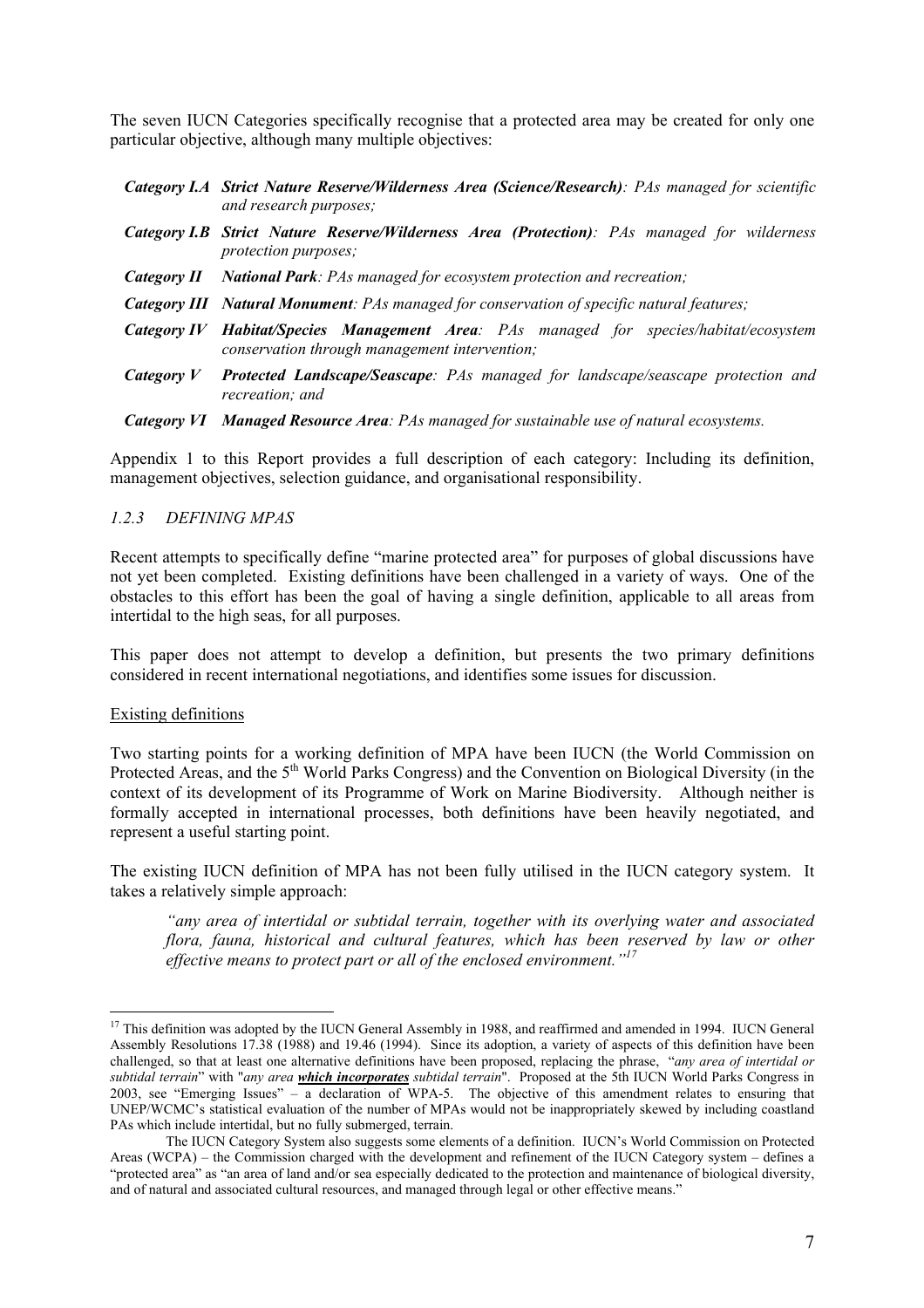The seven IUCN Categories specifically recognise that a protected area may be created for only one particular objective, although many multiple objectives:

- ***Category I.A*** ***Strict Nature Reserve/Wilderness Area (Science/Research)****: PAs managed for scientific and research purposes;*
- ***Category I.B*** ***Strict Nature Reserve/Wilderness Area (Protection)****: PAs managed for wilderness protection purposes;*
- ***Category II*** ***National Park****: PAs managed for ecosystem protection and recreation;*
- ***Category III*** ***Natural Monument****: PAs managed for conservation of specific natural features;*
- ***Category IV*** ***Habitat/Species Management Area****: PAs managed for species/habitat/ecosystem conservation through management intervention;*
- ***Category V*** ***Protected Landscape/Seascape****: PAs managed for landscape/seascape protection and recreation; and*
- ***Category VI*** ***Managed Resource Area****: PAs managed for sustainable use of natural ecosystems.*

Appendix 1 to this Report provides a full description of each category: Including its definition, management objectives, selection guidance, and organisational responsibility.

### *1.2.3 DEFINING MPAS*

Recent attempts to specifically define "marine protected area" for purposes of global discussions have not yet been completed. Existing definitions have been challenged in a variety of ways. One of the obstacles to this effort has been the goal of having a single definition, applicable to all areas from intertidal to the high seas, for all purposes.

This paper does not attempt to develop a definition, but presents the two primary definitions considered in recent international negotiations, and identifies some issues for discussion.

Existing definitions

Two starting points for a working definition of MPA have been IUCN (the World Commission on Protected Areas, and the 5th World Parks Congress) and the Convention on Biological Diversity (in the context of its development of its Programme of Work on Marine Biodiversity. Although neither is formally accepted in international processes, both definitions have been heavily negotiated, and represent a useful starting point.

The existing IUCN definition of MPA has not been fully utilised in the IUCN category system. It takes a relatively simple approach:

> *"any area of intertidal or subtidal terrain, together with its overlying water and associated flora, fauna, historical and cultural features, which has been reserved by law or other effective means to protect part or all of the enclosed environment."*[17]

---

[17] This definition was adopted by the IUCN General Assembly in 1988, and reaffirmed and amended in 1994. IUCN General Assembly Resolutions 17.38 (1988) and 19.46 (1994). Since its adoption, a variety of aspects of this definition have been challenged, so that at least one alternative definitions have been proposed, replacing the phrase, "*any area of intertidal or subtidal terrain*" with "*any area **which incorporates** subtidal terrain*". Proposed at the 5th IUCN World Parks Congress in 2003, see "Emerging Issues" – a declaration of WPA-5. The objective of this amendment relates to ensuring that UNEP/WCMC's statistical evaluation of the number of MPAs would not be inappropriately skewed by including coastland PAs which include intertidal, but no fully submerged, terrain.

The IUCN Category System also suggests some elements of a definition. IUCN's World Commission on Protected Areas (WCPA) – the Commission charged with the development and refinement of the IUCN Category system – defines a "protected area" as "an area of land and/or sea especially dedicated to the protection and maintenance of biological diversity, and of natural and associated cultural resources, and managed through legal or other effective means."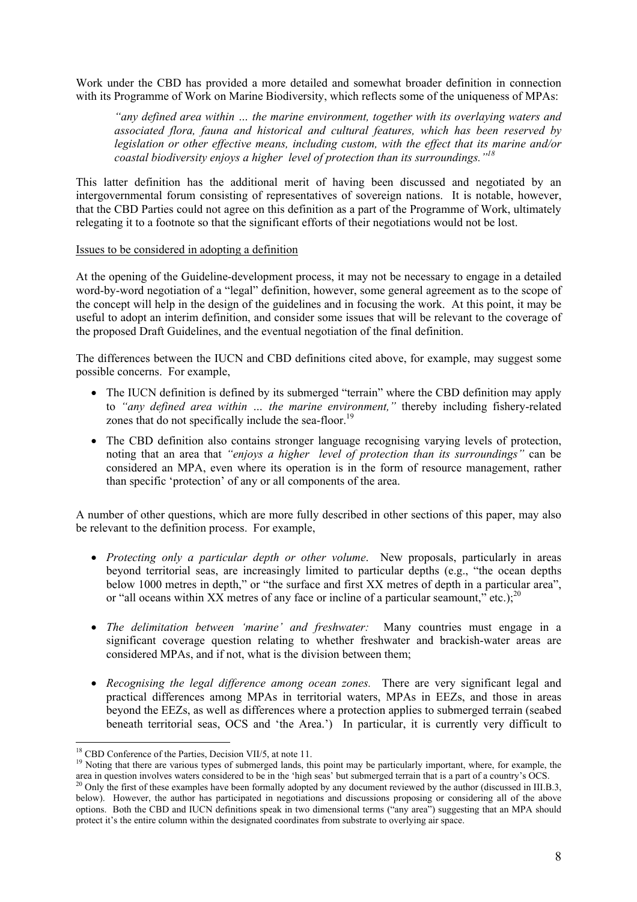Work under the CBD has provided a more detailed and somewhat broader definition in connection with its Programme of Work on Marine Biodiversity, which reflects some of the uniqueness of MPAs:

> *"any defined area within … the marine environment, together with its overlaying waters and associated flora, fauna and historical and cultural features, which has been reserved by legislation or other effective means, including custom, with the effect that its marine and/or coastal biodiversity enjoys a higher level of protection than its surroundings."*[18]

This latter definition has the additional merit of having been discussed and negotiated by an intergovernmental forum consisting of representatives of sovereign nations. It is notable, however, that the CBD Parties could not agree on this definition as a part of the Programme of Work, ultimately relegating it to a footnote so that the significant efforts of their negotiations would not be lost.

<u>Issues to be considered in adopting a definition</u>

At the opening of the Guideline-development process, it may not be necessary to engage in a detailed word-by-word negotiation of a "legal" definition, however, some general agreement as to the scope of the concept will help in the design of the guidelines and in focusing the work. At this point, it may be useful to adopt an interim definition, and consider some issues that will be relevant to the coverage of the proposed Draft Guidelines, and the eventual negotiation of the final definition.

The differences between the IUCN and CBD definitions cited above, for example, may suggest some possible concerns. For example,

- The IUCN definition is defined by its submerged "terrain" where the CBD definition may apply to *"any defined area within … the marine environment,"* thereby including fishery-related zones that do not specifically include the sea-floor.[19]
- The CBD definition also contains stronger language recognising varying levels of protection, noting that an area that *"enjoys a higher level of protection than its surroundings"* can be considered an MPA, even where its operation is in the form of resource management, rather than specific 'protection' of any or all components of the area.

A number of other questions, which are more fully described in other sections of this paper, may also be relevant to the definition process. For example,

- *Protecting only a particular depth or other volume*. New proposals, particularly in areas beyond territorial seas, are increasingly limited to particular depths (e.g., "the ocean depths below 1000 metres in depth," or "the surface and first XX metres of depth in a particular area", or "all oceans within XX metres of any face or incline of a particular seamount," etc.);[20]
- *The delimitation between 'marine' and freshwater:* Many countries must engage in a significant coverage question relating to whether freshwater and brackish-water areas are considered MPAs, and if not, what is the division between them;
- *Recognising the legal difference among ocean zones.* There are very significant legal and practical differences among MPAs in territorial waters, MPAs in EEZs, and those in areas beyond the EEZs, as well as differences where a protection applies to submerged terrain (seabed beneath territorial seas, OCS and 'the Area.') In particular, it is currently very difficult to

---

[18] CBD Conference of the Parties, Decision VII/5, at note 11.

[19] Noting that there are various types of submerged lands, this point may be particularly important, where, for example, the area in question involves waters considered to be in the 'high seas' but submerged terrain that is a part of a country's OCS.

[20] Only the first of these examples have been formally adopted by any document reviewed by the author (discussed in III.B.3, below). However, the author has participated in negotiations and discussions proposing or considering all of the above options. Both the CBD and IUCN definitions speak in two dimensional terms ("any area") suggesting that an MPA should protect it's the entire column within the designated coordinates from substrate to overlying air space.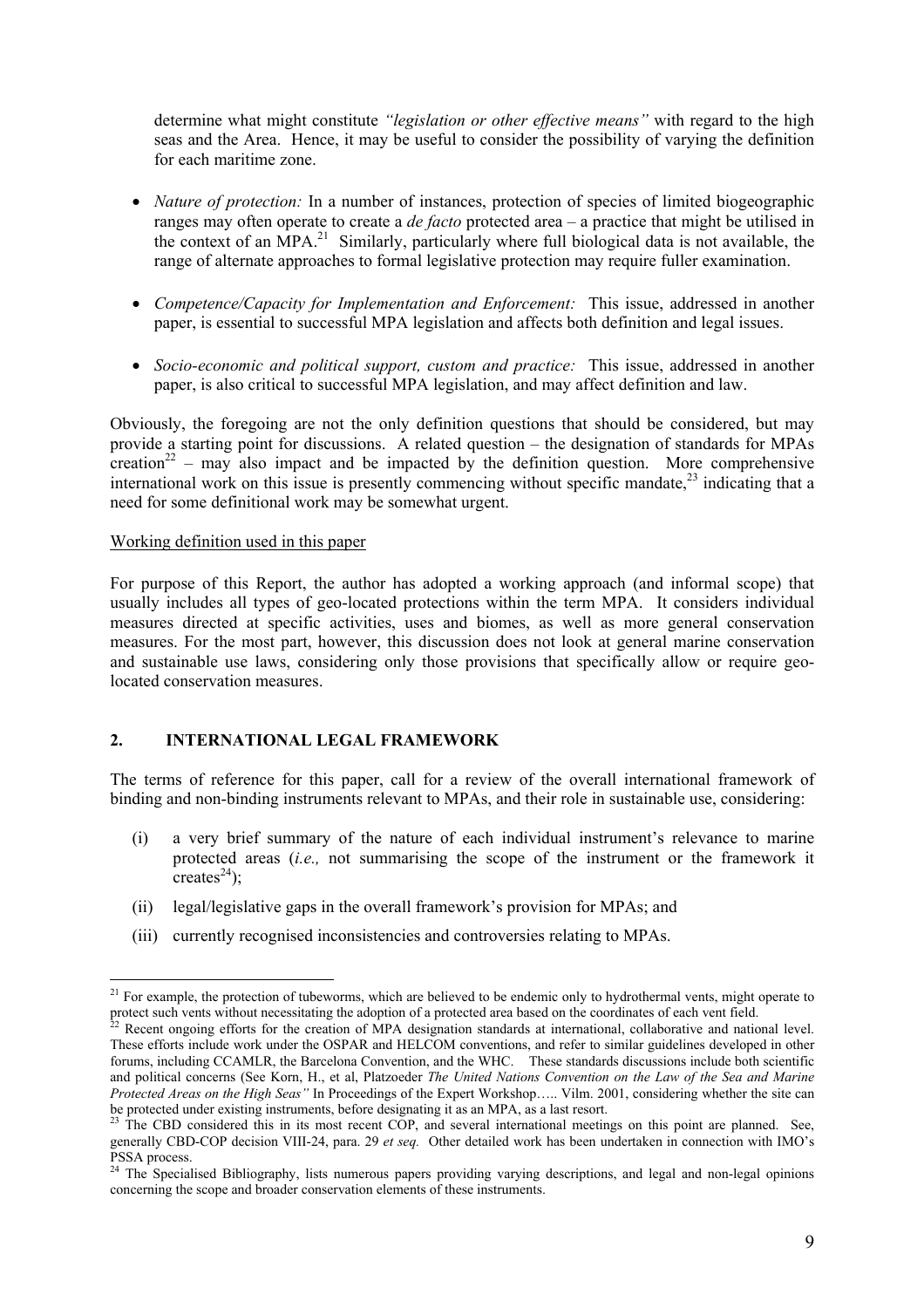determine what might constitute *"legislation or other effective means"* with regard to the high seas and the Area. Hence, it may be useful to consider the possibility of varying the definition for each maritime zone.

- *Nature of protection:* In a number of instances, protection of species of limited biogeographic ranges may often operate to create a *de facto* protected area – a practice that might be utilised in the context of an MPA.[21] Similarly, particularly where full biological data is not available, the range of alternate approaches to formal legislative protection may require fuller examination.

- *Competence/Capacity for Implementation and Enforcement:* This issue, addressed in another paper, is essential to successful MPA legislation and affects both definition and legal issues.

- *Socio-economic and political support, custom and practice:* This issue, addressed in another paper, is also critical to successful MPA legislation, and may affect definition and law.

Obviously, the foregoing are not the only definition questions that should be considered, but may provide a starting point for discussions. A related question – the designation of standards for MPAs creation[22] – may also impact and be impacted by the definition question. More comprehensive international work on this issue is presently commencing without specific mandate,[23] indicating that a need for some definitional work may be somewhat urgent.

<u>Working definition used in this paper</u>

For purpose of this Report, the author has adopted a working approach (and informal scope) that usually includes all types of geo-located protections within the term MPA. It considers individual measures directed at specific activities, uses and biomes, as well as more general conservation measures. For the most part, however, this discussion does not look at general marine conservation and sustainable use laws, considering only those provisions that specifically allow or require geo-located conservation measures.

## 2. INTERNATIONAL LEGAL FRAMEWORK

The terms of reference for this paper, call for a review of the overall international framework of binding and non-binding instruments relevant to MPAs, and their role in sustainable use, considering:

(i) a very brief summary of the nature of each individual instrument's relevance to marine protected areas (*i.e.,* not summarising the scope of the instrument or the framework it creates[24]);

(ii) legal/legislative gaps in the overall framework's provision for MPAs; and

(iii) currently recognised inconsistencies and controversies relating to MPAs.

---

[21] For example, the protection of tubeworms, which are believed to be endemic only to hydrothermal vents, might operate to protect such vents without necessitating the adoption of a protected area based on the coordinates of each vent field.

[22] Recent ongoing efforts for the creation of MPA designation standards at international, collaborative and national level. These efforts include work under the OSPAR and HELCOM conventions, and refer to similar guidelines developed in other forums, including CCAMLR, the Barcelona Convention, and the WHC. These standards discussions include both scientific and political concerns (See Korn, H., et al, Platzoeder *The United Nations Convention on the Law of the Sea and Marine Protected Areas on the High Seas"* In Proceedings of the Expert Workshop….. Vilm. 2001, considering whether the site can be protected under existing instruments, before designating it as an MPA, as a last resort.

[23] The CBD considered this in its most recent COP, and several international meetings on this point are planned. See, generally CBD-COP decision VIII-24, para. 29 *et seq.* Other detailed work has been undertaken in connection with IMO's PSSA process.

[24] The Specialised Bibliography, lists numerous papers providing varying descriptions, and legal and non-legal opinions concerning the scope and broader conservation elements of these instruments.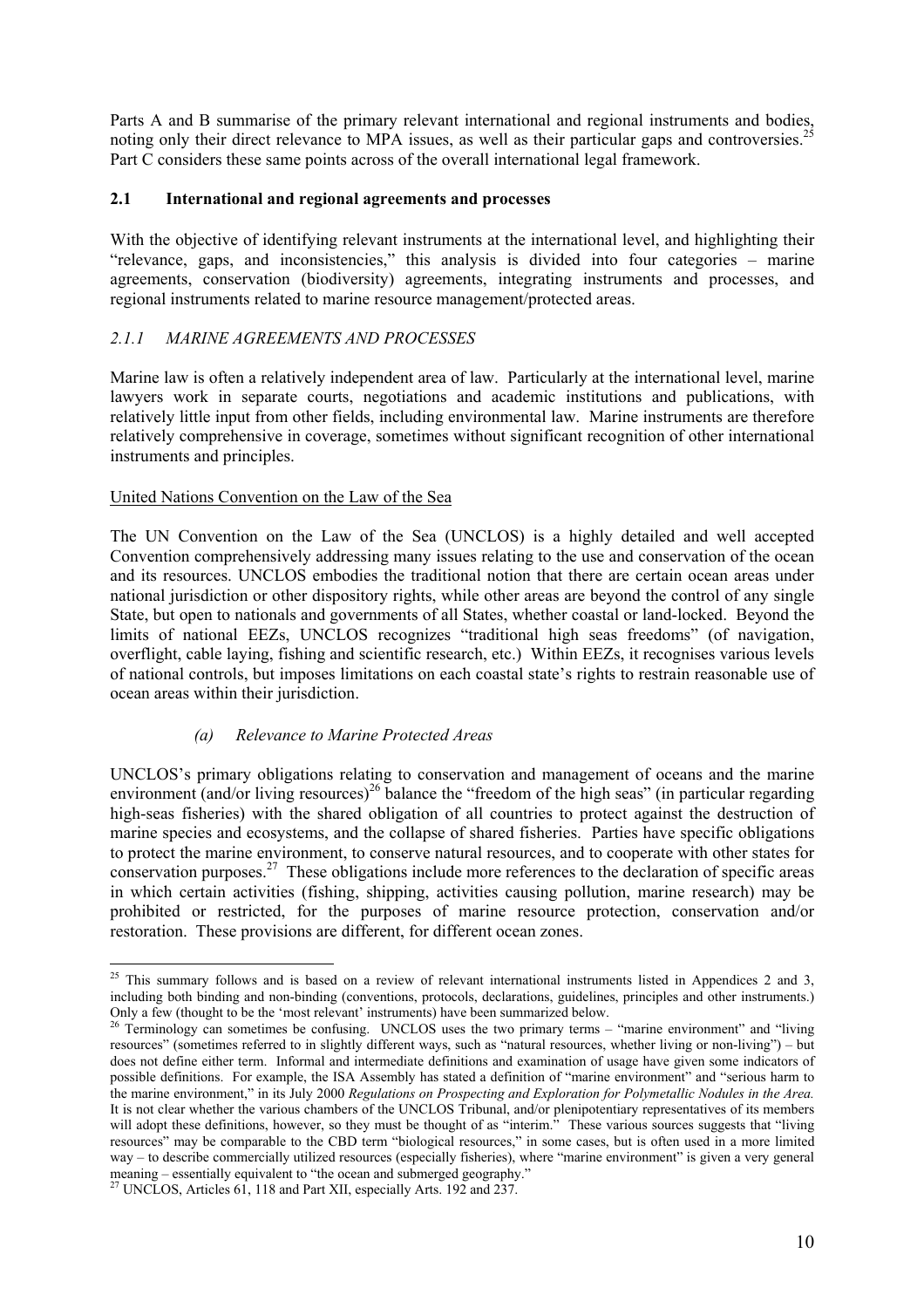Parts A and B summarise of the primary relevant international and regional instruments and bodies, noting only their direct relevance to MPA issues, as well as their particular gaps and controversies.[25] Part C considers these same points across of the overall international legal framework.

## 2.1 International and regional agreements and processes

With the objective of identifying relevant instruments at the international level, and highlighting their "relevance, gaps, and inconsistencies," this analysis is divided into four categories – marine agreements, conservation (biodiversity) agreements, integrating instruments and processes, and regional instruments related to marine resource management/protected areas.

### *2.1.1 MARINE AGREEMENTS AND PROCESSES*

Marine law is often a relatively independent area of law. Particularly at the international level, marine lawyers work in separate courts, negotiations and academic institutions and publications, with relatively little input from other fields, including environmental law. Marine instruments are therefore relatively comprehensive in coverage, sometimes without significant recognition of other international instruments and principles.

<u>United Nations Convention on the Law of the Sea</u>

The UN Convention on the Law of the Sea (UNCLOS) is a highly detailed and well accepted Convention comprehensively addressing many issues relating to the use and conservation of the ocean and its resources. UNCLOS embodies the traditional notion that there are certain ocean areas under national jurisdiction or other dispository rights, while other areas are beyond the control of any single State, but open to nationals and governments of all States, whether coastal or land-locked. Beyond the limits of national EEZs, UNCLOS recognizes "traditional high seas freedoms" (of navigation, overflight, cable laying, fishing and scientific research, etc.) Within EEZs, it recognises various levels of national controls, but imposes limitations on each coastal state's rights to restrain reasonable use of ocean areas within their jurisdiction.

*(a) Relevance to Marine Protected Areas*

UNCLOS's primary obligations relating to conservation and management of oceans and the marine environment (and/or living resources)[26] balance the "freedom of the high seas" (in particular regarding high-seas fisheries) with the shared obligation of all countries to protect against the destruction of marine species and ecosystems, and the collapse of shared fisheries. Parties have specific obligations to protect the marine environment, to conserve natural resources, and to cooperate with other states for conservation purposes.[27] These obligations include more references to the declaration of specific areas in which certain activities (fishing, shipping, activities causing pollution, marine research) may be prohibited or restricted, for the purposes of marine resource protection, conservation and/or restoration. These provisions are different, for different ocean zones.

---

[25] This summary follows and is based on a review of relevant international instruments listed in Appendices 2 and 3, including both binding and non-binding (conventions, protocols, declarations, guidelines, principles and other instruments.) Only a few (thought to be the 'most relevant' instruments) have been summarized below.

[26] Terminology can sometimes be confusing. UNCLOS uses the two primary terms – "marine environment" and "living resources" (sometimes referred to in slightly different ways, such as "natural resources, whether living or non-living") – but does not define either term. Informal and intermediate definitions and examination of usage have given some indicators of possible definitions. For example, the ISA Assembly has stated a definition of "marine environment" and "serious harm to the marine environment," in its July 2000 *Regulations on Prospecting and Exploration for Polymetallic Nodules in the Area.* It is not clear whether the various chambers of the UNCLOS Tribunal, and/or plenipotentiary representatives of its members will adopt these definitions, however, so they must be thought of as "interim." These various sources suggests that "living resources" may be comparable to the CBD term "biological resources," in some cases, but is often used in a more limited way – to describe commercially utilized resources (especially fisheries), where "marine environment" is given a very general meaning – essentially equivalent to "the ocean and submerged geography."

[27] UNCLOS, Articles 61, 118 and Part XII, especially Arts. 192 and 237.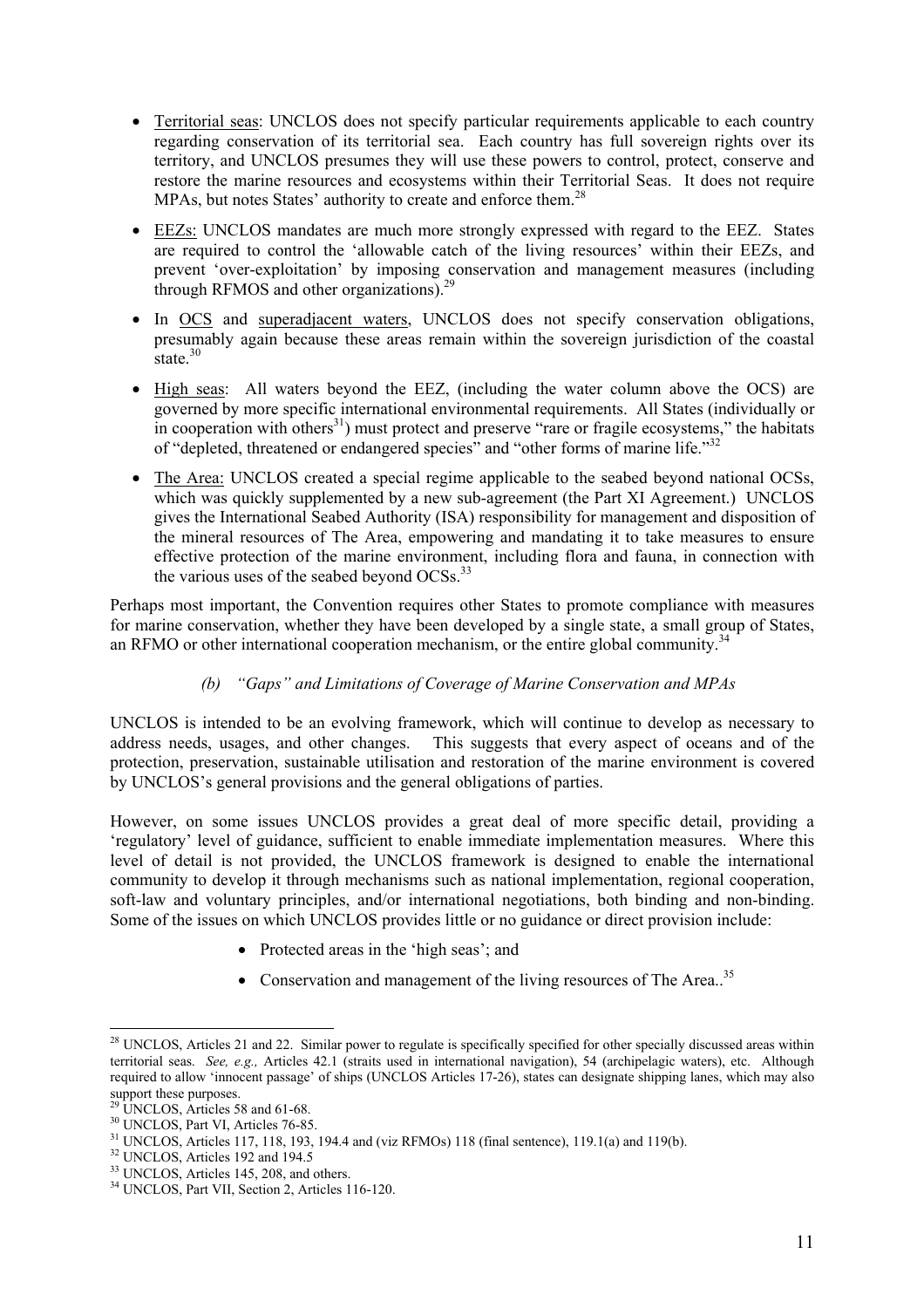- Territorial seas: UNCLOS does not specify particular requirements applicable to each country regarding conservation of its territorial sea. Each country has full sovereign rights over its territory, and UNCLOS presumes they will use these powers to control, protect, conserve and restore the marine resources and ecosystems within their Territorial Seas. It does not require MPAs, but notes States' authority to create and enforce them.[28]

- EEZs: UNCLOS mandates are much more strongly expressed with regard to the EEZ. States are required to control the 'allowable catch of the living resources' within their EEZs, and prevent 'over-exploitation' by imposing conservation and management measures (including through RFMOS and other organizations).[29]

- In OCS and superadjacent waters, UNCLOS does not specify conservation obligations, presumably again because these areas remain within the sovereign jurisdiction of the coastal state.[30]

- High seas: All waters beyond the EEZ, (including the water column above the OCS) are governed by more specific international environmental requirements. All States (individually or in cooperation with others[31]) must protect and preserve "rare or fragile ecosystems," the habitats of "depleted, threatened or endangered species" and "other forms of marine life."[32]

- The Area: UNCLOS created a special regime applicable to the seabed beyond national OCSs, which was quickly supplemented by a new sub-agreement (the Part XI Agreement.) UNCLOS gives the International Seabed Authority (ISA) responsibility for management and disposition of the mineral resources of The Area, empowering and mandating it to take measures to ensure effective protection of the marine environment, including flora and fauna, in connection with the various uses of the seabed beyond OCSs.[33]

Perhaps most important, the Convention requires other States to promote compliance with measures for marine conservation, whether they have been developed by a single state, a small group of States, an RFMO or other international cooperation mechanism, or the entire global community.[34]

### *(b) "Gaps" and Limitations of Coverage of Marine Conservation and MPAs*

UNCLOS is intended to be an evolving framework, which will continue to develop as necessary to address needs, usages, and other changes. This suggests that every aspect of oceans and of the protection, preservation, sustainable utilisation and restoration of the marine environment is covered by UNCLOS's general provisions and the general obligations of parties.

However, on some issues UNCLOS provides a great deal of more specific detail, providing a 'regulatory' level of guidance, sufficient to enable immediate implementation measures. Where this level of detail is not provided, the UNCLOS framework is designed to enable the international community to develop it through mechanisms such as national implementation, regional cooperation, soft-law and voluntary principles, and/or international negotiations, both binding and non-binding. Some of the issues on which UNCLOS provides little or no guidance or direct provision include:

- Protected areas in the 'high seas'; and
- Conservation and management of the living resources of The Area..[35]

---

[28] UNCLOS, Articles 21 and 22. Similar power to regulate is specifically specified for other specially discussed areas within territorial seas. *See, e.g.,* Articles 42.1 (straits used in international navigation), 54 (archipelagic waters), etc. Although required to allow 'innocent passage' of ships (UNCLOS Articles 17-26), states can designate shipping lanes, which may also support these purposes.

[29] UNCLOS, Articles 58 and 61-68.

[30] UNCLOS, Part VI, Articles 76-85.

[31] UNCLOS, Articles 117, 118, 193, 194.4 and (viz RFMOs) 118 (final sentence), 119.1(a) and 119(b).

[32] UNCLOS, Articles 192 and 194.5

[33] UNCLOS, Articles 145, 208, and others.

[34] UNCLOS, Part VII, Section 2, Articles 116-120.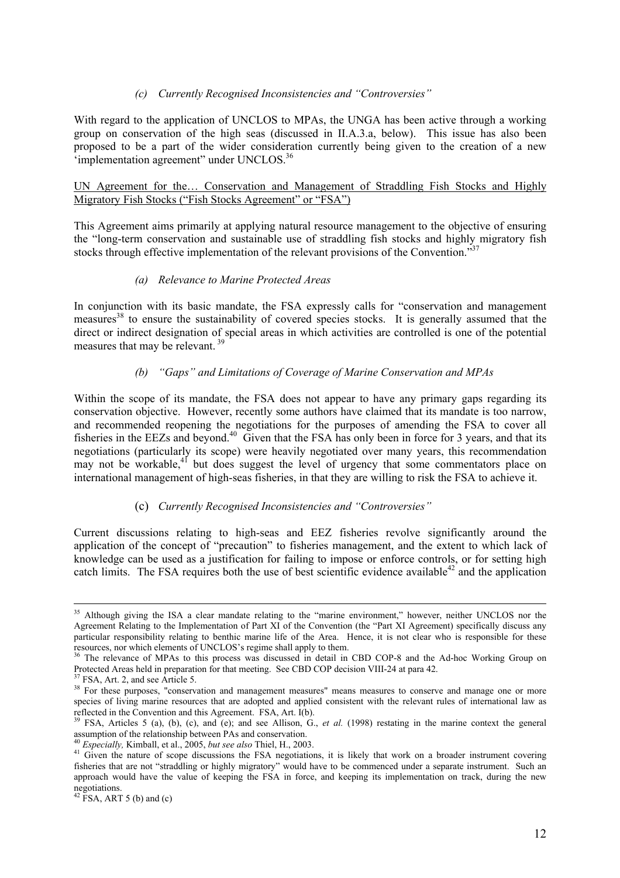*(c) Currently Recognised Inconsistencies and "Controversies"*

With regard to the application of UNCLOS to MPAs, the UNGA has been active through a working group on conservation of the high seas (discussed in II.A.3.a, below). This issue has also been proposed to be a part of the wider consideration currently being given to the creation of a new 'implementation agreement" under UNCLOS.[36]

<u>UN Agreement for the… Conservation and Management of Straddling Fish Stocks and Highly Migratory Fish Stocks ("Fish Stocks Agreement" or "FSA")</u>

This Agreement aims primarily at applying natural resource management to the objective of ensuring the "long-term conservation and sustainable use of straddling fish stocks and highly migratory fish stocks through effective implementation of the relevant provisions of the Convention."[37]

*(a) Relevance to Marine Protected Areas*

In conjunction with its basic mandate, the FSA expressly calls for "conservation and management measures[38] to ensure the sustainability of covered species stocks. It is generally assumed that the direct or indirect designation of special areas in which activities are controlled is one of the potential measures that may be relevant.[39]

*(b) "Gaps" and Limitations of Coverage of Marine Conservation and MPAs*

Within the scope of its mandate, the FSA does not appear to have any primary gaps regarding its conservation objective. However, recently some authors have claimed that its mandate is too narrow, and recommended reopening the negotiations for the purposes of amending the FSA to cover all fisheries in the EEZs and beyond.[40] Given that the FSA has only been in force for 3 years, and that its negotiations (particularly its scope) were heavily negotiated over many years, this recommendation may not be workable,[41] but does suggest the level of urgency that some commentators place on international management of high-seas fisheries, in that they are willing to risk the FSA to achieve it.

(c) *Currently Recognised Inconsistencies and "Controversies"*

Current discussions relating to high-seas and EEZ fisheries revolve significantly around the application of the concept of "precaution" to fisheries management, and the extent to which lack of knowledge can be used as a justification for failing to impose or enforce controls, or for setting high catch limits. The FSA requires both the use of best scientific evidence available[42] and the application

---

[35] Although giving the ISA a clear mandate relating to the "marine environment," however, neither UNCLOS nor the Agreement Relating to the Implementation of Part XI of the Convention (the "Part XI Agreement) specifically discuss any particular responsibility relating to benthic marine life of the Area. Hence, it is not clear who is responsible for these resources, nor which elements of UNCLOS's regime shall apply to them.

[36] The relevance of MPAs to this process was discussed in detail in CBD COP-8 and the Ad-hoc Working Group on Protected Areas held in preparation for that meeting. See CBD COP decision VIII-24 at para 42.

[37] FSA, Art. 2, and see Article 5.

[38] For these purposes, "conservation and management measures" means measures to conserve and manage one or more species of living marine resources that are adopted and applied consistent with the relevant rules of international law as reflected in the Convention and this Agreement. FSA, Art. I(b).

[39] FSA, Articles 5 (a), (b), (c), and (e); and see Allison, G., *et al.* (1998) restating in the marine context the general assumption of the relationship between PAs and conservation.

[40] *Especially,* Kimball, et al., 2005, *but see also* Thiel, H., 2003.

[41] Given the nature of scope discussions the FSA negotiations, it is likely that work on a broader instrument covering fisheries that are not "straddling or highly migratory" would have to be commenced under a separate instrument. Such an approach would have the value of keeping the FSA in force, and keeping its implementation on track, during the new negotiations.

[42] FSA, ART 5 (b) and (c)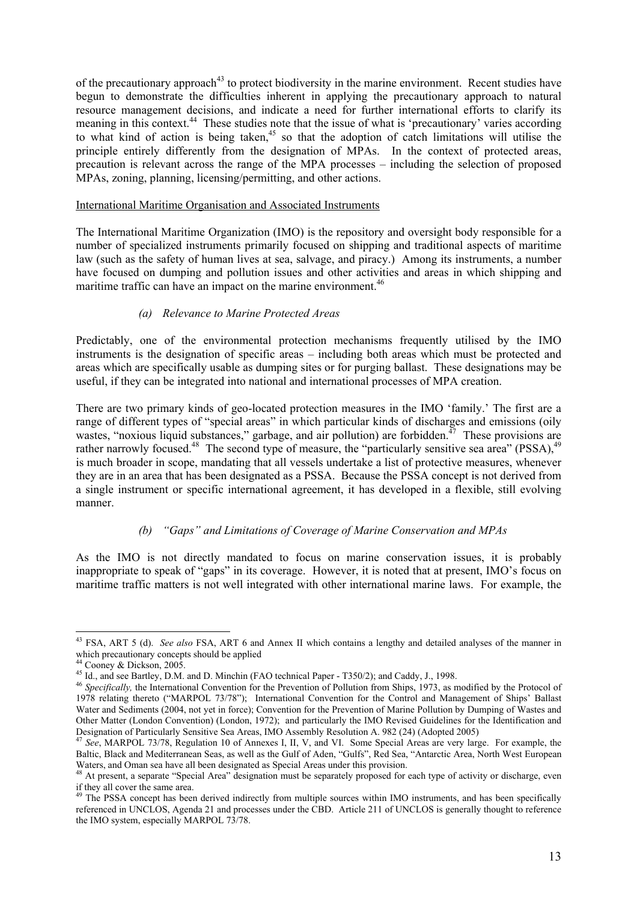of the precautionary approach[43] to protect biodiversity in the marine environment. Recent studies have begun to demonstrate the difficulties inherent in applying the precautionary approach to natural resource management decisions, and indicate a need for further international efforts to clarify its meaning in this context.[44] These studies note that the issue of what is 'precautionary' varies according to what kind of action is being taken,[45] so that the adoption of catch limitations will utilise the principle entirely differently from the designation of MPAs. In the context of protected areas, precaution is relevant across the range of the MPA processes – including the selection of proposed MPAs, zoning, planning, licensing/permitting, and other actions.

International Maritime Organisation and Associated Instruments

The International Maritime Organization (IMO) is the repository and oversight body responsible for a number of specialized instruments primarily focused on shipping and traditional aspects of maritime law (such as the safety of human lives at sea, salvage, and piracy.) Among its instruments, a number have focused on dumping and pollution issues and other activities and areas in which shipping and maritime traffic can have an impact on the marine environment.[46]

*(a) Relevance to Marine Protected Areas*

Predictably, one of the environmental protection mechanisms frequently utilised by the IMO instruments is the designation of specific areas – including both areas which must be protected and areas which are specifically usable as dumping sites or for purging ballast. These designations may be useful, if they can be integrated into national and international processes of MPA creation.

There are two primary kinds of geo-located protection measures in the IMO 'family.' The first are a range of different types of "special areas" in which particular kinds of discharges and emissions (oily wastes, "noxious liquid substances," garbage, and air pollution) are forbidden.[47] These provisions are rather narrowly focused.[48] The second type of measure, the "particularly sensitive sea area" (PSSA),[49] is much broader in scope, mandating that all vessels undertake a list of protective measures, whenever they are in an area that has been designated as a PSSA. Because the PSSA concept is not derived from a single instrument or specific international agreement, it has developed in a flexible, still evolving manner.

*(b) "Gaps" and Limitations of Coverage of Marine Conservation and MPAs*

As the IMO is not directly mandated to focus on marine conservation issues, it is probably inappropriate to speak of "gaps" in its coverage. However, it is noted that at present, IMO's focus on maritime traffic matters is not well integrated with other international marine laws. For example, the

---

[43] FSA, ART 5 (d). *See also* FSA, ART 6 and Annex II which contains a lengthy and detailed analyses of the manner in which precautionary concepts should be applied

[44] Cooney & Dickson, 2005.

[45] Id., and see Bartley, D.M. and D. Minchin (FAO technical Paper - T350/2); and Caddy, J., 1998.

[46] *Specifically,* the International Convention for the Prevention of Pollution from Ships, 1973, as modified by the Protocol of 1978 relating thereto ("MARPOL 73/78"); International Convention for the Control and Management of Ships' Ballast Water and Sediments (2004, not yet in force); Convention for the Prevention of Marine Pollution by Dumping of Wastes and Other Matter (London Convention) (London, 1972); and particularly the IMO Revised Guidelines for the Identification and Designation of Particularly Sensitive Sea Areas, IMO Assembly Resolution A. 982 (24) (Adopted 2005)

[47] *See*, MARPOL 73/78, Regulation 10 of Annexes I, II, V, and VI. Some Special Areas are very large. For example, the Baltic, Black and Mediterranean Seas, as well as the Gulf of Aden, "Gulfs", Red Sea, "Antarctic Area, North West European Waters, and Oman sea have all been designated as Special Areas under this provision.

[48] At present, a separate "Special Area" designation must be separately proposed for each type of activity or discharge, even if they all cover the same area.

[49] The PSSA concept has been derived indirectly from multiple sources within IMO instruments, and has been specifically referenced in UNCLOS, Agenda 21 and processes under the CBD. Article 211 of UNCLOS is generally thought to reference the IMO system, especially MARPOL 73/78.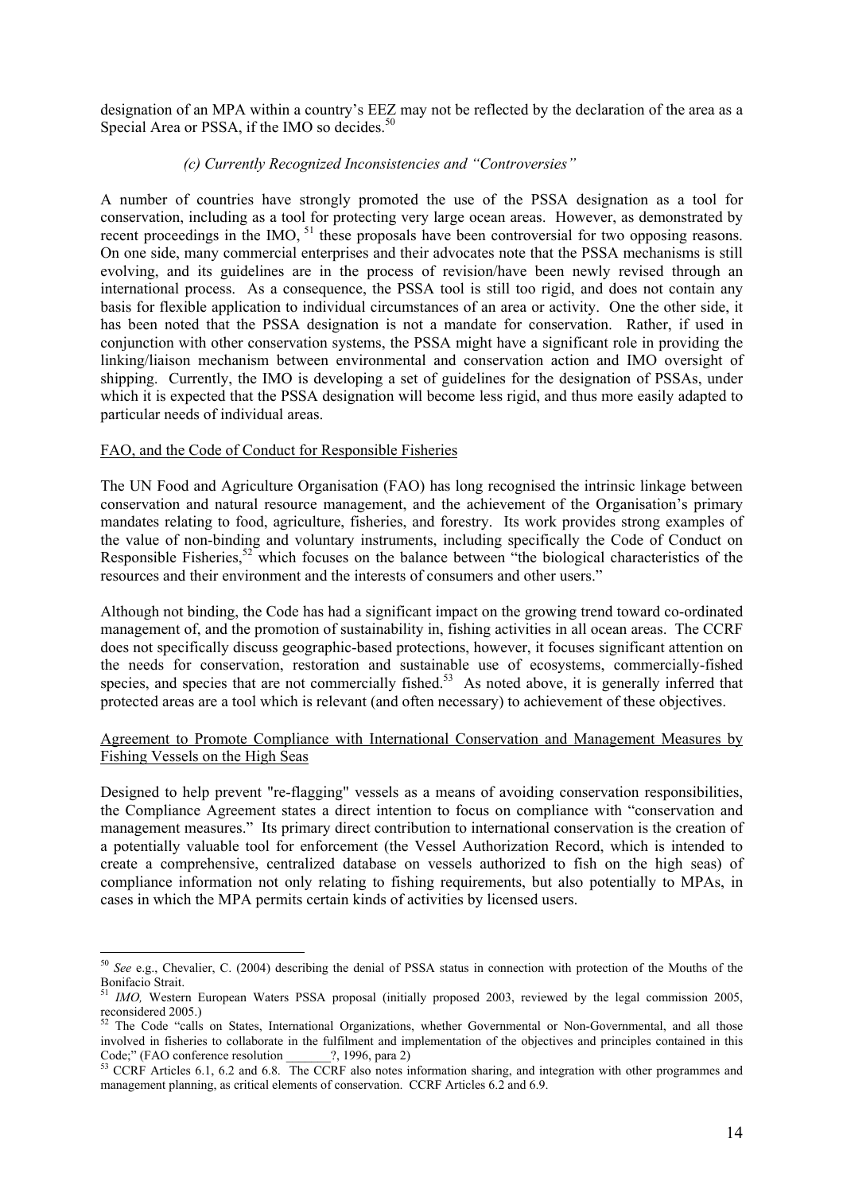designation of an MPA within a country's EEZ may not be reflected by the declaration of the area as a Special Area or PSSA, if the IMO so decides.[50]

*(c) Currently Recognized Inconsistencies and "Controversies"*

A number of countries have strongly promoted the use of the PSSA designation as a tool for conservation, including as a tool for protecting very large ocean areas. However, as demonstrated by recent proceedings in the IMO, [51] these proposals have been controversial for two opposing reasons. On one side, many commercial enterprises and their advocates note that the PSSA mechanisms is still evolving, and its guidelines are in the process of revision/have been newly revised through an international process. As a consequence, the PSSA tool is still too rigid, and does not contain any basis for flexible application to individual circumstances of an area or activity. One the other side, it has been noted that the PSSA designation is not a mandate for conservation. Rather, if used in conjunction with other conservation systems, the PSSA might have a significant role in providing the linking/liaison mechanism between environmental and conservation action and IMO oversight of shipping. Currently, the IMO is developing a set of guidelines for the designation of PSSAs, under which it is expected that the PSSA designation will become less rigid, and thus more easily adapted to particular needs of individual areas.

<u>FAO, and the Code of Conduct for Responsible Fisheries</u>

The UN Food and Agriculture Organisation (FAO) has long recognised the intrinsic linkage between conservation and natural resource management, and the achievement of the Organisation's primary mandates relating to food, agriculture, fisheries, and forestry. Its work provides strong examples of the value of non-binding and voluntary instruments, including specifically the Code of Conduct on Responsible Fisheries,[52] which focuses on the balance between "the biological characteristics of the resources and their environment and the interests of consumers and other users."

Although not binding, the Code has had a significant impact on the growing trend toward co-ordinated management of, and the promotion of sustainability in, fishing activities in all ocean areas. The CCRF does not specifically discuss geographic-based protections, however, it focuses significant attention on the needs for conservation, restoration and sustainable use of ecosystems, commercially-fished species, and species that are not commercially fished.[53] As noted above, it is generally inferred that protected areas are a tool which is relevant (and often necessary) to achievement of these objectives.

<u>Agreement to Promote Compliance with International Conservation and Management Measures by Fishing Vessels on the High Seas</u>

Designed to help prevent "re-flagging" vessels as a means of avoiding conservation responsibilities, the Compliance Agreement states a direct intention to focus on compliance with "conservation and management measures." Its primary direct contribution to international conservation is the creation of a potentially valuable tool for enforcement (the Vessel Authorization Record, which is intended to create a comprehensive, centralized database on vessels authorized to fish on the high seas) of compliance information not only relating to fishing requirements, but also potentially to MPAs, in cases in which the MPA permits certain kinds of activities by licensed users.

---

[50] *See* e.g., Chevalier, C. (2004) describing the denial of PSSA status in connection with protection of the Mouths of the Bonifacio Strait.

[51] *IMO,* Western European Waters PSSA proposal (initially proposed 2003, reviewed by the legal commission 2005, reconsidered 2005.)

[52] The Code "calls on States, International Organizations, whether Governmental or Non-Governmental, and all those involved in fisheries to collaborate in the fulfilment and implementation of the objectives and principles contained in this Code;" (FAO conference resolution _______?, 1996, para 2)

[53] CCRF Articles 6.1, 6.2 and 6.8. The CCRF also notes information sharing, and integration with other programmes and management planning, as critical elements of conservation. CCRF Articles 6.2 and 6.9.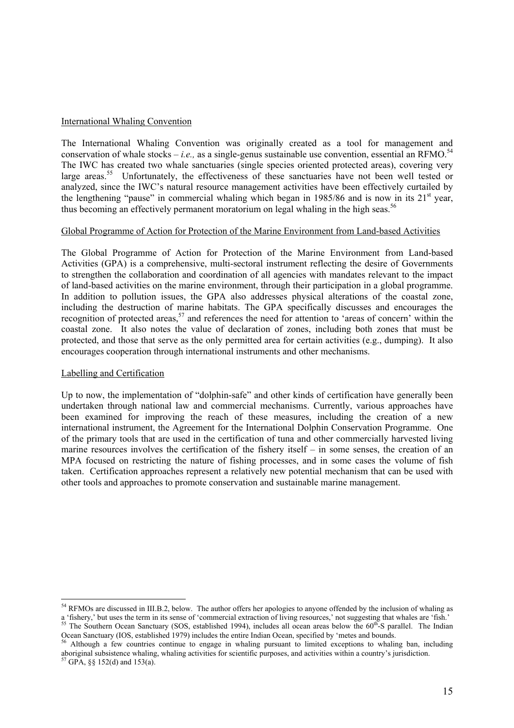International Whaling Convention

The International Whaling Convention was originally created as a tool for management and conservation of whale stocks – *i.e.,* as a single-genus sustainable use convention, essential an RFMO.[54] The IWC has created two whale sanctuaries (single species oriented protected areas), covering very large areas.[55] Unfortunately, the effectiveness of these sanctuaries have not been well tested or analyzed, since the IWC's natural resource management activities have been effectively curtailed by the lengthening "pause" in commercial whaling which began in 1985/86 and is now in its 21st year, thus becoming an effectively permanent moratorium on legal whaling in the high seas.[56]

Global Programme of Action for Protection of the Marine Environment from Land-based Activities

The Global Programme of Action for Protection of the Marine Environment from Land-based Activities (GPA) is a comprehensive, multi-sectoral instrument reflecting the desire of Governments to strengthen the collaboration and coordination of all agencies with mandates relevant to the impact of land-based activities on the marine environment, through their participation in a global programme. In addition to pollution issues, the GPA also addresses physical alterations of the coastal zone, including the destruction of marine habitats. The GPA specifically discusses and encourages the recognition of protected areas,[57] and references the need for attention to 'areas of concern' within the coastal zone. It also notes the value of declaration of zones, including both zones that must be protected, and those that serve as the only permitted area for certain activities (e.g., dumping). It also encourages cooperation through international instruments and other mechanisms.

Labelling and Certification

Up to now, the implementation of "dolphin-safe" and other kinds of certification have generally been undertaken through national law and commercial mechanisms. Currently, various approaches have been examined for improving the reach of these measures, including the creation of a new international instrument, the Agreement for the International Dolphin Conservation Programme. One of the primary tools that are used in the certification of tuna and other commercially harvested living marine resources involves the certification of the fishery itself – in some senses, the creation of an MPA focused on restricting the nature of fishing processes, and in some cases the volume of fish taken. Certification approaches represent a relatively new potential mechanism that can be used with other tools and approaches to promote conservation and sustainable marine management.

---

[54] RFMOs are discussed in III.B.2, below. The author offers her apologies to anyone offended by the inclusion of whaling as a 'fishery,' but uses the term in its sense of 'commercial extraction of living resources,' not suggesting that whales are 'fish.'

[55] The Southern Ocean Sanctuary (SOS, established 1994), includes all ocean areas below the 60th-S parallel. The Indian Ocean Sanctuary (IOS, established 1979) includes the entire Indian Ocean, specified by 'metes and bounds.

[56] Although a few countries continue to engage in whaling pursuant to limited exceptions to whaling ban, including aboriginal subsistence whaling, whaling activities for scientific purposes, and activities within a country's jurisdiction.

[57] GPA, §§ 152(d) and 153(a).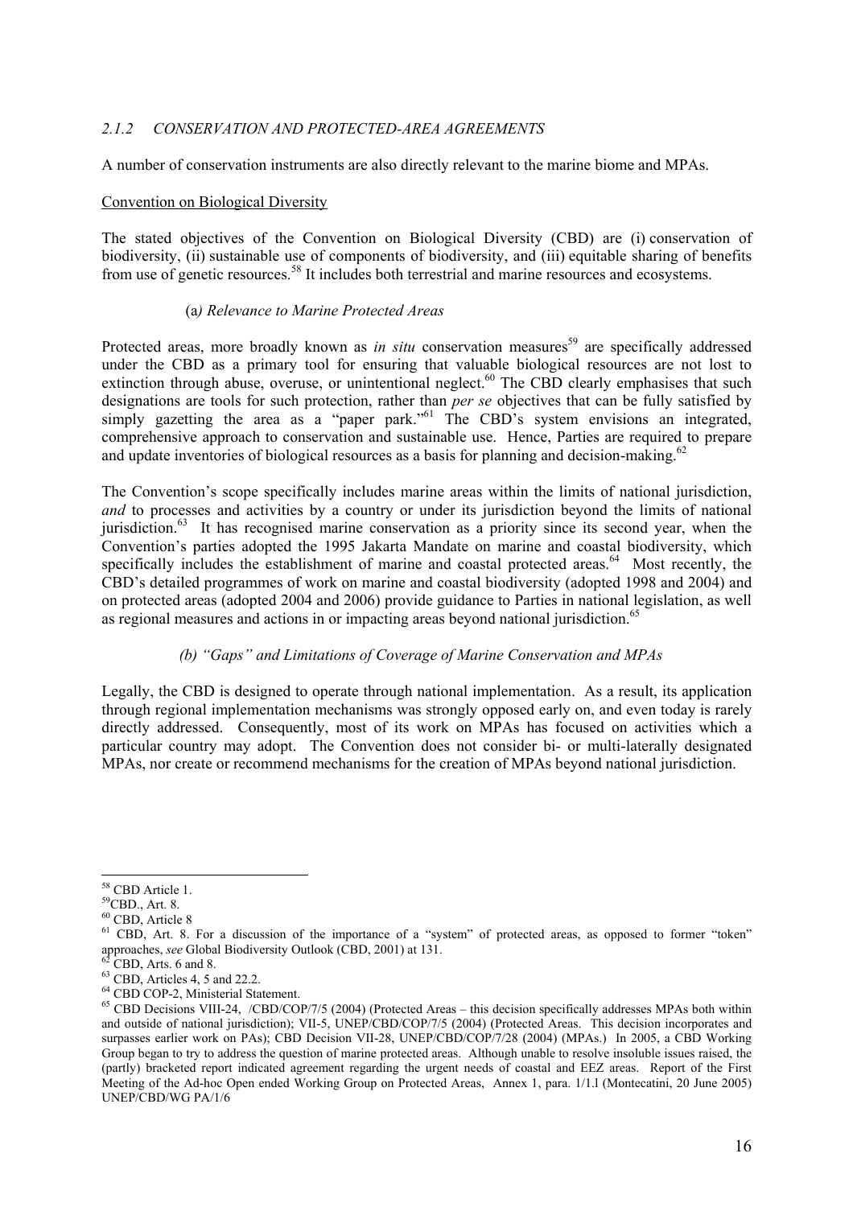### *2.1.2 CONSERVATION AND PROTECTED-AREA AGREEMENTS*

A number of conservation instruments are also directly relevant to the marine biome and MPAs.

Convention on Biological Diversity

The stated objectives of the Convention on Biological Diversity (CBD) are (i) conservation of biodiversity, (ii) sustainable use of components of biodiversity, and (iii) equitable sharing of benefits from use of genetic resources.[58] It includes both terrestrial and marine resources and ecosystems.

*(a) Relevance to Marine Protected Areas*

Protected areas, more broadly known as *in situ* conservation measures[59] are specifically addressed under the CBD as a primary tool for ensuring that valuable biological resources are not lost to extinction through abuse, overuse, or unintentional neglect.[60] The CBD clearly emphasises that such designations are tools for such protection, rather than *per se* objectives that can be fully satisfied by simply gazetting the area as a "paper park."[61] The CBD's system envisions an integrated, comprehensive approach to conservation and sustainable use. Hence, Parties are required to prepare and update inventories of biological resources as a basis for planning and decision-making.[62]

The Convention's scope specifically includes marine areas within the limits of national jurisdiction, *and* to processes and activities by a country or under its jurisdiction beyond the limits of national jurisdiction.[63] It has recognised marine conservation as a priority since its second year, when the Convention's parties adopted the 1995 Jakarta Mandate on marine and coastal biodiversity, which specifically includes the establishment of marine and coastal protected areas.[64] Most recently, the CBD's detailed programmes of work on marine and coastal biodiversity (adopted 1998 and 2004) and on protected areas (adopted 2004 and 2006) provide guidance to Parties in national legislation, as well as regional measures and actions in or impacting areas beyond national jurisdiction.[65]

*(b) "Gaps" and Limitations of Coverage of Marine Conservation and MPAs*

Legally, the CBD is designed to operate through national implementation. As a result, its application through regional implementation mechanisms was strongly opposed early on, and even today is rarely directly addressed. Consequently, most of its work on MPAs has focused on activities which a particular country may adopt. The Convention does not consider bi- or multi-laterally designated MPAs, nor create or recommend mechanisms for the creation of MPAs beyond national jurisdiction.

---

[58] CBD Article 1.

[59] CBD., Art. 8.

[60] CBD, Article 8

[61] CBD, Art. 8. For a discussion of the importance of a "system" of protected areas, as opposed to former "token" approaches, *see* Global Biodiversity Outlook (CBD, 2001) at 131.

[62] CBD, Arts. 6 and 8.

[63] CBD, Articles 4, 5 and 22.2.

[64] CBD COP-2, Ministerial Statement.

[65] CBD Decisions VIII-24, /CBD/COP/7/5 (2004) (Protected Areas – this decision specifically addresses MPAs both within and outside of national jurisdiction); VII-5, UNEP/CBD/COP/7/5 (2004) (Protected Areas. This decision incorporates and surpasses earlier work on PAs); CBD Decision VII-28, UNEP/CBD/COP/7/28 (2004) (MPAs.) In 2005, a CBD Working Group began to try to address the question of marine protected areas. Although unable to resolve insoluble issues raised, the (partly) bracketed report indicated agreement regarding the urgent needs of coastal and EEZ areas. Report of the First Meeting of the Ad-hoc Open ended Working Group on Protected Areas, Annex 1, para. 1/1.l (Montecatini, 20 June 2005) UNEP/CBD/WG PA/1/6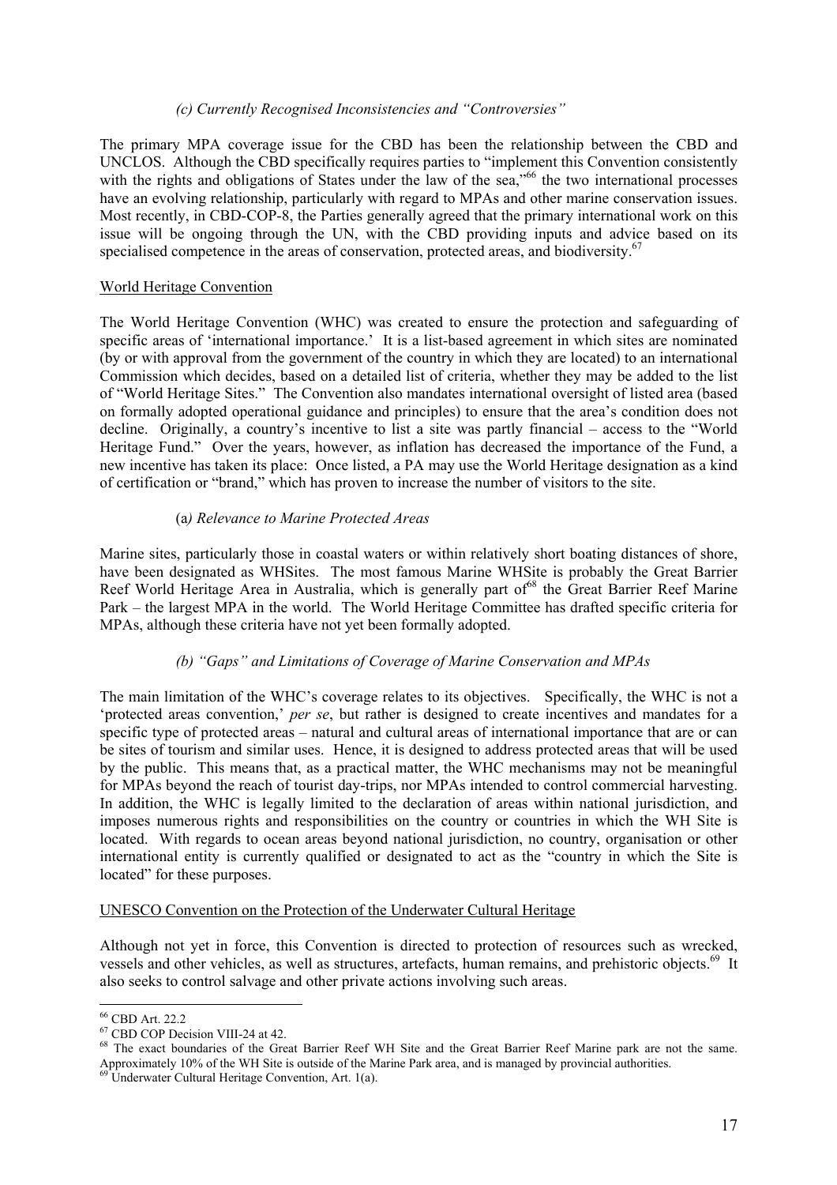### *(c) Currently Recognised Inconsistencies and "Controversies"*

The primary MPA coverage issue for the CBD has been the relationship between the CBD and UNCLOS. Although the CBD specifically requires parties to "implement this Convention consistently with the rights and obligations of States under the law of the sea,"[66] the two international processes have an evolving relationship, particularly with regard to MPAs and other marine conservation issues. Most recently, in CBD-COP-8, the Parties generally agreed that the primary international work on this issue will be ongoing through the UN, with the CBD providing inputs and advice based on its specialised competence in the areas of conservation, protected areas, and biodiversity.[67]

## World Heritage Convention

The World Heritage Convention (WHC) was created to ensure the protection and safeguarding of specific areas of 'international importance.' It is a list-based agreement in which sites are nominated (by or with approval from the government of the country in which they are located) to an international Commission which decides, based on a detailed list of criteria, whether they may be added to the list of "World Heritage Sites." The Convention also mandates international oversight of listed area (based on formally adopted operational guidance and principles) to ensure that the area's condition does not decline. Originally, a country's incentive to list a site was partly financial – access to the "World Heritage Fund." Over the years, however, as inflation has decreased the importance of the Fund, a new incentive has taken its place: Once listed, a PA may use the World Heritage designation as a kind of certification or "brand," which has proven to increase the number of visitors to the site.

### (a*) Relevance to Marine Protected Areas*

Marine sites, particularly those in coastal waters or within relatively short boating distances of shore, have been designated as WHSites. The most famous Marine WHSite is probably the Great Barrier Reef World Heritage Area in Australia, which is generally part of[68] the Great Barrier Reef Marine Park – the largest MPA in the world. The World Heritage Committee has drafted specific criteria for MPAs, although these criteria have not yet been formally adopted.

### *(b) "Gaps" and Limitations of Coverage of Marine Conservation and MPAs*

The main limitation of the WHC's coverage relates to its objectives. Specifically, the WHC is not a 'protected areas convention,' *per se*, but rather is designed to create incentives and mandates for a specific type of protected areas – natural and cultural areas of international importance that are or can be sites of tourism and similar uses. Hence, it is designed to address protected areas that will be used by the public. This means that, as a practical matter, the WHC mechanisms may not be meaningful for MPAs beyond the reach of tourist day-trips, nor MPAs intended to control commercial harvesting. In addition, the WHC is legally limited to the declaration of areas within national jurisdiction, and imposes numerous rights and responsibilities on the country or countries in which the WH Site is located. With regards to ocean areas beyond national jurisdiction, no country, organisation or other international entity is currently qualified or designated to act as the "country in which the Site is located" for these purposes.

## UNESCO Convention on the Protection of the Underwater Cultural Heritage

Although not yet in force, this Convention is directed to protection of resources such as wrecked, vessels and other vehicles, as well as structures, artefacts, human remains, and prehistoric objects.[69] It also seeks to control salvage and other private actions involving such areas.

---

[66] CBD Art. 22.2

[67] CBD COP Decision VIII-24 at 42.

[68] The exact boundaries of the Great Barrier Reef WH Site and the Great Barrier Reef Marine park are not the same. Approximately 10% of the WH Site is outside of the Marine Park area, and is managed by provincial authorities.

[69] Underwater Cultural Heritage Convention, Art. 1(a).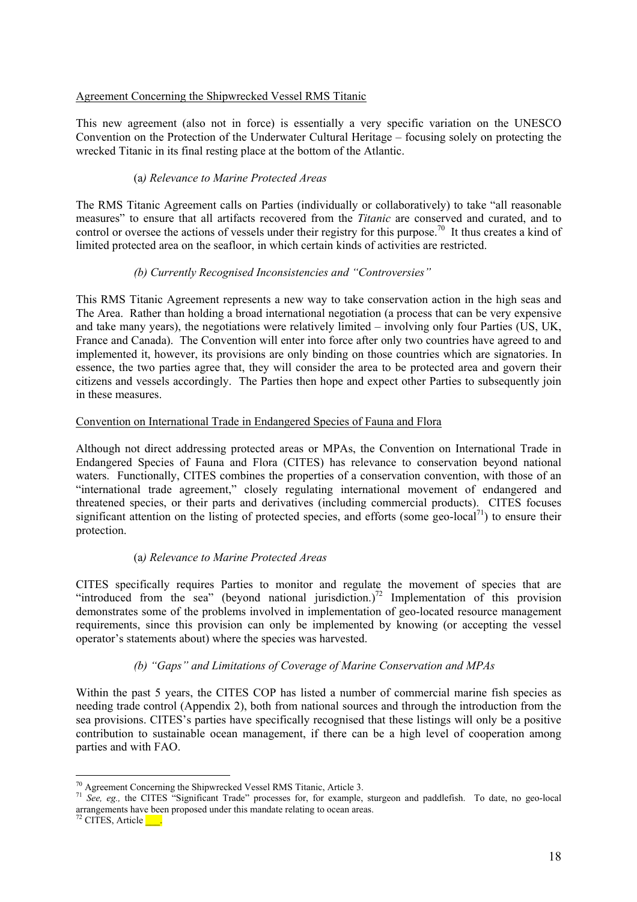Agreement Concerning the Shipwrecked Vessel RMS Titanic

This new agreement (also not in force) is essentially a very specific variation on the UNESCO Convention on the Protection of the Underwater Cultural Heritage – focusing solely on protecting the wrecked Titanic in its final resting place at the bottom of the Atlantic.

(a*) Relevance to Marine Protected Areas*

The RMS Titanic Agreement calls on Parties (individually or collaboratively) to take "all reasonable measures" to ensure that all artifacts recovered from the *Titanic* are conserved and curated, and to control or oversee the actions of vessels under their registry for this purpose.[70] It thus creates a kind of limited protected area on the seafloor, in which certain kinds of activities are restricted.

*(b) Currently Recognised Inconsistencies and "Controversies"*

This RMS Titanic Agreement represents a new way to take conservation action in the high seas and The Area. Rather than holding a broad international negotiation (a process that can be very expensive and take many years), the negotiations were relatively limited – involving only four Parties (US, UK, France and Canada). The Convention will enter into force after only two countries have agreed to and implemented it, however, its provisions are only binding on those countries which are signatories. In essence, the two parties agree that, they will consider the area to be protected area and govern their citizens and vessels accordingly. The Parties then hope and expect other Parties to subsequently join in these measures.

Convention on International Trade in Endangered Species of Fauna and Flora

Although not direct addressing protected areas or MPAs, the Convention on International Trade in Endangered Species of Fauna and Flora (CITES) has relevance to conservation beyond national waters. Functionally, CITES combines the properties of a conservation convention, with those of an "international trade agreement," closely regulating international movement of endangered and threatened species, or their parts and derivatives (including commercial products). CITES focuses significant attention on the listing of protected species, and efforts (some geo-local[71]) to ensure their protection.

(a*) Relevance to Marine Protected Areas*

CITES specifically requires Parties to monitor and regulate the movement of species that are "introduced from the sea" (beyond national jurisdiction.)[72] Implementation of this provision demonstrates some of the problems involved in implementation of geo-located resource management requirements, since this provision can only be implemented by knowing (or accepting the vessel operator's statements about) where the species was harvested.

*(b) "Gaps" and Limitations of Coverage of Marine Conservation and MPAs*

Within the past 5 years, the CITES COP has listed a number of commercial marine fish species as needing trade control (Appendix 2), both from national sources and through the introduction from the sea provisions. CITES's parties have specifically recognised that these listings will only be a positive contribution to sustainable ocean management, if there can be a high level of cooperation among parties and with FAO.

---

[70] Agreement Concerning the Shipwrecked Vessel RMS Titanic, Article 3.

[71] *See, eg.,* the CITES "Significant Trade" processes for, for example, sturgeon and paddlefish. To date, no geo-local arrangements have been proposed under this mandate relating to ocean areas.

[72] CITES, Article ___.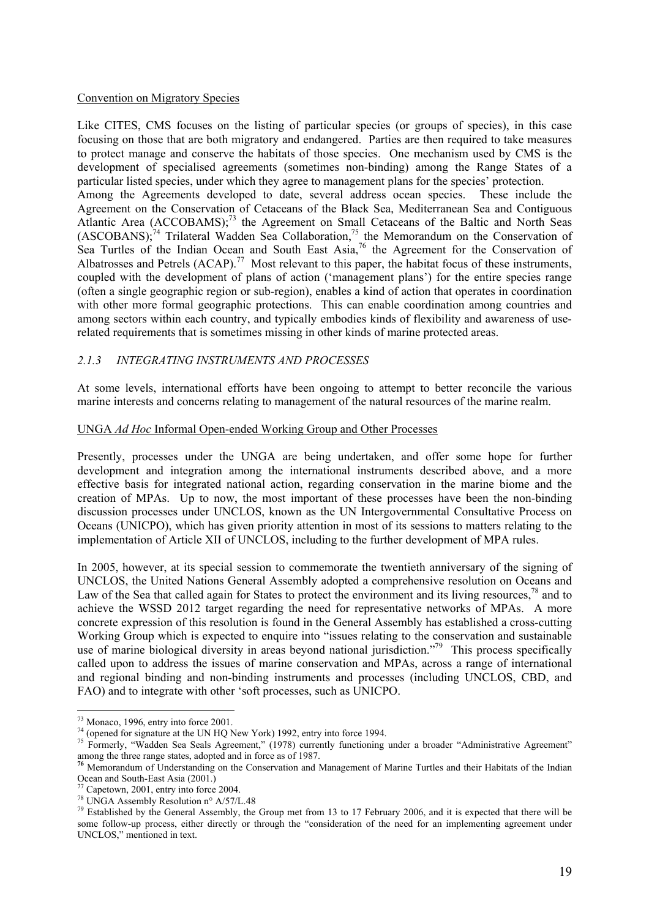Convention on Migratory Species

Like CITES, CMS focuses on the listing of particular species (or groups of species), in this case focusing on those that are both migratory and endangered. Parties are then required to take measures to protect manage and conserve the habitats of those species. One mechanism used by CMS is the development of specialised agreements (sometimes non-binding) among the Range States of a particular listed species, under which they agree to management plans for the species' protection.
Among the Agreements developed to date, several address ocean species. These include the Agreement on the Conservation of Cetaceans of the Black Sea, Mediterranean Sea and Contiguous Atlantic Area (ACCOBAMS);[73] the Agreement on Small Cetaceans of the Baltic and North Seas (ASCOBANS);[74] Trilateral Wadden Sea Collaboration,[75] the Memorandum on the Conservation of Sea Turtles of the Indian Ocean and South East Asia,[76] the Agreement for the Conservation of Albatrosses and Petrels (ACAP).[77] Most relevant to this paper, the habitat focus of these instruments, coupled with the development of plans of action ('management plans') for the entire species range (often a single geographic region or sub-region), enables a kind of action that operates in coordination with other more formal geographic protections. This can enable coordination among countries and among sectors within each country, and typically embodies kinds of flexibility and awareness of use-related requirements that is sometimes missing in other kinds of marine protected areas.

### *2.1.3 INTEGRATING INSTRUMENTS AND PROCESSES*

At some levels, international efforts have been ongoing to attempt to better reconcile the various marine interests and concerns relating to management of the natural resources of the marine realm.

UNGA *Ad Hoc* Informal Open-ended Working Group and Other Processes

Presently, processes under the UNGA are being undertaken, and offer some hope for further development and integration among the international instruments described above, and a more effective basis for integrated national action, regarding conservation in the marine biome and the creation of MPAs. Up to now, the most important of these processes have been the non-binding discussion processes under UNCLOS, known as the UN Intergovernmental Consultative Process on Oceans (UNICPO), which has given priority attention in most of its sessions to matters relating to the implementation of Article XII of UNCLOS, including to the further development of MPA rules.

In 2005, however, at its special session to commemorate the twentieth anniversary of the signing of UNCLOS, the United Nations General Assembly adopted a comprehensive resolution on Oceans and Law of the Sea that called again for States to protect the environment and its living resources,[78] and to achieve the WSSD 2012 target regarding the need for representative networks of MPAs. A more concrete expression of this resolution is found in the General Assembly has established a cross-cutting Working Group which is expected to enquire into "issues relating to the conservation and sustainable use of marine biological diversity in areas beyond national jurisdiction."[79] This process specifically called upon to address the issues of marine conservation and MPAs, across a range of international and regional binding and non-binding instruments and processes (including UNCLOS, CBD, and FAO) and to integrate with other 'soft processes, such as UNICPO.

---

[73] Monaco, 1996, entry into force 2001.

[74] (opened for signature at the UN HQ New York) 1992, entry into force 1994.

[75] Formerly, "Wadden Sea Seals Agreement," (1978) currently functioning under a broader "Administrative Agreement" among the three range states, adopted and in force as of 1987.

[76] Memorandum of Understanding on the Conservation and Management of Marine Turtles and their Habitats of the Indian Ocean and South-East Asia (2001.)

[77] Capetown, 2001, entry into force 2004.

[78] UNGA Assembly Resolution n° A/57/L.48

[79] Established by the General Assembly, the Group met from 13 to 17 February 2006, and it is expected that there will be some follow-up process, either directly or through the "consideration of the need for an implementing agreement under UNCLOS," mentioned in text.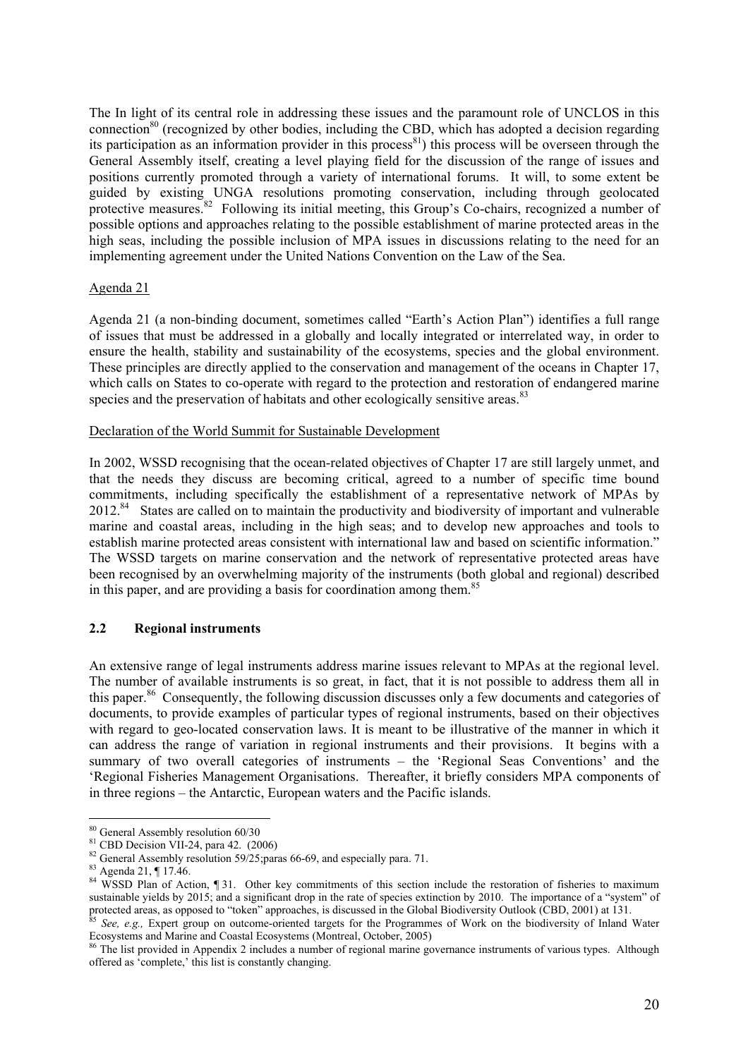The In light of its central role in addressing these issues and the paramount role of UNCLOS in this connection[80] (recognized by other bodies, including the CBD, which has adopted a decision regarding its participation as an information provider in this process[81]) this process will be overseen through the General Assembly itself, creating a level playing field for the discussion of the range of issues and positions currently promoted through a variety of international forums. It will, to some extent be guided by existing UNGA resolutions promoting conservation, including through geolocated protective measures.[82] Following its initial meeting, this Group's Co-chairs, recognized a number of possible options and approaches relating to the possible establishment of marine protected areas in the high seas, including the possible inclusion of MPA issues in discussions relating to the need for an implementing agreement under the United Nations Convention on the Law of the Sea.

Agenda 21

Agenda 21 (a non-binding document, sometimes called "Earth's Action Plan") identifies a full range of issues that must be addressed in a globally and locally integrated or interrelated way, in order to ensure the health, stability and sustainability of the ecosystems, species and the global environment. These principles are directly applied to the conservation and management of the oceans in Chapter 17, which calls on States to co-operate with regard to the protection and restoration of endangered marine species and the preservation of habitats and other ecologically sensitive areas.[83]

Declaration of the World Summit for Sustainable Development

In 2002, WSSD recognising that the ocean-related objectives of Chapter 17 are still largely unmet, and that the needs they discuss are becoming critical, agreed to a number of specific time bound commitments, including specifically the establishment of a representative network of MPAs by 2012.[84] States are called on to maintain the productivity and biodiversity of important and vulnerable marine and coastal areas, including in the high seas; and to develop new approaches and tools to establish marine protected areas consistent with international law and based on scientific information." The WSSD targets on marine conservation and the network of representative protected areas have been recognised by an overwhelming majority of the instruments (both global and regional) described in this paper, and are providing a basis for coordination among them.[85]

## 2.2 Regional instruments

An extensive range of legal instruments address marine issues relevant to MPAs at the regional level. The number of available instruments is so great, in fact, that it is not possible to address them all in this paper.[86] Consequently, the following discussion discusses only a few documents and categories of documents, to provide examples of particular types of regional instruments, based on their objectives with regard to geo-located conservation laws. It is meant to be illustrative of the manner in which it can address the range of variation in regional instruments and their provisions. It begins with a summary of two overall categories of instruments – the 'Regional Seas Conventions' and the 'Regional Fisheries Management Organisations. Thereafter, it briefly considers MPA components of in three regions – the Antarctic, European waters and the Pacific islands.

---

[80] General Assembly resolution 60/30

[81] CBD Decision VII-24, para 42. (2006)

[82] General Assembly resolution 59/25;paras 66-69, and especially para. 71.

[83] Agenda 21, ¶ 17.46.

[84] WSSD Plan of Action, ¶ 31. Other key commitments of this section include the restoration of fisheries to maximum sustainable yields by 2015; and a significant drop in the rate of species extinction by 2010. The importance of a "system" of protected areas, as opposed to "token" approaches, is discussed in the Global Biodiversity Outlook (CBD, 2001) at 131.

[85] *See, e.g.,* Expert group on outcome-oriented targets for the Programmes of Work on the biodiversity of Inland Water Ecosystems and Marine and Coastal Ecosystems (Montreal, October, 2005)

[86] The list provided in Appendix 2 includes a number of regional marine governance instruments of various types. Although offered as 'complete,' this list is constantly changing.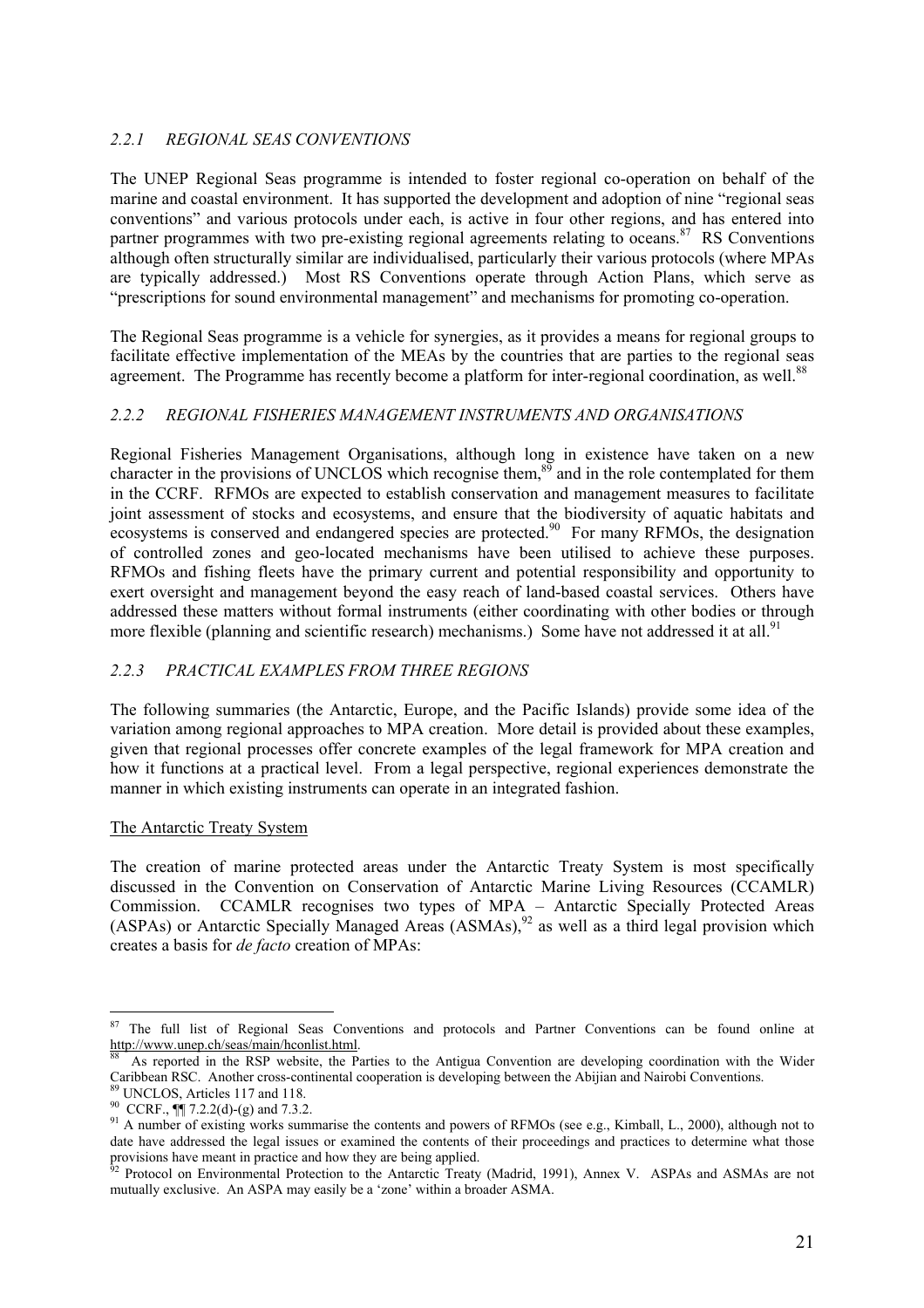### *2.2.1 REGIONAL SEAS CONVENTIONS*

The UNEP Regional Seas programme is intended to foster regional co-operation on behalf of the marine and coastal environment. It has supported the development and adoption of nine "regional seas conventions" and various protocols under each, is active in four other regions, and has entered into partner programmes with two pre-existing regional agreements relating to oceans.[87] RS Conventions although often structurally similar are individualised, particularly their various protocols (where MPAs are typically addressed.) Most RS Conventions operate through Action Plans, which serve as "prescriptions for sound environmental management" and mechanisms for promoting co-operation.

The Regional Seas programme is a vehicle for synergies, as it provides a means for regional groups to facilitate effective implementation of the MEAs by the countries that are parties to the regional seas agreement. The Programme has recently become a platform for inter-regional coordination, as well.[88]

### *2.2.2 REGIONAL FISHERIES MANAGEMENT INSTRUMENTS AND ORGANISATIONS*

Regional Fisheries Management Organisations, although long in existence have taken on a new character in the provisions of UNCLOS which recognise them,[89] and in the role contemplated for them in the CCRF. RFMOs are expected to establish conservation and management measures to facilitate joint assessment of stocks and ecosystems, and ensure that the biodiversity of aquatic habitats and ecosystems is conserved and endangered species are protected.[90] For many RFMOs, the designation of controlled zones and geo-located mechanisms have been utilised to achieve these purposes. RFMOs and fishing fleets have the primary current and potential responsibility and opportunity to exert oversight and management beyond the easy reach of land-based coastal services. Others have addressed these matters without formal instruments (either coordinating with other bodies or through more flexible (planning and scientific research) mechanisms.) Some have not addressed it at all.[91]

### *2.2.3 PRACTICAL EXAMPLES FROM THREE REGIONS*

The following summaries (the Antarctic, Europe, and the Pacific Islands) provide some idea of the variation among regional approaches to MPA creation. More detail is provided about these examples, given that regional processes offer concrete examples of the legal framework for MPA creation and how it functions at a practical level. From a legal perspective, regional experiences demonstrate the manner in which existing instruments can operate in an integrated fashion.

<u>The Antarctic Treaty System</u>

The creation of marine protected areas under the Antarctic Treaty System is most specifically discussed in the Convention on Conservation of Antarctic Marine Living Resources (CCAMLR) Commission. CCAMLR recognises two types of MPA – Antarctic Specially Protected Areas (ASPAs) or Antarctic Specially Managed Areas (ASMAs),[92] as well as a third legal provision which creates a basis for *de facto* creation of MPAs:

---

[87] The full list of Regional Seas Conventions and protocols and Partner Conventions can be found online at http://www.unep.ch/seas/main/hconlist.html.

[88] As reported in the RSP website, the Parties to the Antigua Convention are developing coordination with the Wider Caribbean RSC. Another cross-continental cooperation is developing between the Abijian and Nairobi Conventions.

[89] UNCLOS, Articles 117 and 118.

[90] CCRF., ¶¶ 7.2.2(d)-(g) and 7.3.2.

[91] A number of existing works summarise the contents and powers of RFMOs (see e.g., Kimball, L., 2000), although not to date have addressed the legal issues or examined the contents of their proceedings and practices to determine what those provisions have meant in practice and how they are being applied.

[92] Protocol on Environmental Protection to the Antarctic Treaty (Madrid, 1991), Annex V. ASPAs and ASMAs are not mutually exclusive. An ASPA may easily be a 'zone' within a broader ASMA.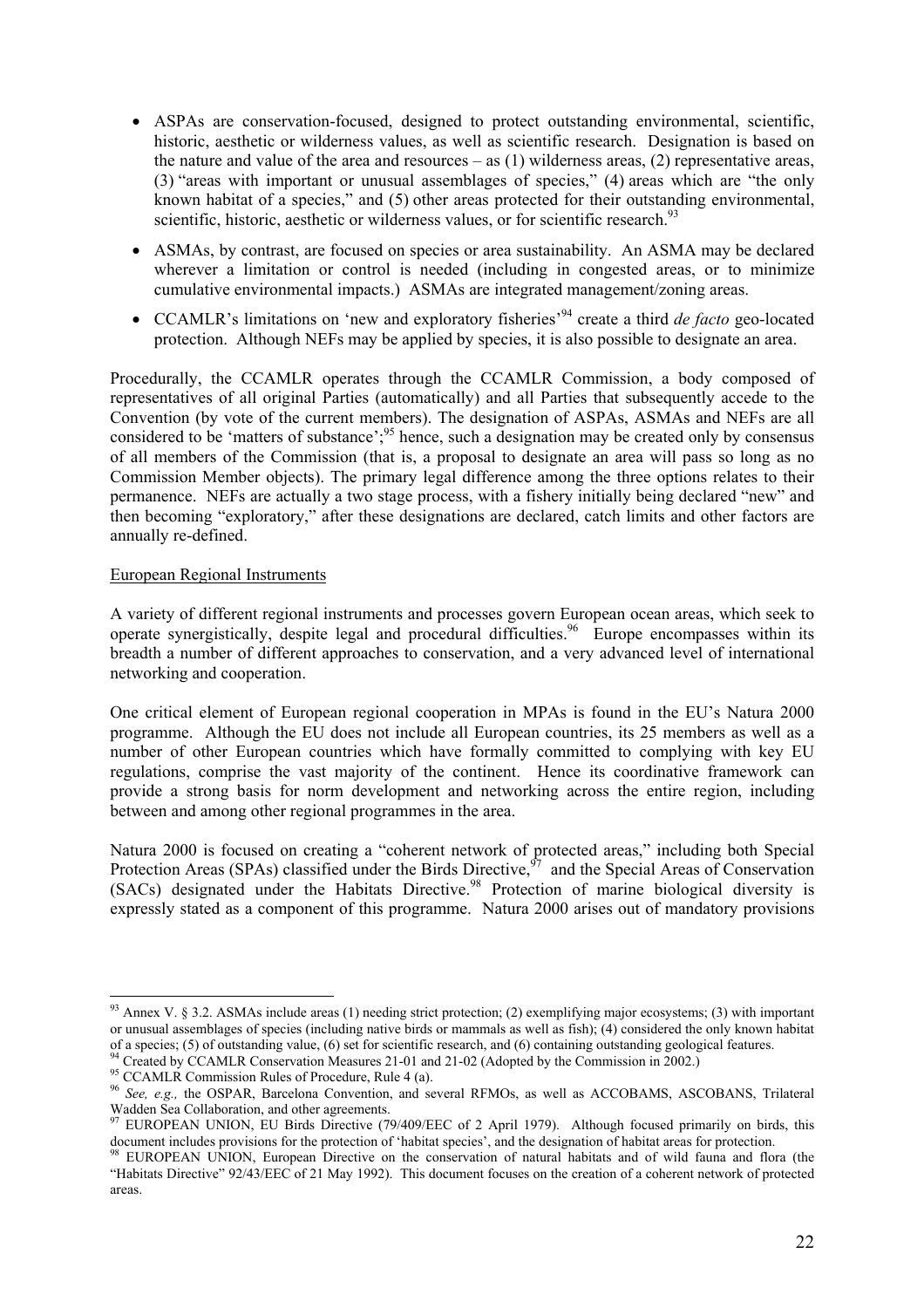- ASPAs are conservation-focused, designed to protect outstanding environmental, scientific, historic, aesthetic or wilderness values, as well as scientific research. Designation is based on the nature and value of the area and resources – as (1) wilderness areas, (2) representative areas, (3) "areas with important or unusual assemblages of species," (4) areas which are "the only known habitat of a species," and (5) other areas protected for their outstanding environmental, scientific, historic, aesthetic or wilderness values, or for scientific research.[93]
- ASMAs, by contrast, are focused on species or area sustainability. An ASMA may be declared wherever a limitation or control is needed (including in congested areas, or to minimize cumulative environmental impacts.) ASMAs are integrated management/zoning areas.
- CCAMLR's limitations on 'new and exploratory fisheries'[94] create a third *de facto* geo-located protection. Although NEFs may be applied by species, it is also possible to designate an area.

Procedurally, the CCAMLR operates through the CCAMLR Commission, a body composed of representatives of all original Parties (automatically) and all Parties that subsequently accede to the Convention (by vote of the current members). The designation of ASPAs, ASMAs and NEFs are all considered to be 'matters of substance';[95] hence, such a designation may be created only by consensus of all members of the Commission (that is, a proposal to designate an area will pass so long as no Commission Member objects). The primary legal difference among the three options relates to their permanence. NEFs are actually a two stage process, with a fishery initially being declared "new" and then becoming "exploratory," after these designations are declared, catch limits and other factors are annually re-defined.

European Regional Instruments

A variety of different regional instruments and processes govern European ocean areas, which seek to operate synergistically, despite legal and procedural difficulties.[96] Europe encompasses within its breadth a number of different approaches to conservation, and a very advanced level of international networking and cooperation.

One critical element of European regional cooperation in MPAs is found in the EU's Natura 2000 programme. Although the EU does not include all European countries, its 25 members as well as a number of other European countries which have formally committed to complying with key EU regulations, comprise the vast majority of the continent. Hence its coordinative framework can provide a strong basis for norm development and networking across the entire region, including between and among other regional programmes in the area.

Natura 2000 is focused on creating a "coherent network of protected areas," including both Special Protection Areas (SPAs) classified under the Birds Directive,[97] and the Special Areas of Conservation (SACs) designated under the Habitats Directive.[98] Protection of marine biological diversity is expressly stated as a component of this programme. Natura 2000 arises out of mandatory provisions

---

[93] Annex V. § 3.2. ASMAs include areas (1) needing strict protection; (2) exemplifying major ecosystems; (3) with important or unusual assemblages of species (including native birds or mammals as well as fish); (4) considered the only known habitat of a species; (5) of outstanding value, (6) set for scientific research, and (6) containing outstanding geological features.

[94] Created by CCAMLR Conservation Measures 21-01 and 21-02 (Adopted by the Commission in 2002.)

[95] CCAMLR Commission Rules of Procedure, Rule 4 (a).

[96] *See, e.g.,* the OSPAR, Barcelona Convention, and several RFMOs, as well as ACCOBAMS, ASCOBANS, Trilateral Wadden Sea Collaboration, and other agreements.

[97] EUROPEAN UNION, EU Birds Directive (79/409/EEC of 2 April 1979). Although focused primarily on birds, this document includes provisions for the protection of 'habitat species', and the designation of habitat areas for protection.

[98] EUROPEAN UNION, European Directive on the conservation of natural habitats and of wild fauna and flora (the "Habitats Directive" 92/43/EEC of 21 May 1992). This document focuses on the creation of a coherent network of protected areas.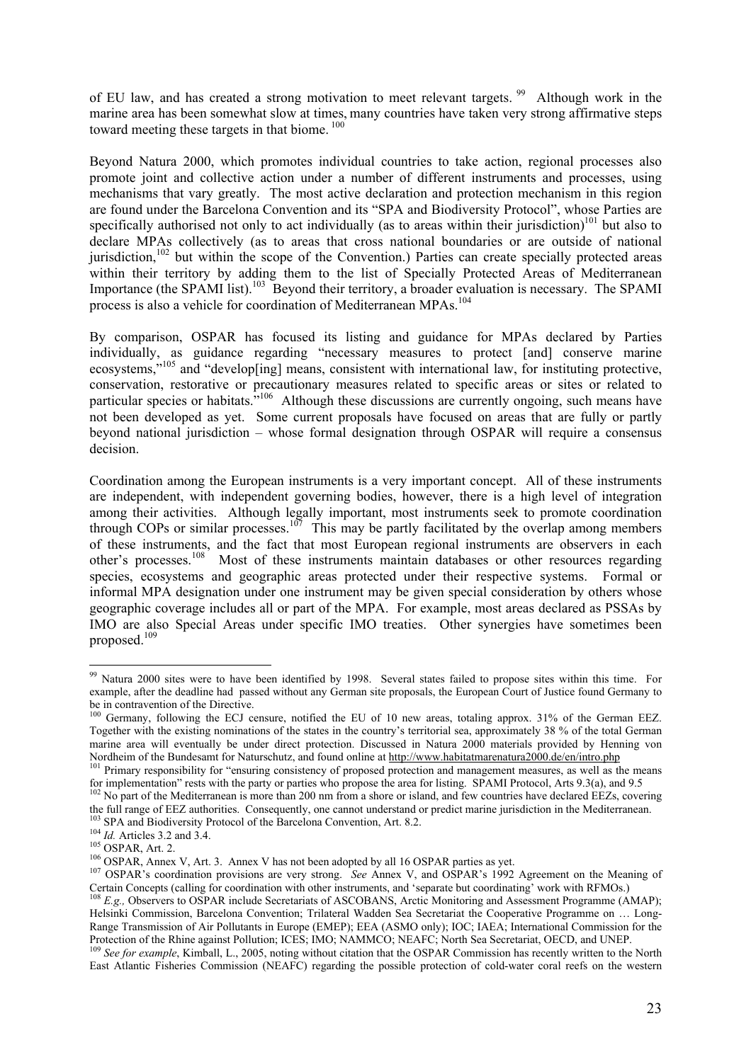of EU law, and has created a strong motivation to meet relevant targets. [99] Although work in the marine area has been somewhat slow at times, many countries have taken very strong affirmative steps toward meeting these targets in that biome. [100]

Beyond Natura 2000, which promotes individual countries to take action, regional processes also promote joint and collective action under a number of different instruments and processes, using mechanisms that vary greatly. The most active declaration and protection mechanism in this region are found under the Barcelona Convention and its "SPA and Biodiversity Protocol", whose Parties are specifically authorised not only to act individually (as to areas within their jurisdiction)[101] but also to declare MPAs collectively (as to areas that cross national boundaries or are outside of national jurisdiction,[102] but within the scope of the Convention.) Parties can create specially protected areas within their territory by adding them to the list of Specially Protected Areas of Mediterranean Importance (the SPAMI list).[103] Beyond their territory, a broader evaluation is necessary. The SPAMI process is also a vehicle for coordination of Mediterranean MPAs.[104]

By comparison, OSPAR has focused its listing and guidance for MPAs declared by Parties individually, as guidance regarding "necessary measures to protect [and] conserve marine ecosystems,"[105] and "develop[ing] means, consistent with international law, for instituting protective, conservation, restorative or precautionary measures related to specific areas or sites or related to particular species or habitats."[106] Although these discussions are currently ongoing, such means have not been developed as yet. Some current proposals have focused on areas that are fully or partly beyond national jurisdiction – whose formal designation through OSPAR will require a consensus decision.

Coordination among the European instruments is a very important concept. All of these instruments are independent, with independent governing bodies, however, there is a high level of integration among their activities. Although legally important, most instruments seek to promote coordination through COPs or similar processes.[107] This may be partly facilitated by the overlap among members of these instruments, and the fact that most European regional instruments are observers in each other's processes.[108] Most of these instruments maintain databases or other resources regarding species, ecosystems and geographic areas protected under their respective systems. Formal or informal MPA designation under one instrument may be given special consideration by others whose geographic coverage includes all or part of the MPA. For example, most areas declared as PSSAs by IMO are also Special Areas under specific IMO treaties. Other synergies have sometimes been proposed.[109]

---

[99] Natura 2000 sites were to have been identified by 1998. Several states failed to propose sites within this time. For example, after the deadline had passed without any German site proposals, the European Court of Justice found Germany to be in contravention of the Directive.

[100] Germany, following the ECJ censure, notified the EU of 10 new areas, totaling approx. 31% of the German EEZ. Together with the existing nominations of the states in the country's territorial sea, approximately 38 % of the total German marine area will eventually be under direct protection. Discussed in Natura 2000 materials provided by Henning von Nordheim of the Bundesamt for Naturschutz, and found online at http://www.habitatmarenatura2000.de/en/intro.php

[101] Primary responsibility for "ensuring consistency of proposed protection and management measures, as well as the means for implementation" rests with the party or parties who propose the area for listing. SPAMI Protocol, Arts 9.3(a), and 9.5

[102] No part of the Mediterranean is more than 200 nm from a shore or island, and few countries have declared EEZs, covering the full range of EEZ authorities. Consequently, one cannot understand or predict marine jurisdiction in the Mediterranean.

[103] SPA and Biodiversity Protocol of the Barcelona Convention, Art. 8.2.

[104] *Id.* Articles 3.2 and 3.4.

[105] OSPAR, Art. 2.

[106] OSPAR, Annex V, Art. 3. Annex V has not been adopted by all 16 OSPAR parties as yet.

[107] OSPAR's coordination provisions are very strong. *See* Annex V, and OSPAR's 1992 Agreement on the Meaning of Certain Concepts (calling for coordination with other instruments, and 'separate but coordinating' work with RFMOs.)

[108] *E.g.,* Observers to OSPAR include Secretariats of ASCOBANS, Arctic Monitoring and Assessment Programme (AMAP); Helsinki Commission, Barcelona Convention; Trilateral Wadden Sea Secretariat the Cooperative Programme on … Long-Range Transmission of Air Pollutants in Europe (EMEP); EEA (ASMO only); IOC; IAEA; International Commission for the Protection of the Rhine against Pollution; ICES; IMO; NAMMCO; NEAFC; North Sea Secretariat, OECD, and UNEP.

[109] *See for example*, Kimball, L., 2005, noting without citation that the OSPAR Commission has recently written to the North East Atlantic Fisheries Commission (NEAFC) regarding the possible protection of cold-water coral reefs on the western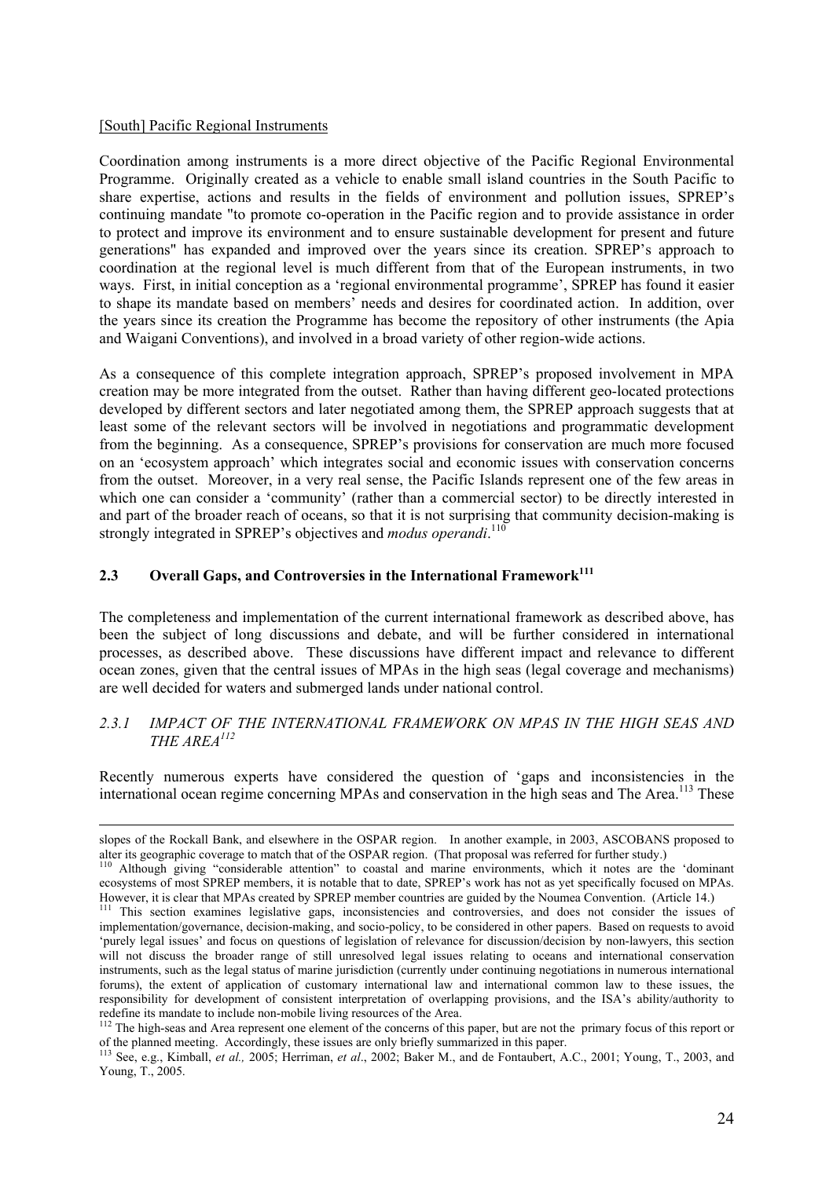[South] Pacific Regional Instruments

Coordination among instruments is a more direct objective of the Pacific Regional Environmental Programme. Originally created as a vehicle to enable small island countries in the South Pacific to share expertise, actions and results in the fields of environment and pollution issues, SPREP's continuing mandate "to promote co-operation in the Pacific region and to provide assistance in order to protect and improve its environment and to ensure sustainable development for present and future generations" has expanded and improved over the years since its creation. SPREP's approach to coordination at the regional level is much different from that of the European instruments, in two ways. First, in initial conception as a 'regional environmental programme', SPREP has found it easier to shape its mandate based on members' needs and desires for coordinated action. In addition, over the years since its creation the Programme has become the repository of other instruments (the Apia and Waigani Conventions), and involved in a broad variety of other region-wide actions.

As a consequence of this complete integration approach, SPREP's proposed involvement in MPA creation may be more integrated from the outset. Rather than having different geo-located protections developed by different sectors and later negotiated among them, the SPREP approach suggests that at least some of the relevant sectors will be involved in negotiations and programmatic development from the beginning. As a consequence, SPREP's provisions for conservation are much more focused on an 'ecosystem approach' which integrates social and economic issues with conservation concerns from the outset. Moreover, in a very real sense, the Pacific Islands represent one of the few areas in which one can consider a 'community' (rather than a commercial sector) to be directly interested in and part of the broader reach of oceans, so that it is not surprising that community decision-making is strongly integrated in SPREP's objectives and *modus operandi*.[110]

## 2.3 Overall Gaps, and Controversies in the International Framework[111]

The completeness and implementation of the current international framework as described above, has been the subject of long discussions and debate, and will be further considered in international processes, as described above. These discussions have different impact and relevance to different ocean zones, given that the central issues of MPAs in the high seas (legal coverage and mechanisms) are well decided for waters and submerged lands under national control.

### *2.3.1 IMPACT OF THE INTERNATIONAL FRAMEWORK ON MPAS IN THE HIGH SEAS AND THE AREA*[112]

Recently numerous experts have considered the question of 'gaps and inconsistencies in the international ocean regime concerning MPAs and conservation in the high seas and The Area.[113] These

---

slopes of the Rockall Bank, and elsewhere in the OSPAR region. In another example, in 2003, ASCOBANS proposed to alter its geographic coverage to match that of the OSPAR region. (That proposal was referred for further study.)

[110] Although giving "considerable attention" to coastal and marine environments, which it notes are the 'dominant ecosystems of most SPREP members, it is notable that to date, SPREP's work has not as yet specifically focused on MPAs. However, it is clear that MPAs created by SPREP member countries are guided by the Noumea Convention. (Article 14.)

[111] This section examines legislative gaps, inconsistencies and controversies, and does not consider the issues of implementation/governance, decision-making, and socio-policy, to be considered in other papers. Based on requests to avoid 'purely legal issues' and focus on questions of legislation of relevance for discussion/decision by non-lawyers, this section will not discuss the broader range of still unresolved legal issues relating to oceans and international conservation instruments, such as the legal status of marine jurisdiction (currently under continuing negotiations in numerous international forums), the extent of application of customary international law and international common law to these issues, the responsibility for development of consistent interpretation of overlapping provisions, and the ISA's ability/authority to redefine its mandate to include non-mobile living resources of the Area.

[112] The high-seas and Area represent one element of the concerns of this paper, but are not the primary focus of this report or of the planned meeting. Accordingly, these issues are only briefly summarized in this paper.

[113] See, e.g., Kimball, *et al.,* 2005; Herriman, *et al*., 2002; Baker M., and de Fontaubert, A.C., 2001; Young, T., 2003, and Young, T., 2005.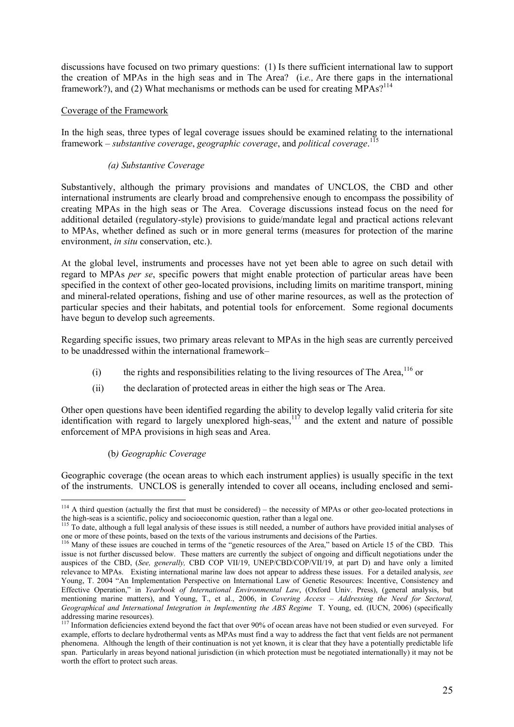discussions have focused on two primary questions: (1) Is there sufficient international law to support the creation of MPAs in the high seas and in The Area? (*i.e.,* Are there gaps in the international framework?), and (2) What mechanisms or methods can be used for creating MPAs?[114]

Coverage of the Framework

In the high seas, three types of legal coverage issues should be examined relating to the international framework – *substantive coverage*, *geographic coverage*, and *political coverage*.[115]

*(a) Substantive Coverage*

Substantively, although the primary provisions and mandates of UNCLOS, the CBD and other international instruments are clearly broad and comprehensive enough to encompass the possibility of creating MPAs in the high seas or The Area. Coverage discussions instead focus on the need for additional detailed (regulatory-style) provisions to guide/mandate legal and practical actions relevant to MPAs, whether defined as such or in more general terms (measures for protection of the marine environment, *in situ* conservation, etc.).

At the global level, instruments and processes have not yet been able to agree on such detail with regard to MPAs *per se*, specific powers that might enable protection of particular areas have been specified in the context of other geo-located provisions, including limits on maritime transport, mining and mineral-related operations, fishing and use of other marine resources, as well as the protection of particular species and their habitats, and potential tools for enforcement. Some regional documents have begun to develop such agreements.

Regarding specific issues, two primary areas relevant to MPAs in the high seas are currently perceived to be unaddressed within the international framework–

(i) the rights and responsibilities relating to the living resources of The Area,[116] or

(ii) the declaration of protected areas in either the high seas or The Area.

Other open questions have been identified regarding the ability to develop legally valid criteria for site identification with regard to largely unexplored high-seas,[117] and the extent and nature of possible enforcement of MPA provisions in high seas and Area.

(b*) Geographic Coverage*

Geographic coverage (the ocean areas to which each instrument applies) is usually specific in the text of the instruments. UNCLOS is generally intended to cover all oceans, including enclosed and semi-

---

[114] A third question (actually the first that must be considered) – the necessity of MPAs or other geo-located protections in the high-seas is a scientific, policy and socioeconomic question, rather than a legal one.

[115] To date, although a full legal analysis of these issues is still needed, a number of authors have provided initial analyses of one or more of these points, based on the texts of the various instruments and decisions of the Parties.

[116] Many of these issues are couched in terms of the "genetic resources of the Area," based on Article 15 of the CBD. This issue is not further discussed below. These matters are currently the subject of ongoing and difficult negotiations under the auspices of the CBD, (*See, generally,* CBD COP VII/19, UNEP/CBD/COP/VII/19, at part D) and have only a limited relevance to MPAs. Existing international marine law does not appear to address these issues. For a detailed analysis, *see* Young, T. 2004 "An Implementation Perspective on International Law of Genetic Resources: Incentive, Consistency and Effective Operation," in *Yearbook of International Environmental Law*, (Oxford Univ. Press), (general analysis, but mentioning marine matters), and Young, T., et al., 2006, in *Covering Access – Addressing the Need for Sectoral, Geographical and International Integration in Implementing the ABS Regime* T. Young, ed. (IUCN, 2006) (specifically addressing marine resources).

[117] Information deficiencies extend beyond the fact that over 90% of ocean areas have not been studied or even surveyed. For example, efforts to declare hydrothermal vents as MPAs must find a way to address the fact that vent fields are not permanent phenomena. Although the length of their continuation is not yet known, it is clear that they have a potentially predictable life span. Particularly in areas beyond national jurisdiction (in which protection must be negotiated internationally) it may not be worth the effort to protect such areas.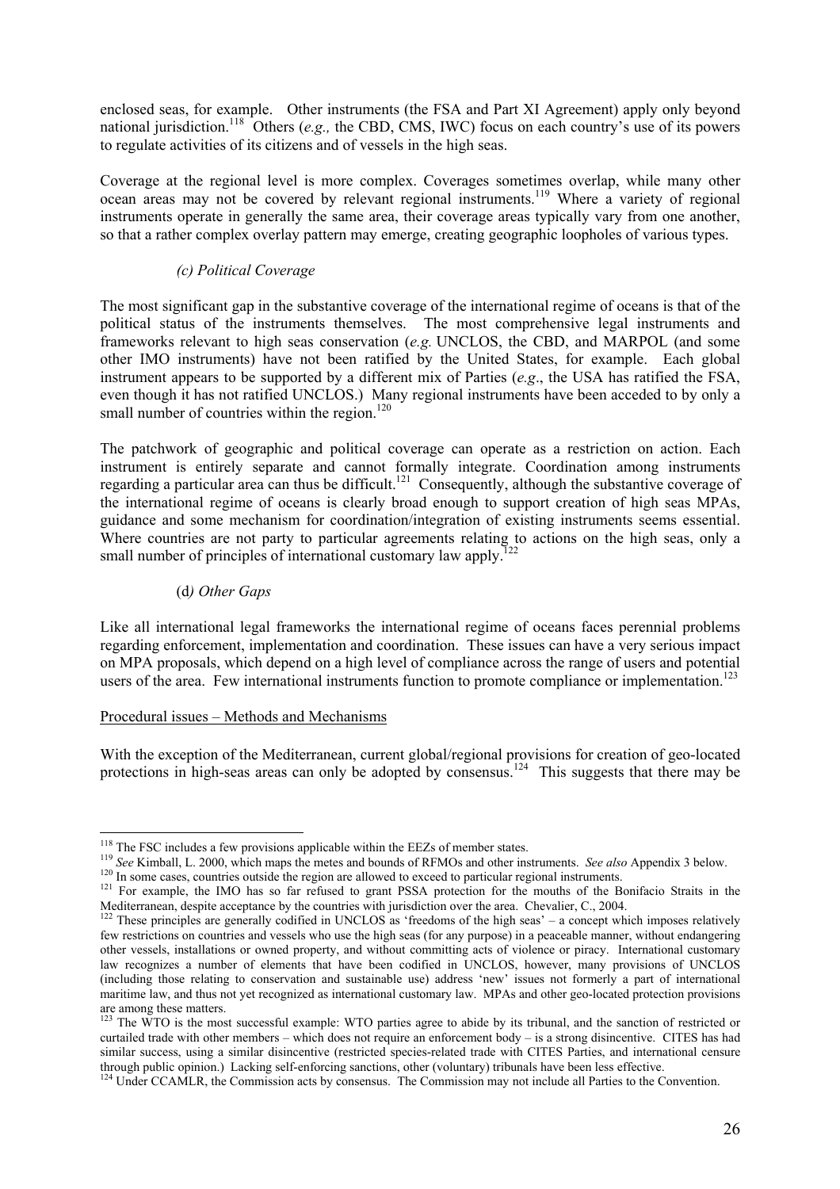enclosed seas, for example. Other instruments (the FSA and Part XI Agreement) apply only beyond national jurisdiction.[118] Others (*e.g.,* the CBD, CMS, IWC) focus on each country's use of its powers to regulate activities of its citizens and of vessels in the high seas.

Coverage at the regional level is more complex. Coverages sometimes overlap, while many other ocean areas may not be covered by relevant regional instruments.[119] Where a variety of regional instruments operate in generally the same area, their coverage areas typically vary from one another, so that a rather complex overlay pattern may emerge, creating geographic loopholes of various types.

#### *(c) Political Coverage*

The most significant gap in the substantive coverage of the international regime of oceans is that of the political status of the instruments themselves. The most comprehensive legal instruments and frameworks relevant to high seas conservation (*e.g.* UNCLOS, the CBD, and MARPOL (and some other IMO instruments) have not been ratified by the United States, for example. Each global instrument appears to be supported by a different mix of Parties (*e.g*., the USA has ratified the FSA, even though it has not ratified UNCLOS.) Many regional instruments have been acceded to by only a small number of countries within the region.[120]

The patchwork of geographic and political coverage can operate as a restriction on action. Each instrument is entirely separate and cannot formally integrate. Coordination among instruments regarding a particular area can thus be difficult.[121] Consequently, although the substantive coverage of the international regime of oceans is clearly broad enough to support creation of high seas MPAs, guidance and some mechanism for coordination/integration of existing instruments seems essential. Where countries are not party to particular agreements relating to actions on the high seas, only a small number of principles of international customary law apply.[122]

#### (d*) Other Gaps*

Like all international legal frameworks the international regime of oceans faces perennial problems regarding enforcement, implementation and coordination. These issues can have a very serious impact on MPA proposals, which depend on a high level of compliance across the range of users and potential users of the area. Few international instruments function to promote compliance or implementation.[123]

Procedural issues – Methods and Mechanisms

With the exception of the Mediterranean, current global/regional provisions for creation of geo-located protections in high-seas areas can only be adopted by consensus.[124] This suggests that there may be

---

[118] The FSC includes a few provisions applicable within the EEZs of member states.

[119] *See* Kimball, L. 2000, which maps the metes and bounds of RFMOs and other instruments. *See also* Appendix 3 below.

[120] In some cases, countries outside the region are allowed to exceed to particular regional instruments.

[121] For example, the IMO has so far refused to grant PSSA protection for the mouths of the Bonifacio Straits in the Mediterranean, despite acceptance by the countries with jurisdiction over the area. Chevalier, C., 2004.

[122] These principles are generally codified in UNCLOS as 'freedoms of the high seas' – a concept which imposes relatively few restrictions on countries and vessels who use the high seas (for any purpose) in a peaceable manner, without endangering other vessels, installations or owned property, and without committing acts of violence or piracy. International customary law recognizes a number of elements that have been codified in UNCLOS, however, many provisions of UNCLOS (including those relating to conservation and sustainable use) address 'new' issues not formerly a part of international maritime law, and thus not yet recognized as international customary law. MPAs and other geo-located protection provisions are among these matters.

[123] The WTO is the most successful example: WTO parties agree to abide by its tribunal, and the sanction of restricted or curtailed trade with other members – which does not require an enforcement body – is a strong disincentive. CITES has had similar success, using a similar disincentive (restricted species-related trade with CITES Parties, and international censure through public opinion.) Lacking self-enforcing sanctions, other (voluntary) tribunals have been less effective.

[124] Under CCAMLR, the Commission acts by consensus. The Commission may not include all Parties to the Convention.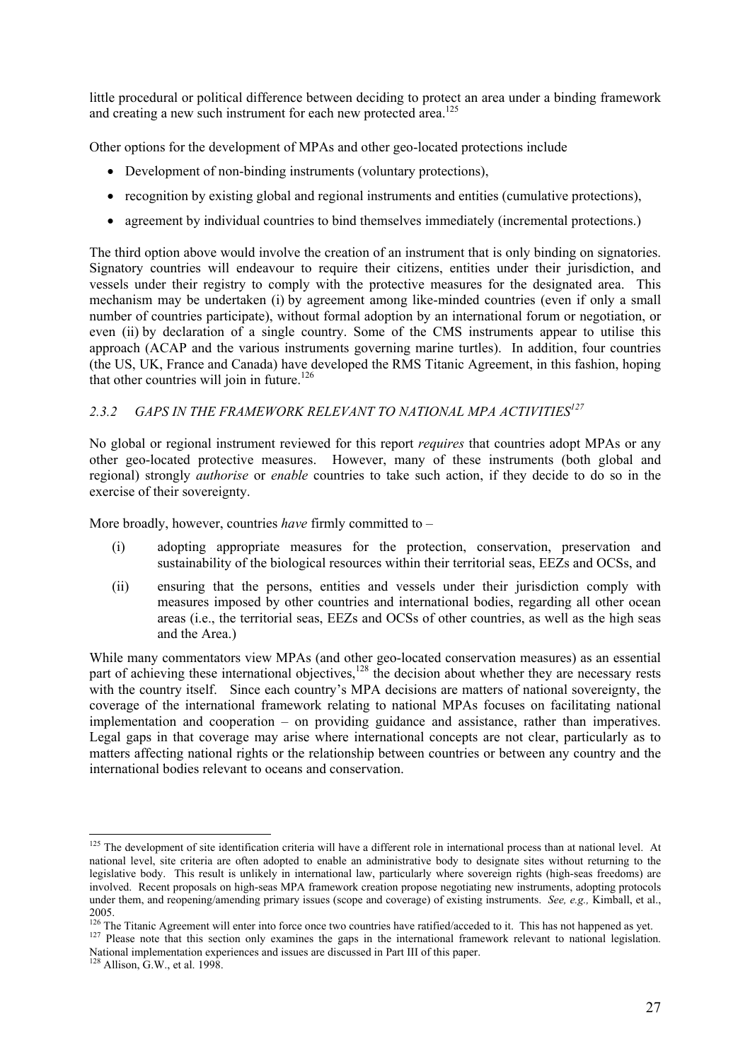little procedural or political difference between deciding to protect an area under a binding framework and creating a new such instrument for each new protected area.[125]

Other options for the development of MPAs and other geo-located protections include

- Development of non-binding instruments (voluntary protections),
- recognition by existing global and regional instruments and entities (cumulative protections),
- agreement by individual countries to bind themselves immediately (incremental protections.)

The third option above would involve the creation of an instrument that is only binding on signatories. Signatory countries will endeavour to require their citizens, entities under their jurisdiction, and vessels under their registry to comply with the protective measures for the designated area. This mechanism may be undertaken (i) by agreement among like-minded countries (even if only a small number of countries participate), without formal adoption by an international forum or negotiation, or even (ii) by declaration of a single country. Some of the CMS instruments appear to utilise this approach (ACAP and the various instruments governing marine turtles). In addition, four countries (the US, UK, France and Canada) have developed the RMS Titanic Agreement, in this fashion, hoping that other countries will join in future.[126]

### 2.3.2 *GAPS IN THE FRAMEWORK RELEVANT TO NATIONAL MPA ACTIVITIES*[127]

No global or regional instrument reviewed for this report *requires* that countries adopt MPAs or any other geo-located protective measures. However, many of these instruments (both global and regional) strongly *authorise* or *enable* countries to take such action, if they decide to do so in the exercise of their sovereignty.

More broadly, however, countries *have* firmly committed to –

(i) adopting appropriate measures for the protection, conservation, preservation and sustainability of the biological resources within their territorial seas, EEZs and OCSs, and

(ii) ensuring that the persons, entities and vessels under their jurisdiction comply with measures imposed by other countries and international bodies, regarding all other ocean areas (i.e., the territorial seas, EEZs and OCSs of other countries, as well as the high seas and the Area.)

While many commentators view MPAs (and other geo-located conservation measures) as an essential part of achieving these international objectives,[128] the decision about whether they are necessary rests with the country itself. Since each country's MPA decisions are matters of national sovereignty, the coverage of the international framework relating to national MPAs focuses on facilitating national implementation and cooperation – on providing guidance and assistance, rather than imperatives. Legal gaps in that coverage may arise where international concepts are not clear, particularly as to matters affecting national rights or the relationship between countries or between any country and the international bodies relevant to oceans and conservation.

---

[125] The development of site identification criteria will have a different role in international process than at national level. At national level, site criteria are often adopted to enable an administrative body to designate sites without returning to the legislative body. This result is unlikely in international law, particularly where sovereign rights (high-seas freedoms) are involved. Recent proposals on high-seas MPA framework creation propose negotiating new instruments, adopting protocols under them, and reopening/amending primary issues (scope and coverage) of existing instruments. *See, e.g.,* Kimball, et al., 2005.

[126] The Titanic Agreement will enter into force once two countries have ratified/acceded to it. This has not happened as yet.

[127] Please note that this section only examines the gaps in the international framework relevant to national legislation. National implementation experiences and issues are discussed in Part III of this paper.

[128] Allison, G.W., et al. 1998.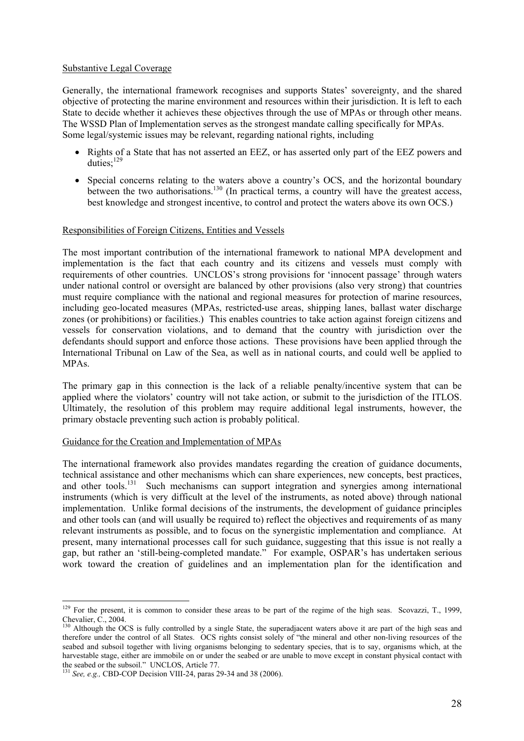Substantive Legal Coverage

Generally, the international framework recognises and supports States' sovereignty, and the shared objective of protecting the marine environment and resources within their jurisdiction. It is left to each State to decide whether it achieves these objectives through the use of MPAs or through other means. The WSSD Plan of Implementation serves as the strongest mandate calling specifically for MPAs. Some legal/systemic issues may be relevant, regarding national rights, including

- Rights of a State that has not asserted an EEZ, or has asserted only part of the EEZ powers and duties;[129]
- Special concerns relating to the waters above a country's OCS, and the horizontal boundary between the two authorisations.[130] (In practical terms, a country will have the greatest access, best knowledge and strongest incentive, to control and protect the waters above its own OCS.)

Responsibilities of Foreign Citizens, Entities and Vessels

The most important contribution of the international framework to national MPA development and implementation is the fact that each country and its citizens and vessels must comply with requirements of other countries. UNCLOS's strong provisions for 'innocent passage' through waters under national control or oversight are balanced by other provisions (also very strong) that countries must require compliance with the national and regional measures for protection of marine resources, including geo-located measures (MPAs, restricted-use areas, shipping lanes, ballast water discharge zones (or prohibitions) or facilities.) This enables countries to take action against foreign citizens and vessels for conservation violations, and to demand that the country with jurisdiction over the defendants should support and enforce those actions. These provisions have been applied through the International Tribunal on Law of the Sea, as well as in national courts, and could well be applied to MPAs.

The primary gap in this connection is the lack of a reliable penalty/incentive system that can be applied where the violators' country will not take action, or submit to the jurisdiction of the ITLOS. Ultimately, the resolution of this problem may require additional legal instruments, however, the primary obstacle preventing such action is probably political.

Guidance for the Creation and Implementation of MPAs

The international framework also provides mandates regarding the creation of guidance documents, technical assistance and other mechanisms which can share experiences, new concepts, best practices, and other tools.[131] Such mechanisms can support integration and synergies among international instruments (which is very difficult at the level of the instruments, as noted above) through national implementation. Unlike formal decisions of the instruments, the development of guidance principles and other tools can (and will usually be required to) reflect the objectives and requirements of as many relevant instruments as possible, and to focus on the synergistic implementation and compliance. At present, many international processes call for such guidance, suggesting that this issue is not really a gap, but rather an 'still-being-completed mandate." For example, OSPAR's has undertaken serious work toward the creation of guidelines and an implementation plan for the identification and

[129] For the present, it is common to consider these areas to be part of the regime of the high seas. Scovazzi, T., 1999, Chevalier, C., 2004.

[130] Although the OCS is fully controlled by a single State, the superadjacent waters above it are part of the high seas and therefore under the control of all States. OCS rights consist solely of "the mineral and other non-living resources of the seabed and subsoil together with living organisms belonging to sedentary species, that is to say, organisms which, at the harvestable stage, either are immobile on or under the seabed or are unable to move except in constant physical contact with the seabed or the subsoil." UNCLOS, Article 77.

[131] *See, e.g.,* CBD-COP Decision VIII-24, paras 29-34 and 38 (2006).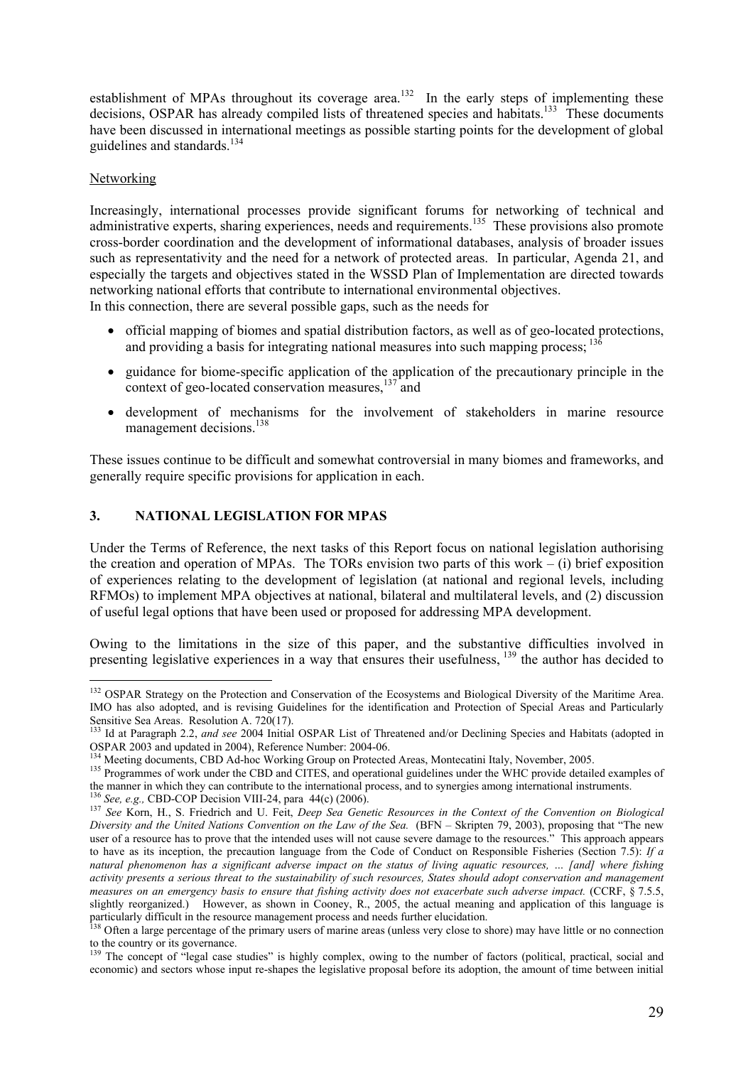establishment of MPAs throughout its coverage area.[132] In the early steps of implementing these decisions, OSPAR has already compiled lists of threatened species and habitats.[133] These documents have been discussed in international meetings as possible starting points for the development of global guidelines and standards.[134]

Networking

Increasingly, international processes provide significant forums for networking of technical and administrative experts, sharing experiences, needs and requirements.[135] These provisions also promote cross-border coordination and the development of informational databases, analysis of broader issues such as representativity and the need for a network of protected areas. In particular, Agenda 21, and especially the targets and objectives stated in the WSSD Plan of Implementation are directed towards networking national efforts that contribute to international environmental objectives.
In this connection, there are several possible gaps, such as the needs for

- official mapping of biomes and spatial distribution factors, as well as of geo-located protections, and providing a basis for integrating national measures into such mapping process; [136]
- guidance for biome-specific application of the application of the precautionary principle in the context of geo-located conservation measures,[137] and
- development of mechanisms for the involvement of stakeholders in marine resource management decisions.[138]

These issues continue to be difficult and somewhat controversial in many biomes and frameworks, and generally require specific provisions for application in each.

## 3. NATIONAL LEGISLATION FOR MPAS

Under the Terms of Reference, the next tasks of this Report focus on national legislation authorising the creation and operation of MPAs. The TORs envision two parts of this work – (i) brief exposition of experiences relating to the development of legislation (at national and regional levels, including RFMOs) to implement MPA objectives at national, bilateral and multilateral levels, and (2) discussion of useful legal options that have been used or proposed for addressing MPA development.

Owing to the limitations in the size of this paper, and the substantive difficulties involved in presenting legislative experiences in a way that ensures their usefulness, [139] the author has decided to

---

[132] OSPAR Strategy on the Protection and Conservation of the Ecosystems and Biological Diversity of the Maritime Area. IMO has also adopted, and is revising Guidelines for the identification and Protection of Special Areas and Particularly Sensitive Sea Areas. Resolution A. 720(17).

[133] Id at Paragraph 2.2, *and see* 2004 Initial OSPAR List of Threatened and/or Declining Species and Habitats (adopted in OSPAR 2003 and updated in 2004), Reference Number: 2004-06.

[134] Meeting documents, CBD Ad-hoc Working Group on Protected Areas, Montecatini Italy, November, 2005.

[135] Programmes of work under the CBD and CITES, and operational guidelines under the WHC provide detailed examples of the manner in which they can contribute to the international process, and to synergies among international instruments.

[136] *See, e.g.,* CBD-COP Decision VIII-24, para 44(c) (2006).

[137] *See* Korn, H., S. Friedrich and U. Feit, *Deep Sea Genetic Resources in the Context of the Convention on Biological Diversity and the United Nations Convention on the Law of the Sea.* (BFN – Skripten 79, 2003), proposing that "The new user of a resource has to prove that the intended uses will not cause severe damage to the resources." This approach appears to have as its inception, the precaution language from the Code of Conduct on Responsible Fisheries (Section 7.5): *If a natural phenomenon has a significant adverse impact on the status of living aquatic resources, ... [and] where fishing activity presents a serious threat to the sustainability of such resources, States should adopt conservation and management measures on an emergency basis to ensure that fishing activity does not exacerbate such adverse impact.* (CCRF, § 7.5.5, slightly reorganized.) However, as shown in Cooney, R., 2005, the actual meaning and application of this language is particularly difficult in the resource management process and needs further elucidation.

[138] Often a large percentage of the primary users of marine areas (unless very close to shore) may have little or no connection to the country or its governance.

[139] The concept of "legal case studies" is highly complex, owing to the number of factors (political, practical, social and economic) and sectors whose input re-shapes the legislative proposal before its adoption, the amount of time between initial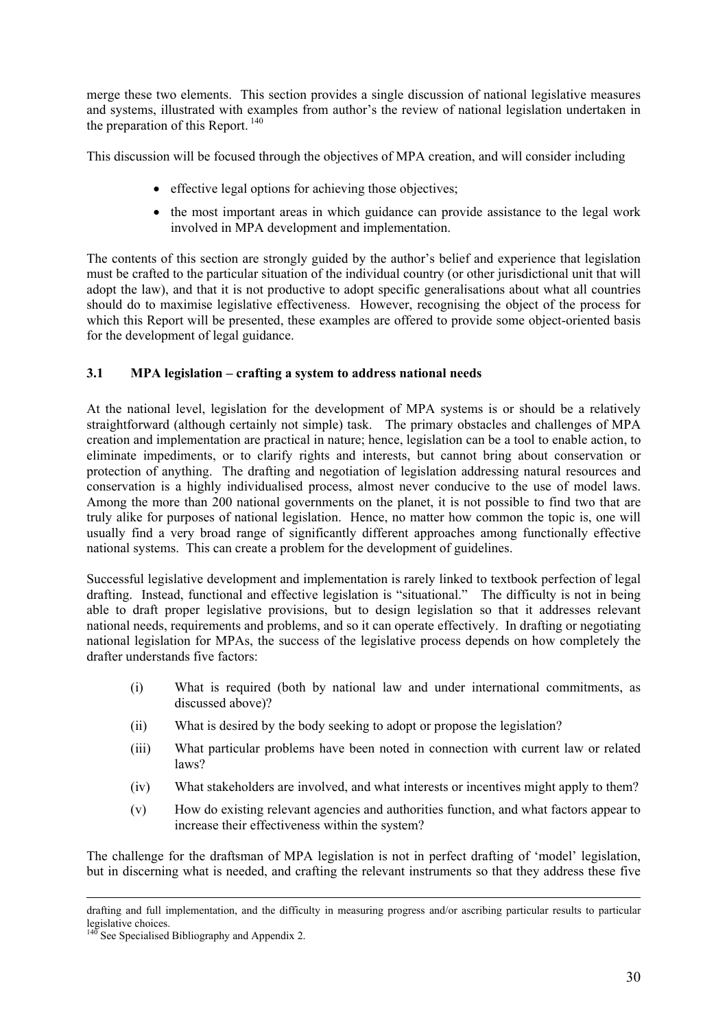merge these two elements. This section provides a single discussion of national legislative measures and systems, illustrated with examples from author's the review of national legislation undertaken in the preparation of this Report. [140]

This discussion will be focused through the objectives of MPA creation, and will consider including

- effective legal options for achieving those objectives;
- the most important areas in which guidance can provide assistance to the legal work involved in MPA development and implementation.

The contents of this section are strongly guided by the author's belief and experience that legislation must be crafted to the particular situation of the individual country (or other jurisdictional unit that will adopt the law), and that it is not productive to adopt specific generalisations about what all countries should do to maximise legislative effectiveness. However, recognising the object of the process for which this Report will be presented, these examples are offered to provide some object-oriented basis for the development of legal guidance.

### 3.1 MPA legislation – crafting a system to address national needs

At the national level, legislation for the development of MPA systems is or should be a relatively straightforward (although certainly not simple) task. The primary obstacles and challenges of MPA creation and implementation are practical in nature; hence, legislation can be a tool to enable action, to eliminate impediments, or to clarify rights and interests, but cannot bring about conservation or protection of anything. The drafting and negotiation of legislation addressing natural resources and conservation is a highly individualised process, almost never conducive to the use of model laws. Among the more than 200 national governments on the planet, it is not possible to find two that are truly alike for purposes of national legislation. Hence, no matter how common the topic is, one will usually find a very broad range of significantly different approaches among functionally effective national systems. This can create a problem for the development of guidelines.

Successful legislative development and implementation is rarely linked to textbook perfection of legal drafting. Instead, functional and effective legislation is "situational." The difficulty is not in being able to draft proper legislative provisions, but to design legislation so that it addresses relevant national needs, requirements and problems, and so it can operate effectively. In drafting or negotiating national legislation for MPAs, the success of the legislative process depends on how completely the drafter understands five factors:

(i) What is required (both by national law and under international commitments, as discussed above)?

(ii) What is desired by the body seeking to adopt or propose the legislation?

(iii) What particular problems have been noted in connection with current law or related laws?

(iv) What stakeholders are involved, and what interests or incentives might apply to them?

(v) How do existing relevant agencies and authorities function, and what factors appear to increase their effectiveness within the system?

The challenge for the draftsman of MPA legislation is not in perfect drafting of 'model' legislation, but in discerning what is needed, and crafting the relevant instruments so that they address these five

---

drafting and full implementation, and the difficulty in measuring progress and/or ascribing particular results to particular legislative choices.

[140] See Specialised Bibliography and Appendix 2.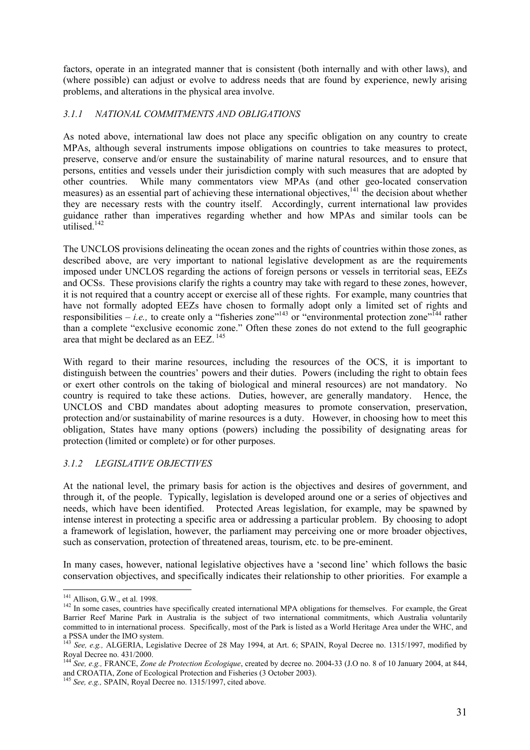factors, operate in an integrated manner that is consistent (both internally and with other laws), and (where possible) can adjust or evolve to address needs that are found by experience, newly arising problems, and alterations in the physical area involve.

### *3.1.1 NATIONAL COMMITMENTS AND OBLIGATIONS*

As noted above, international law does not place any specific obligation on any country to create MPAs, although several instruments impose obligations on countries to take measures to protect, preserve, conserve and/or ensure the sustainability of marine natural resources, and to ensure that persons, entities and vessels under their jurisdiction comply with such measures that are adopted by other countries. While many commentators view MPAs (and other geo-located conservation measures) as an essential part of achieving these international objectives,[141] the decision about whether they are necessary rests with the country itself. Accordingly, current international law provides guidance rather than imperatives regarding whether and how MPAs and similar tools can be utilised.[142]

The UNCLOS provisions delineating the ocean zones and the rights of countries within those zones, as described above, are very important to national legislative development as are the requirements imposed under UNCLOS regarding the actions of foreign persons or vessels in territorial seas, EEZs and OCSs. These provisions clarify the rights a country may take with regard to these zones, however, it is not required that a country accept or exercise all of these rights. For example, many countries that have not formally adopted EEZs have chosen to formally adopt only a limited set of rights and responsibilities – *i.e.,* to create only a "fisheries zone"[143] or "environmental protection zone"[144] rather than a complete "exclusive economic zone." Often these zones do not extend to the full geographic area that might be declared as an EEZ.[145]

With regard to their marine resources, including the resources of the OCS, it is important to distinguish between the countries' powers and their duties. Powers (including the right to obtain fees or exert other controls on the taking of biological and mineral resources) are not mandatory. No country is required to take these actions. Duties, however, are generally mandatory. Hence, the UNCLOS and CBD mandates about adopting measures to promote conservation, preservation, protection and/or sustainability of marine resources is a duty. However, in choosing how to meet this obligation, States have many options (powers) including the possibility of designating areas for protection (limited or complete) or for other purposes.

### *3.1.2 LEGISLATIVE OBJECTIVES*

At the national level, the primary basis for action is the objectives and desires of government, and through it, of the people. Typically, legislation is developed around one or a series of objectives and needs, which have been identified. Protected Areas legislation, for example, may be spawned by intense interest in protecting a specific area or addressing a particular problem. By choosing to adopt a framework of legislation, however, the parliament may perceiving one or more broader objectives, such as conservation, protection of threatened areas, tourism, etc. to be pre-eminent.

In many cases, however, national legislative objectives have a 'second line' which follows the basic conservation objectives, and specifically indicates their relationship to other priorities. For example a

---

[141] Allison, G.W., et al. 1998.

[142] In some cases, countries have specifically created international MPA obligations for themselves. For example, the Great Barrier Reef Marine Park in Australia is the subject of two international commitments, which Australia voluntarily committed to in international process. Specifically, most of the Park is listed as a World Heritage Area under the WHC, and a PSSA under the IMO system.

[143] *See, e.g.,* ALGERIA, Legislative Decree of 28 May 1994, at Art. 6; SPAIN, Royal Decree no. 1315/1997, modified by Royal Decree no. 431/2000.

[144] *See, e.g.,* FRANCE, *Zone de Protection Ecologique*, created by decree no. 2004-33 (J.O no. 8 of 10 January 2004, at 844, and CROATIA, Zone of Ecological Protection and Fisheries (3 October 2003).

[145] *See, e.g.,* SPAIN, Royal Decree no. 1315/1997, cited above.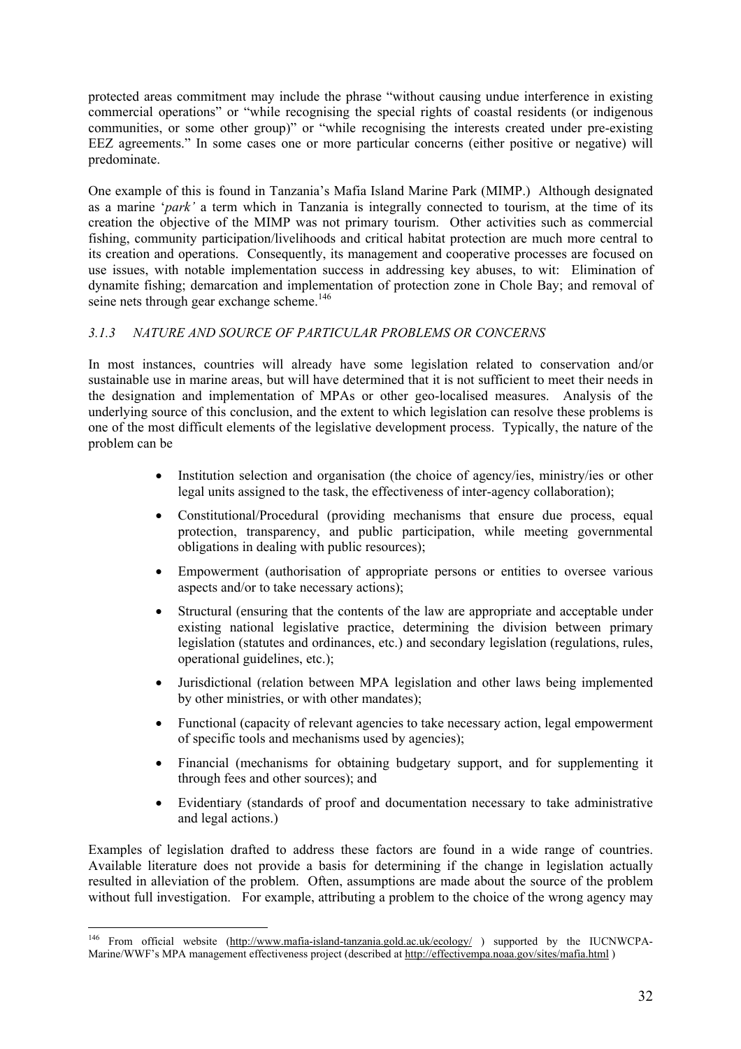protected areas commitment may include the phrase "without causing undue interference in existing commercial operations" or "while recognising the special rights of coastal residents (or indigenous communities, or some other group)" or "while recognising the interests created under pre-existing EEZ agreements." In some cases one or more particular concerns (either positive or negative) will predominate.

One example of this is found in Tanzania's Mafia Island Marine Park (MIMP.) Although designated as a marine '*park'* a term which in Tanzania is integrally connected to tourism, at the time of its creation the objective of the MIMP was not primary tourism. Other activities such as commercial fishing, community participation/livelihoods and critical habitat protection are much more central to its creation and operations. Consequently, its management and cooperative processes are focused on use issues, with notable implementation success in addressing key abuses, to wit: Elimination of dynamite fishing; demarcation and implementation of protection zone in Chole Bay; and removal of seine nets through gear exchange scheme.[146]

### *3.1.3 NATURE AND SOURCE OF PARTICULAR PROBLEMS OR CONCERNS*

In most instances, countries will already have some legislation related to conservation and/or sustainable use in marine areas, but will have determined that it is not sufficient to meet their needs in the designation and implementation of MPAs or other geo-localised measures. Analysis of the underlying source of this conclusion, and the extent to which legislation can resolve these problems is one of the most difficult elements of the legislative development process. Typically, the nature of the problem can be

- Institution selection and organisation (the choice of agency/ies, ministry/ies or other legal units assigned to the task, the effectiveness of inter-agency collaboration);
- Constitutional/Procedural (providing mechanisms that ensure due process, equal protection, transparency, and public participation, while meeting governmental obligations in dealing with public resources);
- Empowerment (authorisation of appropriate persons or entities to oversee various aspects and/or to take necessary actions);
- Structural (ensuring that the contents of the law are appropriate and acceptable under existing national legislative practice, determining the division between primary legislation (statutes and ordinances, etc.) and secondary legislation (regulations, rules, operational guidelines, etc.);
- Jurisdictional (relation between MPA legislation and other laws being implemented by other ministries, or with other mandates);
- Functional (capacity of relevant agencies to take necessary action, legal empowerment of specific tools and mechanisms used by agencies);
- Financial (mechanisms for obtaining budgetary support, and for supplementing it through fees and other sources); and
- Evidentiary (standards of proof and documentation necessary to take administrative and legal actions.)

Examples of legislation drafted to address these factors are found in a wide range of countries. Available literature does not provide a basis for determining if the change in legislation actually resulted in alleviation of the problem. Often, assumptions are made about the source of the problem without full investigation. For example, attributing a problem to the choice of the wrong agency may

---

[146] From official website (http://www.mafia-island-tanzania.gold.ac.uk/ecology/ ) supported by the IUCNWCPA-Marine/WWF's MPA management effectiveness project (described at http://effectivempa.noaa.gov/sites/mafia.html )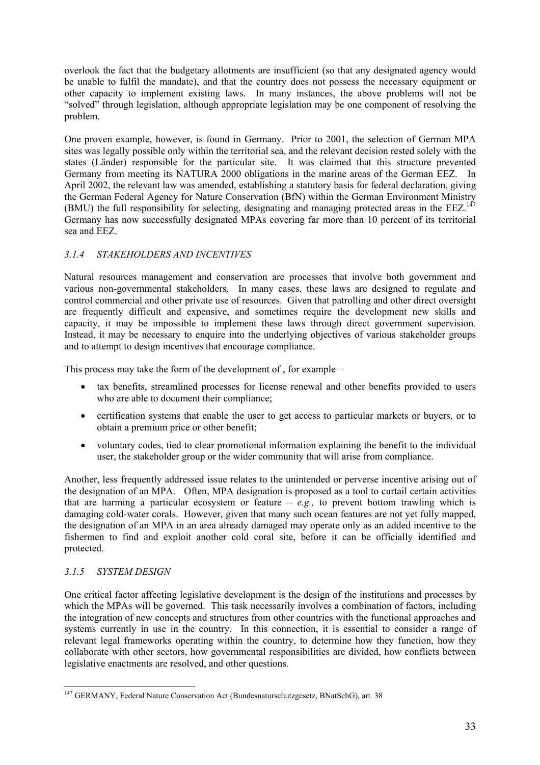overlook the fact that the budgetary allotments are insufficient (so that any designated agency would be unable to fulfil the mandate), and that the country does not possess the necessary equipment or other capacity to implement existing laws. In many instances, the above problems will not be "solved" through legislation, although appropriate legislation may be one component of resolving the problem.

One proven example, however, is found in Germany. Prior to 2001, the selection of German MPA sites was legally possible only within the territorial sea, and the relevant decision rested solely with the states (Länder) responsible for the particular site. It was claimed that this structure prevented Germany from meeting its NATURA 2000 obligations in the marine areas of the German EEZ. In April 2002, the relevant law was amended, establishing a statutory basis for federal declaration, giving the German Federal Agency for Nature Conservation (BfN) within the German Environment Ministry (BMU) the full responsibility for selecting, designating and managing protected areas in the EEZ.[147] Germany has now successfully designated MPAs covering far more than 10 percent of its territorial sea and EEZ.

### *3.1.4 STAKEHOLDERS AND INCENTIVES*

Natural resources management and conservation are processes that involve both government and various non-governmental stakeholders. In many cases, these laws are designed to regulate and control commercial and other private use of resources. Given that patrolling and other direct oversight are frequently difficult and expensive, and sometimes require the development new skills and capacity, it may be impossible to implement these laws through direct government supervision. Instead, it may be necessary to enquire into the underlying objectives of various stakeholder groups and to attempt to design incentives that encourage compliance.

This process may take the form of the development of , for example –

- tax benefits, streamlined processes for license renewal and other benefits provided to users who are able to document their compliance;
- certification systems that enable the user to get access to particular markets or buyers, or to obtain a premium price or other benefit;
- voluntary codes, tied to clear promotional information explaining the benefit to the individual user, the stakeholder group or the wider community that will arise from compliance.

Another, less frequently addressed issue relates to the unintended or perverse incentive arising out of the designation of an MPA. Often, MPA designation is proposed as a tool to curtail certain activities that are harming a particular ecosystem or feature – *e.g.,* to prevent bottom trawling which is damaging cold-water corals. However, given that many such ocean features are not yet fully mapped, the designation of an MPA in an area already damaged may operate only as an added incentive to the fishermen to find and exploit another cold coral site, before it can be officially identified and protected.

### *3.1.5 SYSTEM DESIGN*

One critical factor affecting legislative development is the design of the institutions and processes by which the MPAs will be governed. This task necessarily involves a combination of factors, including the integration of new concepts and structures from other countries with the functional approaches and systems currently in use in the country. In this connection, it is essential to consider a range of relevant legal frameworks operating within the country, to determine how they function, how they collaborate with other sectors, how governmental responsibilities are divided, how conflicts between legislative enactments are resolved, and other questions.

---

[147] GERMANY, Federal Nature Conservation Act (Bundesnaturschutzgesetz, BNatSchG), art. 38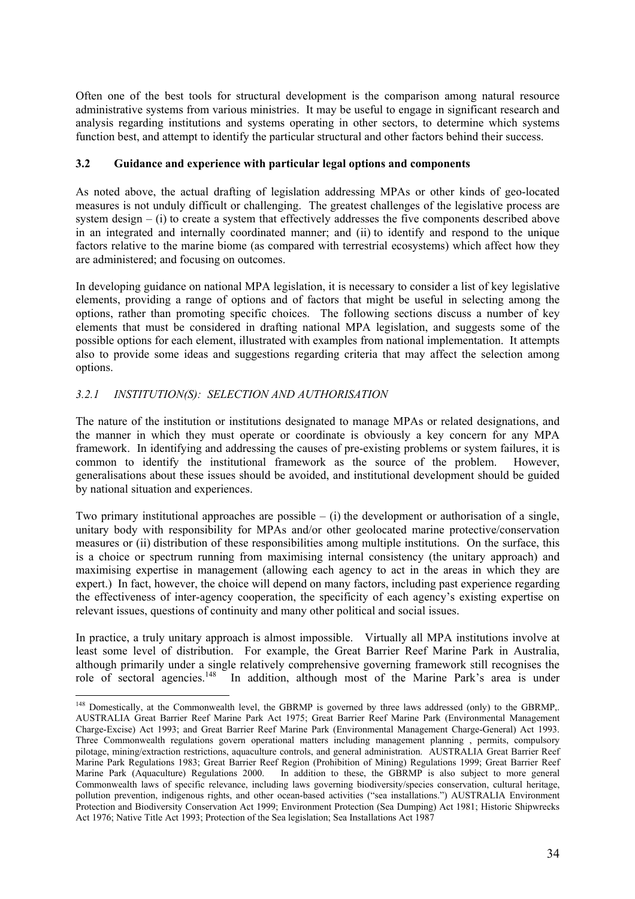Often one of the best tools for structural development is the comparison among natural resource administrative systems from various ministries. It may be useful to engage in significant research and analysis regarding institutions and systems operating in other sectors, to determine which systems function best, and attempt to identify the particular structural and other factors behind their success.

### 3.2 Guidance and experience with particular legal options and components

As noted above, the actual drafting of legislation addressing MPAs or other kinds of geo-located measures is not unduly difficult or challenging. The greatest challenges of the legislative process are system design – (i) to create a system that effectively addresses the five components described above in an integrated and internally coordinated manner; and (ii) to identify and respond to the unique factors relative to the marine biome (as compared with terrestrial ecosystems) which affect how they are administered; and focusing on outcomes.

In developing guidance on national MPA legislation, it is necessary to consider a list of key legislative elements, providing a range of options and of factors that might be useful in selecting among the options, rather than promoting specific choices. The following sections discuss a number of key elements that must be considered in drafting national MPA legislation, and suggests some of the possible options for each element, illustrated with examples from national implementation. It attempts also to provide some ideas and suggestions regarding criteria that may affect the selection among options.

#### *3.2.1 INSTITUTION(S): SELECTION AND AUTHORISATION*

The nature of the institution or institutions designated to manage MPAs or related designations, and the manner in which they must operate or coordinate is obviously a key concern for any MPA framework. In identifying and addressing the causes of pre-existing problems or system failures, it is common to identify the institutional framework as the source of the problem. However, generalisations about these issues should be avoided, and institutional development should be guided by national situation and experiences.

Two primary institutional approaches are possible – (i) the development or authorisation of a single, unitary body with responsibility for MPAs and/or other geolocated marine protective/conservation measures or (ii) distribution of these responsibilities among multiple institutions. On the surface, this is a choice or spectrum running from maximising internal consistency (the unitary approach) and maximising expertise in management (allowing each agency to act in the areas in which they are expert.) In fact, however, the choice will depend on many factors, including past experience regarding the effectiveness of inter-agency cooperation, the specificity of each agency's existing expertise on relevant issues, questions of continuity and many other political and social issues.

In practice, a truly unitary approach is almost impossible. Virtually all MPA institutions involve at least some level of distribution. For example, the Great Barrier Reef Marine Park in Australia, although primarily under a single relatively comprehensive governing framework still recognises the role of sectoral agencies.[148] In addition, although most of the Marine Park's area is under

---

[148] Domestically, at the Commonwealth level, the GBRMP is governed by three laws addressed (only) to the GBRMP,. AUSTRALIA Great Barrier Reef Marine Park Act 1975; Great Barrier Reef Marine Park (Environmental Management Charge-Excise) Act 1993; and Great Barrier Reef Marine Park (Environmental Management Charge-General) Act 1993. Three Commonwealth regulations govern operational matters including management planning , permits, compulsory pilotage, mining/extraction restrictions, aquaculture controls, and general administration. AUSTRALIA Great Barrier Reef Marine Park Regulations 1983; Great Barrier Reef Region (Prohibition of Mining) Regulations 1999; Great Barrier Reef Marine Park (Aquaculture) Regulations 2000. In addition to these, the GBRMP is also subject to more general Commonwealth laws of specific relevance, including laws governing biodiversity/species conservation, cultural heritage, pollution prevention, indigenous rights, and other ocean-based activities ("sea installations.") AUSTRALIA Environment Protection and Biodiversity Conservation Act 1999; Environment Protection (Sea Dumping) Act 1981; Historic Shipwrecks Act 1976; Native Title Act 1993; Protection of the Sea legislation; Sea Installations Act 1987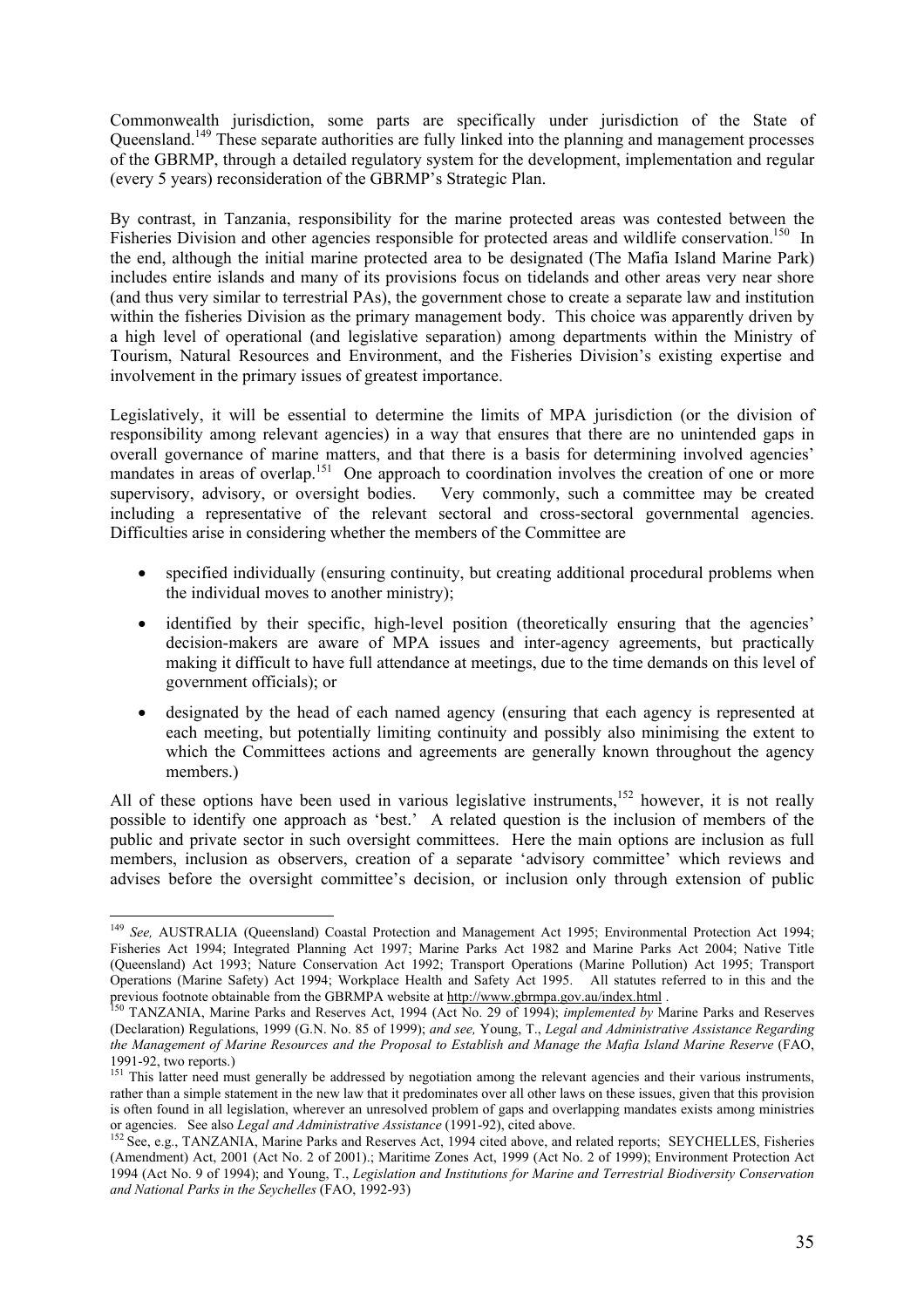Commonwealth jurisdiction, some parts are specifically under jurisdiction of the State of Queensland.[149] These separate authorities are fully linked into the planning and management processes of the GBRMP, through a detailed regulatory system for the development, implementation and regular (every 5 years) reconsideration of the GBRMP's Strategic Plan.

By contrast, in Tanzania, responsibility for the marine protected areas was contested between the Fisheries Division and other agencies responsible for protected areas and wildlife conservation.[150] In the end, although the initial marine protected area to be designated (The Mafia Island Marine Park) includes entire islands and many of its provisions focus on tidelands and other areas very near shore (and thus very similar to terrestrial PAs), the government chose to create a separate law and institution within the fisheries Division as the primary management body. This choice was apparently driven by a high level of operational (and legislative separation) among departments within the Ministry of Tourism, Natural Resources and Environment, and the Fisheries Division's existing expertise and involvement in the primary issues of greatest importance.

Legislatively, it will be essential to determine the limits of MPA jurisdiction (or the division of responsibility among relevant agencies) in a way that ensures that there are no unintended gaps in overall governance of marine matters, and that there is a basis for determining involved agencies' mandates in areas of overlap.[151] One approach to coordination involves the creation of one or more supervisory, advisory, or oversight bodies. Very commonly, such a committee may be created including a representative of the relevant sectoral and cross-sectoral governmental agencies. Difficulties arise in considering whether the members of the Committee are

- specified individually (ensuring continuity, but creating additional procedural problems when the individual moves to another ministry);
- identified by their specific, high-level position (theoretically ensuring that the agencies' decision-makers are aware of MPA issues and inter-agency agreements, but practically making it difficult to have full attendance at meetings, due to the time demands on this level of government officials); or
- designated by the head of each named agency (ensuring that each agency is represented at each meeting, but potentially limiting continuity and possibly also minimising the extent to which the Committees actions and agreements are generally known throughout the agency members.)

All of these options have been used in various legislative instruments,[152] however, it is not really possible to identify one approach as 'best.' A related question is the inclusion of members of the public and private sector in such oversight committees. Here the main options are inclusion as full members, inclusion as observers, creation of a separate 'advisory committee' which reviews and advises before the oversight committee's decision, or inclusion only through extension of public

---

[149] *See,* AUSTRALIA (Queensland) Coastal Protection and Management Act 1995; Environmental Protection Act 1994; Fisheries Act 1994; Integrated Planning Act 1997; Marine Parks Act 1982 and Marine Parks Act 2004; Native Title (Queensland) Act 1993; Nature Conservation Act 1992; Transport Operations (Marine Pollution) Act 1995; Transport Operations (Marine Safety) Act 1994; Workplace Health and Safety Act 1995. All statutes referred to in this and the previous footnote obtainable from the GBRMPA website at http://www.gbrmpa.gov.au/index.html .

[150] TANZANIA, Marine Parks and Reserves Act, 1994 (Act No. 29 of 1994); *implemented by* Marine Parks and Reserves (Declaration) Regulations, 1999 (G.N. No. 85 of 1999); *and see,* Young, T., *Legal and Administrative Assistance Regarding the Management of Marine Resources and the Proposal to Establish and Manage the Mafia Island Marine Reserve* (FAO, 1991-92, two reports.)

[151] This latter need must generally be addressed by negotiation among the relevant agencies and their various instruments, rather than a simple statement in the new law that it predominates over all other laws on these issues, given that this provision is often found in all legislation, wherever an unresolved problem of gaps and overlapping mandates exists among ministries or agencies. See also *Legal and Administrative Assistance* (1991-92), cited above.

[152] See, e.g., TANZANIA, Marine Parks and Reserves Act, 1994 cited above, and related reports; SEYCHELLES, Fisheries (Amendment) Act, 2001 (Act No. 2 of 2001).; Maritime Zones Act, 1999 (Act No. 2 of 1999); Environment Protection Act 1994 (Act No. 9 of 1994); and Young, T., *Legislation and Institutions for Marine and Terrestrial Biodiversity Conservation and National Parks in the Seychelles* (FAO, 1992-93)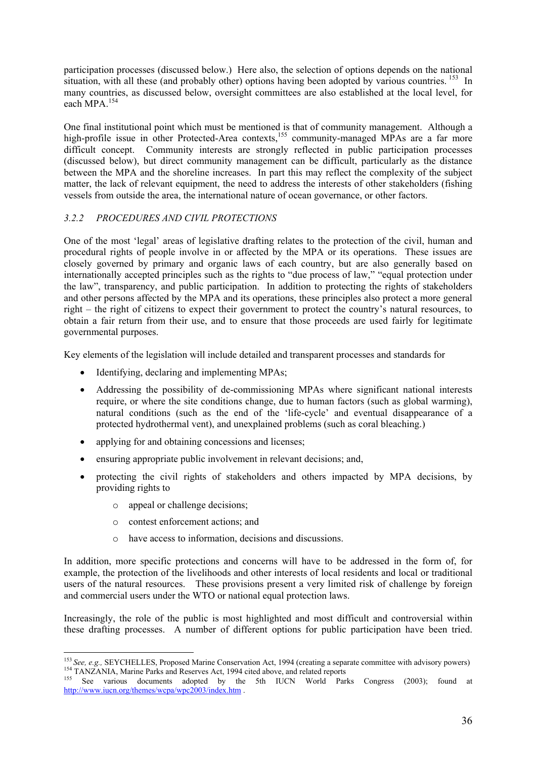participation processes (discussed below.) Here also, the selection of options depends on the national situation, with all these (and probably other) options having been adopted by various countries. [153] In many countries, as discussed below, oversight committees are also established at the local level, for each MPA.[154]

One final institutional point which must be mentioned is that of community management. Although a high-profile issue in other Protected-Area contexts,[155] community-managed MPAs are a far more difficult concept. Community interests are strongly reflected in public participation processes (discussed below), but direct community management can be difficult, particularly as the distance between the MPA and the shoreline increases. In part this may reflect the complexity of the subject matter, the lack of relevant equipment, the need to address the interests of other stakeholders (fishing vessels from outside the area, the international nature of ocean governance, or other factors.

### *3.2.2 PROCEDURES AND CIVIL PROTECTIONS*

One of the most 'legal' areas of legislative drafting relates to the protection of the civil, human and procedural rights of people involve in or affected by the MPA or its operations. These issues are closely governed by primary and organic laws of each country, but are also generally based on internationally accepted principles such as the rights to "due process of law," "equal protection under the law", transparency, and public participation. In addition to protecting the rights of stakeholders and other persons affected by the MPA and its operations, these principles also protect a more general right – the right of citizens to expect their government to protect the country's natural resources, to obtain a fair return from their use, and to ensure that those proceeds are used fairly for legitimate governmental purposes.

Key elements of the legislation will include detailed and transparent processes and standards for

- Identifying, declaring and implementing MPAs;
- Addressing the possibility of de-commissioning MPAs where significant national interests require, or where the site conditions change, due to human factors (such as global warming), natural conditions (such as the end of the 'life-cycle' and eventual disappearance of a protected hydrothermal vent), and unexplained problems (such as coral bleaching.)
- applying for and obtaining concessions and licenses;
- ensuring appropriate public involvement in relevant decisions; and,
- protecting the civil rights of stakeholders and others impacted by MPA decisions, by providing rights to
    - appeal or challenge decisions;
    - contest enforcement actions; and
    - have access to information, decisions and discussions.

In addition, more specific protections and concerns will have to be addressed in the form of, for example, the protection of the livelihoods and other interests of local residents and local or traditional users of the natural resources. These provisions present a very limited risk of challenge by foreign and commercial users under the WTO or national equal protection laws.

Increasingly, the role of the public is most highlighted and most difficult and controversial within these drafting processes. A number of different options for public participation have been tried.

---

[153] *See, e.g.,* SEYCHELLES, Proposed Marine Conservation Act, 1994 (creating a separate committee with advisory powers)

[154] TANZANIA, Marine Parks and Reserves Act, 1994 cited above, and related reports

[155] See various documents adopted by the 5th IUCN World Parks Congress (2003); found at http://www.iucn.org/themes/wcpa/wpc2003/index.htm .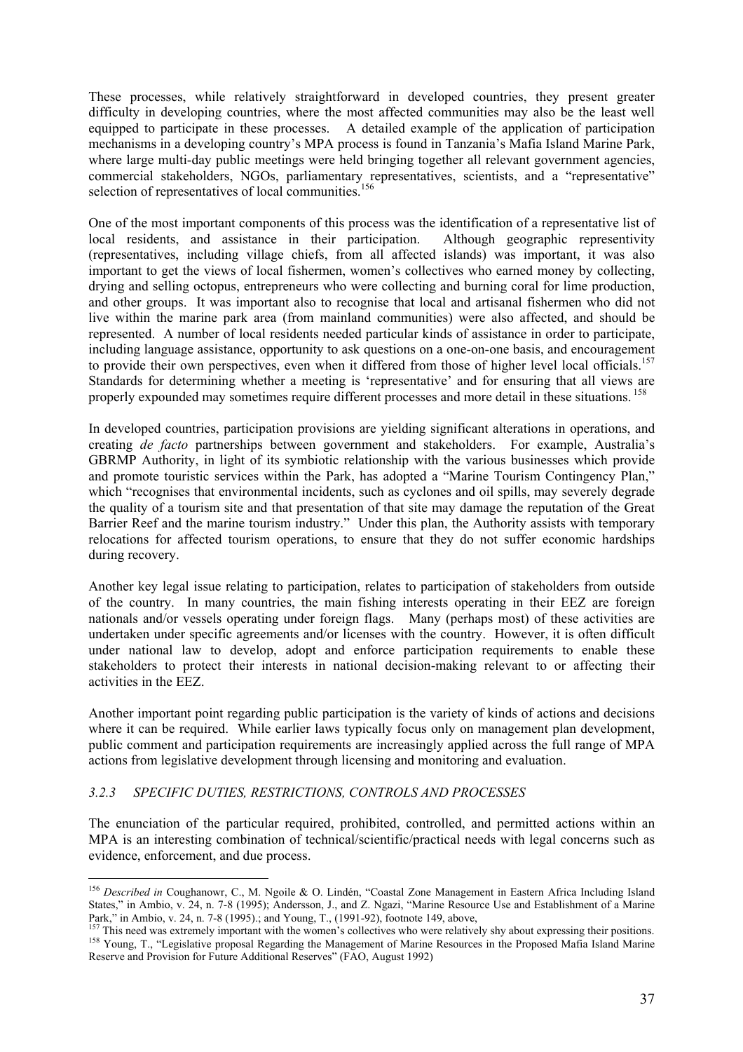These processes, while relatively straightforward in developed countries, they present greater difficulty in developing countries, where the most affected communities may also be the least well equipped to participate in these processes. A detailed example of the application of participation mechanisms in a developing country's MPA process is found in Tanzania's Mafia Island Marine Park, where large multi-day public meetings were held bringing together all relevant government agencies, commercial stakeholders, NGOs, parliamentary representatives, scientists, and a "representative" selection of representatives of local communities.[156]

One of the most important components of this process was the identification of a representative list of local residents, and assistance in their participation. Although geographic representivity (representatives, including village chiefs, from all affected islands) was important, it was also important to get the views of local fishermen, women's collectives who earned money by collecting, drying and selling octopus, entrepreneurs who were collecting and burning coral for lime production, and other groups. It was important also to recognise that local and artisanal fishermen who did not live within the marine park area (from mainland communities) were also affected, and should be represented. A number of local residents needed particular kinds of assistance in order to participate, including language assistance, opportunity to ask questions on a one-on-one basis, and encouragement to provide their own perspectives, even when it differed from those of higher level local officials.[157] Standards for determining whether a meeting is 'representative' and for ensuring that all views are properly expounded may sometimes require different processes and more detail in these situations.[158]

In developed countries, participation provisions are yielding significant alterations in operations, and creating *de facto* partnerships between government and stakeholders. For example, Australia's GBRMP Authority, in light of its symbiotic relationship with the various businesses which provide and promote touristic services within the Park, has adopted a "Marine Tourism Contingency Plan," which "recognises that environmental incidents, such as cyclones and oil spills, may severely degrade the quality of a tourism site and that presentation of that site may damage the reputation of the Great Barrier Reef and the marine tourism industry." Under this plan, the Authority assists with temporary relocations for affected tourism operations, to ensure that they do not suffer economic hardships during recovery.

Another key legal issue relating to participation, relates to participation of stakeholders from outside of the country. In many countries, the main fishing interests operating in their EEZ are foreign nationals and/or vessels operating under foreign flags. Many (perhaps most) of these activities are undertaken under specific agreements and/or licenses with the country. However, it is often difficult under national law to develop, adopt and enforce participation requirements to enable these stakeholders to protect their interests in national decision-making relevant to or affecting their activities in the EEZ.

Another important point regarding public participation is the variety of kinds of actions and decisions where it can be required. While earlier laws typically focus only on management plan development, public comment and participation requirements are increasingly applied across the full range of MPA actions from legislative development through licensing and monitoring and evaluation.

### *3.2.3 SPECIFIC DUTIES, RESTRICTIONS, CONTROLS AND PROCESSES*

The enunciation of the particular required, prohibited, controlled, and permitted actions within an MPA is an interesting combination of technical/scientific/practical needs with legal concerns such as evidence, enforcement, and due process.

---

[156] *Described in* Coughanowr, C., M. Ngoile & O. Lindén, "Coastal Zone Management in Eastern Africa Including Island States," in Ambio, v. 24, n. 7-8 (1995); Andersson, J., and Z. Ngazi, "Marine Resource Use and Establishment of a Marine Park," in Ambio, v. 24, n. 7-8 (1995).; and Young, T., (1991-92), footnote 149, above,

[157] This need was extremely important with the women's collectives who were relatively shy about expressing their positions.

[158] Young, T., "Legislative proposal Regarding the Management of Marine Resources in the Proposed Mafia Island Marine Reserve and Provision for Future Additional Reserves" (FAO, August 1992)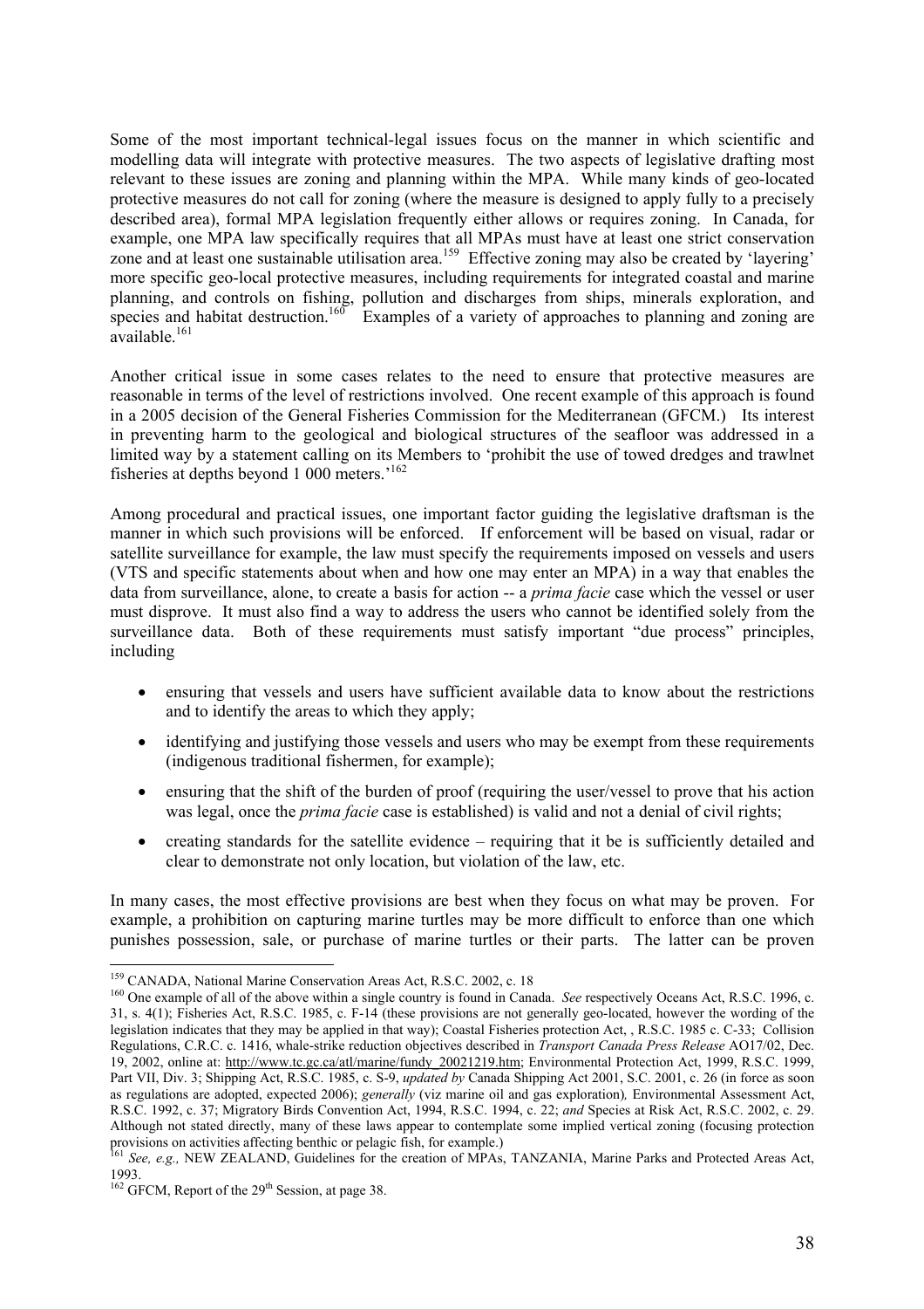Some of the most important technical-legal issues focus on the manner in which scientific and modelling data will integrate with protective measures. The two aspects of legislative drafting most relevant to these issues are zoning and planning within the MPA. While many kinds of geo-located protective measures do not call for zoning (where the measure is designed to apply fully to a precisely described area), formal MPA legislation frequently either allows or requires zoning. In Canada, for example, one MPA law specifically requires that all MPAs must have at least one strict conservation zone and at least one sustainable utilisation area.[159] Effective zoning may also be created by 'layering' more specific geo-local protective measures, including requirements for integrated coastal and marine planning, and controls on fishing, pollution and discharges from ships, minerals exploration, and species and habitat destruction.[160] Examples of a variety of approaches to planning and zoning are available.[161]

Another critical issue in some cases relates to the need to ensure that protective measures are reasonable in terms of the level of restrictions involved. One recent example of this approach is found in a 2005 decision of the General Fisheries Commission for the Mediterranean (GFCM.) Its interest in preventing harm to the geological and biological structures of the seafloor was addressed in a limited way by a statement calling on its Members to 'prohibit the use of towed dredges and trawlnet fisheries at depths beyond 1 000 meters.'[162]

Among procedural and practical issues, one important factor guiding the legislative draftsman is the manner in which such provisions will be enforced. If enforcement will be based on visual, radar or satellite surveillance for example, the law must specify the requirements imposed on vessels and users (VTS and specific statements about when and how one may enter an MPA) in a way that enables the data from surveillance, alone, to create a basis for action -- a *prima facie* case which the vessel or user must disprove. It must also find a way to address the users who cannot be identified solely from the surveillance data. Both of these requirements must satisfy important "due process" principles, including

- ensuring that vessels and users have sufficient available data to know about the restrictions and to identify the areas to which they apply;
- identifying and justifying those vessels and users who may be exempt from these requirements (indigenous traditional fishermen, for example);
- ensuring that the shift of the burden of proof (requiring the user/vessel to prove that his action was legal, once the *prima facie* case is established) is valid and not a denial of civil rights;
- creating standards for the satellite evidence – requiring that it be is sufficiently detailed and clear to demonstrate not only location, but violation of the law, etc.

In many cases, the most effective provisions are best when they focus on what may be proven. For example, a prohibition on capturing marine turtles may be more difficult to enforce than one which punishes possession, sale, or purchase of marine turtles or their parts. The latter can be proven

---

[159] CANADA, National Marine Conservation Areas Act, R.S.C. 2002, c. 18

[160] One example of all of the above within a single country is found in Canada. *See* respectively Oceans Act, R.S.C. 1996, c. 31, s. 4(1); Fisheries Act, R.S.C. 1985, c. F-14 (these provisions are not generally geo-located, however the wording of the legislation indicates that they may be applied in that way); Coastal Fisheries protection Act, , R.S.C. 1985 c. C-33; Collision Regulations, C.R.C. c. 1416, whale-strike reduction objectives described in *Transport Canada Press Release* AO17/02, Dec. 19, 2002, online at: http://www.tc.gc.ca/atl/marine/fundy_20021219.htm; Environmental Protection Act, 1999, R.S.C. 1999, Part VII, Div. 3; Shipping Act, R.S.C. 1985, c. S-9, *updated by* Canada Shipping Act 2001, S.C. 2001, c. 26 (in force as soon as regulations are adopted, expected 2006); *generally* (viz marine oil and gas exploration)*,* Environmental Assessment Act, R.S.C. 1992, c. 37; Migratory Birds Convention Act, 1994, R.S.C. 1994, c. 22; *and* Species at Risk Act, R.S.C. 2002, c. 29. Although not stated directly, many of these laws appear to contemplate some implied vertical zoning (focusing protection provisions on activities affecting benthic or pelagic fish, for example.)

[161] *See, e.g.,* NEW ZEALAND, Guidelines for the creation of MPAs, TANZANIA, Marine Parks and Protected Areas Act, 1993.

[162] GFCM, Report of the 29th Session, at page 38.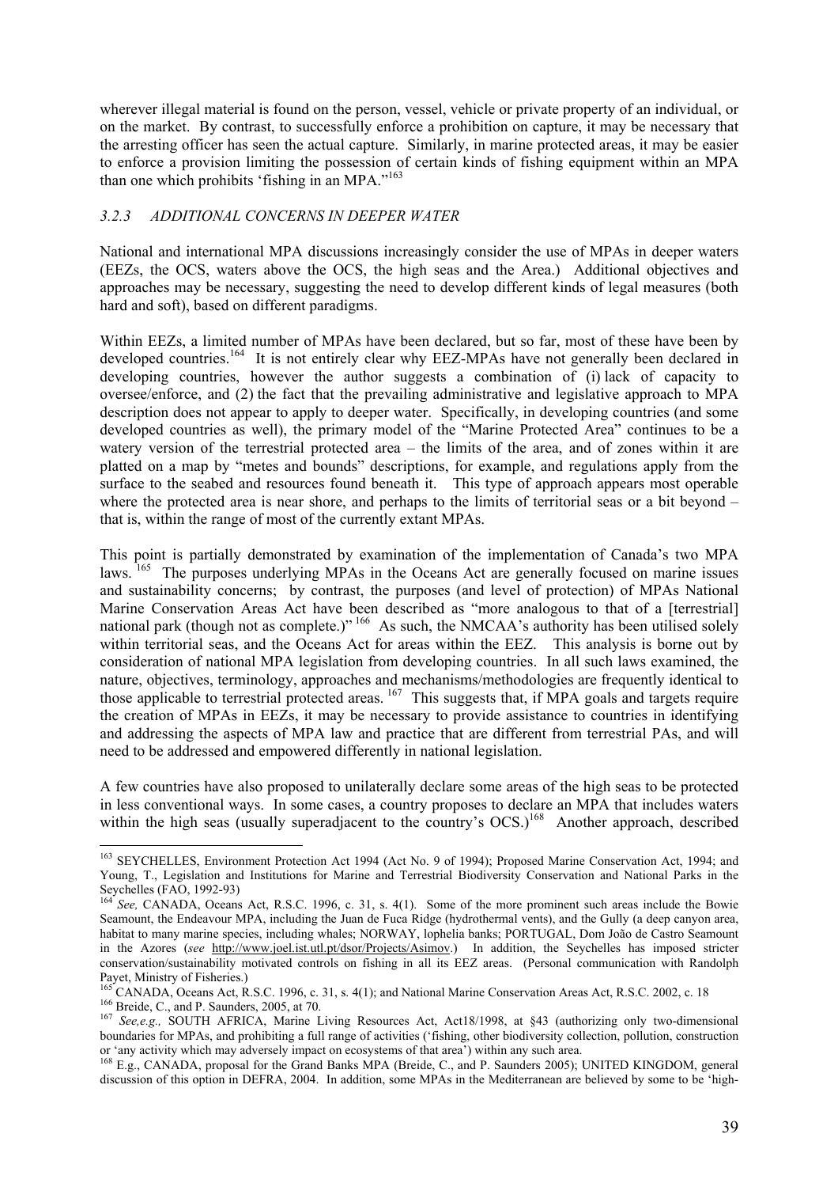wherever illegal material is found on the person, vessel, vehicle or private property of an individual, or on the market. By contrast, to successfully enforce a prohibition on capture, it may be necessary that the arresting officer has seen the actual capture. Similarly, in marine protected areas, it may be easier to enforce a provision limiting the possession of certain kinds of fishing equipment within an MPA than one which prohibits 'fishing in an MPA."[163]

### *3.2.3 ADDITIONAL CONCERNS IN DEEPER WATER*

National and international MPA discussions increasingly consider the use of MPAs in deeper waters (EEZs, the OCS, waters above the OCS, the high seas and the Area.) Additional objectives and approaches may be necessary, suggesting the need to develop different kinds of legal measures (both hard and soft), based on different paradigms.

Within EEZs, a limited number of MPAs have been declared, but so far, most of these have been by developed countries.[164] It is not entirely clear why EEZ-MPAs have not generally been declared in developing countries, however the author suggests a combination of (i) lack of capacity to oversee/enforce, and (2) the fact that the prevailing administrative and legislative approach to MPA description does not appear to apply to deeper water. Specifically, in developing countries (and some developed countries as well), the primary model of the "Marine Protected Area" continues to be a watery version of the terrestrial protected area – the limits of the area, and of zones within it are platted on a map by "metes and bounds" descriptions, for example, and regulations apply from the surface to the seabed and resources found beneath it. This type of approach appears most operable where the protected area is near shore, and perhaps to the limits of territorial seas or a bit beyond – that is, within the range of most of the currently extant MPAs.

This point is partially demonstrated by examination of the implementation of Canada's two MPA laws.[165] The purposes underlying MPAs in the Oceans Act are generally focused on marine issues and sustainability concerns; by contrast, the purposes (and level of protection) of MPAs National Marine Conservation Areas Act have been described as "more analogous to that of a [terrestrial] national park (though not as complete.)"[166] As such, the NMCAA's authority has been utilised solely within territorial seas, and the Oceans Act for areas within the EEZ. This analysis is borne out by consideration of national MPA legislation from developing countries. In all such laws examined, the nature, objectives, terminology, approaches and mechanisms/methodologies are frequently identical to those applicable to terrestrial protected areas.[167] This suggests that, if MPA goals and targets require the creation of MPAs in EEZs, it may be necessary to provide assistance to countries in identifying and addressing the aspects of MPA law and practice that are different from terrestrial PAs, and will need to be addressed and empowered differently in national legislation.

A few countries have also proposed to unilaterally declare some areas of the high seas to be protected in less conventional ways. In some cases, a country proposes to declare an MPA that includes waters within the high seas (usually superadjacent to the country's OCS.)[168] Another approach, described

---

[163] SEYCHELLES, Environment Protection Act 1994 (Act No. 9 of 1994); Proposed Marine Conservation Act, 1994; and Young, T., Legislation and Institutions for Marine and Terrestrial Biodiversity Conservation and National Parks in the Seychelles (FAO, 1992-93)

[164] *See,* CANADA, Oceans Act, R.S.C. 1996, c. 31, s. 4(1). Some of the more prominent such areas include the Bowie Seamount, the Endeavour MPA, including the Juan de Fuca Ridge (hydrothermal vents), and the Gully (a deep canyon area, habitat to many marine species, including whales; NORWAY, lophelia banks; PORTUGAL, Dom João de Castro Seamount in the Azores (*see* http://www.joel.ist.utl.pt/dsor/Projects/Asimov.) In addition, the Seychelles has imposed stricter conservation/sustainability motivated controls on fishing in all its EEZ areas. (Personal communication with Randolph Payet, Ministry of Fisheries.)

[165] CANADA, Oceans Act, R.S.C. 1996, c. 31, s. 4(1); and National Marine Conservation Areas Act, R.S.C. 2002, c. 18

[166] Breide, C., and P. Saunders, 2005, at 70.

[167] *See,e.g.,* SOUTH AFRICA, Marine Living Resources Act, Act18/1998, at §43 (authorizing only two-dimensional boundaries for MPAs, and prohibiting a full range of activities ('fishing, other biodiversity collection, pollution, construction or 'any activity which may adversely impact on ecosystems of that area') within any such area.

[168] E.g., CANADA, proposal for the Grand Banks MPA (Breide, C., and P. Saunders 2005); UNITED KINGDOM, general discussion of this option in DEFRA, 2004. In addition, some MPAs in the Mediterranean are believed by some to be 'high-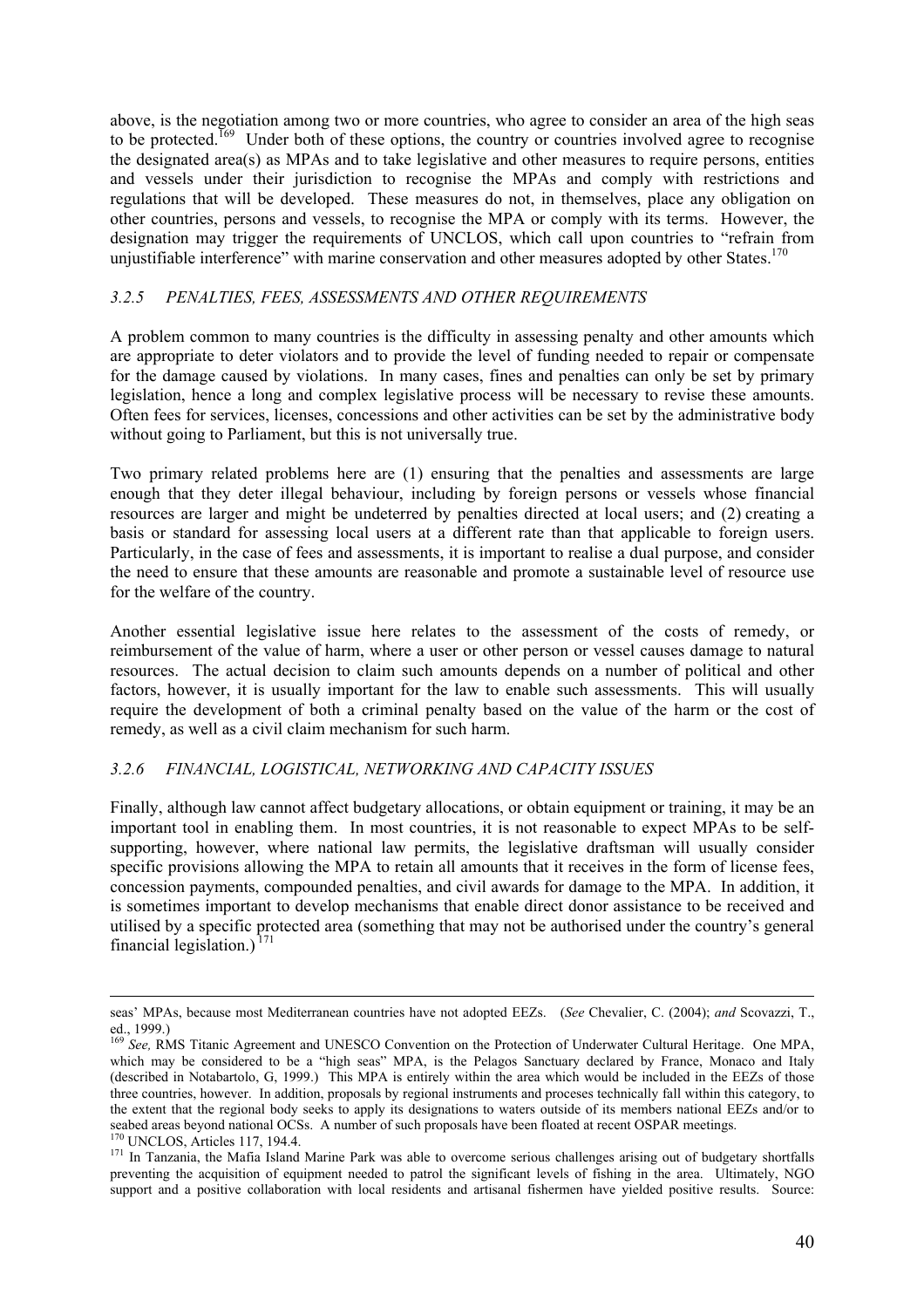above, is the negotiation among two or more countries, who agree to consider an area of the high seas to be protected.[169] Under both of these options, the country or countries involved agree to recognise the designated area(s) as MPAs and to take legislative and other measures to require persons, entities and vessels under their jurisdiction to recognise the MPAs and comply with restrictions and regulations that will be developed. These measures do not, in themselves, place any obligation on other countries, persons and vessels, to recognise the MPA or comply with its terms. However, the designation may trigger the requirements of UNCLOS, which call upon countries to "refrain from unjustifiable interference" with marine conservation and other measures adopted by other States.[170]

### *3.2.5 PENALTIES, FEES, ASSESSMENTS AND OTHER REQUIREMENTS*

A problem common to many countries is the difficulty in assessing penalty and other amounts which are appropriate to deter violators and to provide the level of funding needed to repair or compensate for the damage caused by violations. In many cases, fines and penalties can only be set by primary legislation, hence a long and complex legislative process will be necessary to revise these amounts. Often fees for services, licenses, concessions and other activities can be set by the administrative body without going to Parliament, but this is not universally true.

Two primary related problems here are (1) ensuring that the penalties and assessments are large enough that they deter illegal behaviour, including by foreign persons or vessels whose financial resources are larger and might be undeterred by penalties directed at local users; and (2) creating a basis or standard for assessing local users at a different rate than that applicable to foreign users. Particularly, in the case of fees and assessments, it is important to realise a dual purpose, and consider the need to ensure that these amounts are reasonable and promote a sustainable level of resource use for the welfare of the country.

Another essential legislative issue here relates to the assessment of the costs of remedy, or reimbursement of the value of harm, where a user or other person or vessel causes damage to natural resources. The actual decision to claim such amounts depends on a number of political and other factors, however, it is usually important for the law to enable such assessments. This will usually require the development of both a criminal penalty based on the value of the harm or the cost of remedy, as well as a civil claim mechanism for such harm.

### *3.2.6 FINANCIAL, LOGISTICAL, NETWORKING AND CAPACITY ISSUES*

Finally, although law cannot affect budgetary allocations, or obtain equipment or training, it may be an important tool in enabling them. In most countries, it is not reasonable to expect MPAs to be self-supporting, however, where national law permits, the legislative draftsman will usually consider specific provisions allowing the MPA to retain all amounts that it receives in the form of license fees, concession payments, compounded penalties, and civil awards for damage to the MPA. In addition, it is sometimes important to develop mechanisms that enable direct donor assistance to be received and utilised by a specific protected area (something that may not be authorised under the country's general financial legislation.)[171]

---

seas' MPAs, because most Mediterranean countries have not adopted EEZs. (*See* Chevalier, C. (2004); *and* Scovazzi, T., ed., 1999.)

[169] *See,* RMS Titanic Agreement and UNESCO Convention on the Protection of Underwater Cultural Heritage. One MPA, which may be considered to be a "high seas" MPA, is the Pelagos Sanctuary declared by France, Monaco and Italy (described in Notabartolo, G, 1999.) This MPA is entirely within the area which would be included in the EEZs of those three countries, however. In addition, proposals by regional instruments and proceses technically fall within this category, to the extent that the regional body seeks to apply its designations to waters outside of its members national EEZs and/or to seabed areas beyond national OCSs. A number of such proposals have been floated at recent OSPAR meetings.

[170] UNCLOS, Articles 117, 194.4.

[171] In Tanzania, the Mafia Island Marine Park was able to overcome serious challenges arising out of budgetary shortfalls preventing the acquisition of equipment needed to patrol the significant levels of fishing in the area. Ultimately, NGO support and a positive collaboration with local residents and artisanal fishermen have yielded positive results. Source: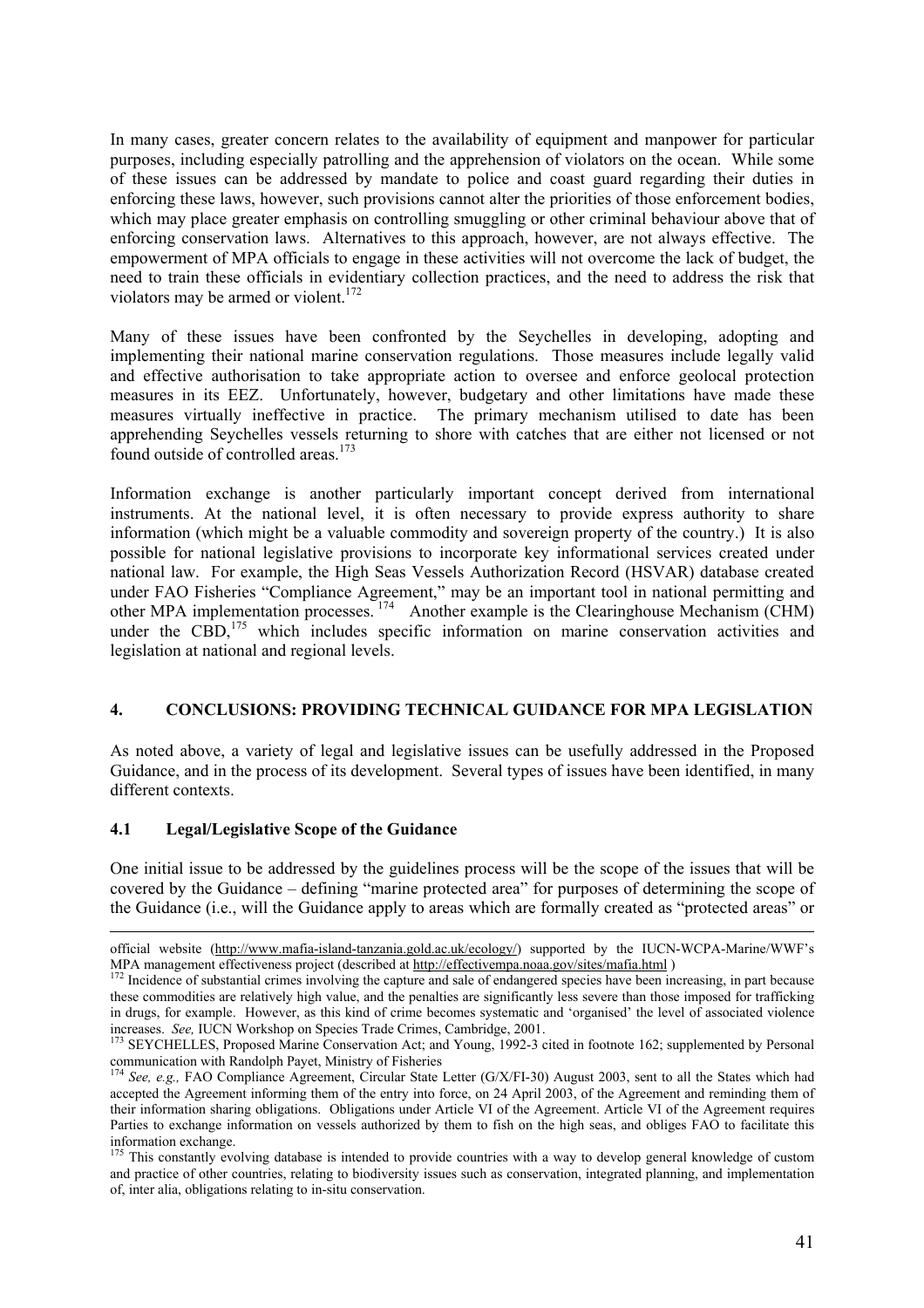In many cases, greater concern relates to the availability of equipment and manpower for particular purposes, including especially patrolling and the apprehension of violators on the ocean. While some of these issues can be addressed by mandate to police and coast guard regarding their duties in enforcing these laws, however, such provisions cannot alter the priorities of those enforcement bodies, which may place greater emphasis on controlling smuggling or other criminal behaviour above that of enforcing conservation laws. Alternatives to this approach, however, are not always effective. The empowerment of MPA officials to engage in these activities will not overcome the lack of budget, the need to train these officials in evidentiary collection practices, and the need to address the risk that violators may be armed or violent.[172]

Many of these issues have been confronted by the Seychelles in developing, adopting and implementing their national marine conservation regulations. Those measures include legally valid and effective authorisation to take appropriate action to oversee and enforce geolocal protection measures in its EEZ. Unfortunately, however, budgetary and other limitations have made these measures virtually ineffective in practice. The primary mechanism utilised to date has been apprehending Seychelles vessels returning to shore with catches that are either not licensed or not found outside of controlled areas.[173]

Information exchange is another particularly important concept derived from international instruments. At the national level, it is often necessary to provide express authority to share information (which might be a valuable commodity and sovereign property of the country.) It is also possible for national legislative provisions to incorporate key informational services created under national law. For example, the High Seas Vessels Authorization Record (HSVAR) database created under FAO Fisheries "Compliance Agreement," may be an important tool in national permitting and other MPA implementation processes.[174] Another example is the Clearinghouse Mechanism (CHM) under the CBD,[175] which includes specific information on marine conservation activities and legislation at national and regional levels.

## 4. CONCLUSIONS: PROVIDING TECHNICAL GUIDANCE FOR MPA LEGISLATION

As noted above, a variety of legal and legislative issues can be usefully addressed in the Proposed Guidance, and in the process of its development. Several types of issues have been identified, in many different contexts.

### 4.1 Legal/Legislative Scope of the Guidance

One initial issue to be addressed by the guidelines process will be the scope of the issues that will be covered by the Guidance – defining "marine protected area" for purposes of determining the scope of the Guidance (i.e., will the Guidance apply to areas which are formally created as "protected areas" or

---

official website (http://www.mafia-island-tanzania.gold.ac.uk/ecology/) supported by the IUCN-WCPA-Marine/WWF's MPA management effectiveness project (described at http://effectivempa.noaa.gov/sites/mafia.html )

[172] Incidence of substantial crimes involving the capture and sale of endangered species have been increasing, in part because these commodities are relatively high value, and the penalties are significantly less severe than those imposed for trafficking in drugs, for example. However, as this kind of crime becomes systematic and 'organised' the level of associated violence increases. *See,* IUCN Workshop on Species Trade Crimes, Cambridge, 2001.

[173] SEYCHELLES, Proposed Marine Conservation Act; and Young, 1992-3 cited in footnote 162; supplemented by Personal communication with Randolph Payet, Ministry of Fisheries

[174] *See, e.g.,* FAO Compliance Agreement, Circular State Letter (G/X/FI-30) August 2003, sent to all the States which had accepted the Agreement informing them of the entry into force, on 24 April 2003, of the Agreement and reminding them of their information sharing obligations. Obligations under Article VI of the Agreement. Article VI of the Agreement requires Parties to exchange information on vessels authorized by them to fish on the high seas, and obliges FAO to facilitate this information exchange.

[175] This constantly evolving database is intended to provide countries with a way to develop general knowledge of custom and practice of other countries, relating to biodiversity issues such as conservation, integrated planning, and implementation of, inter alia, obligations relating to in-situ conservation.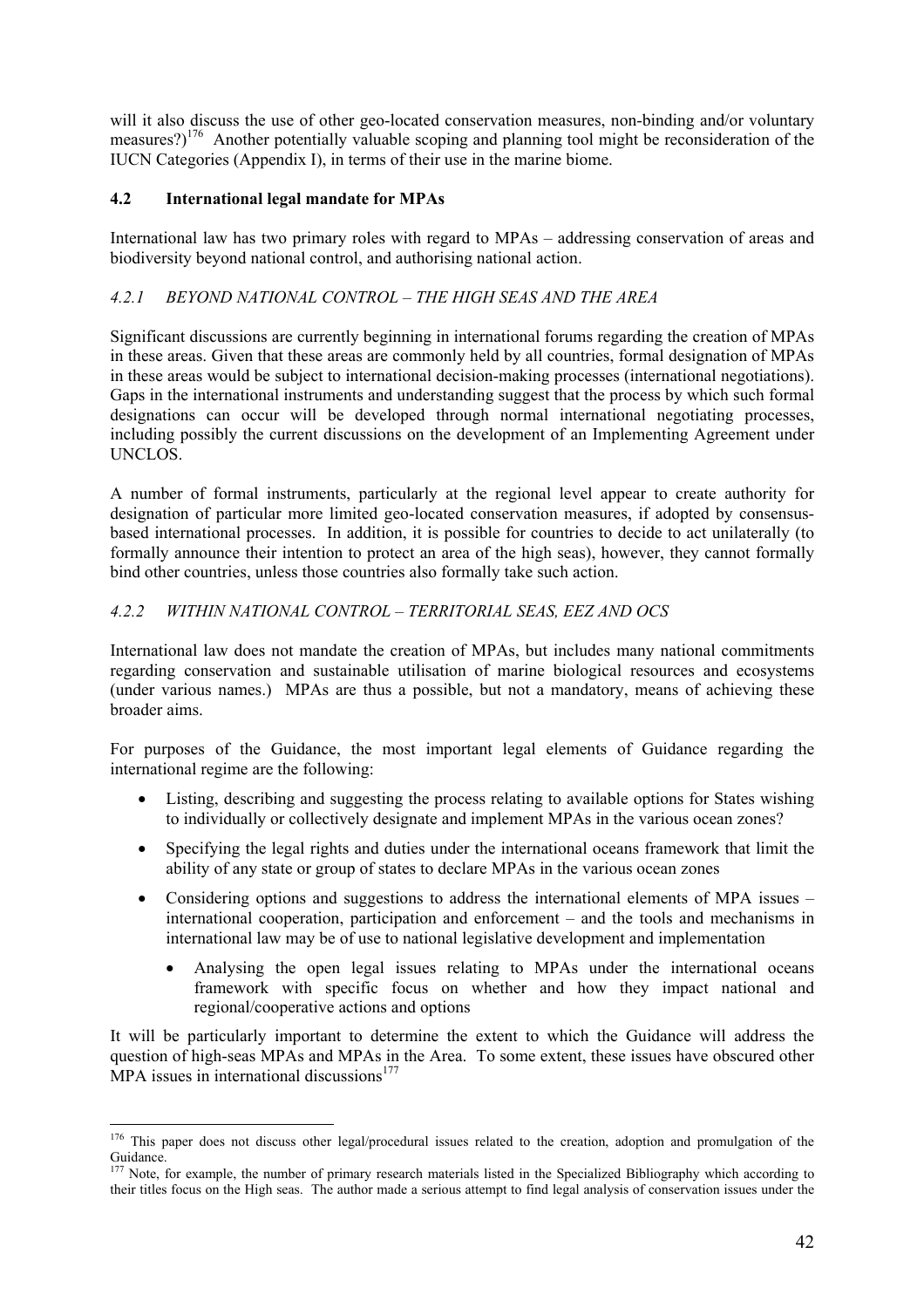will it also discuss the use of other geo-located conservation measures, non-binding and/or voluntary measures?)[176] Another potentially valuable scoping and planning tool might be reconsideration of the IUCN Categories (Appendix I), in terms of their use in the marine biome.

### 4.2 International legal mandate for MPAs

International law has two primary roles with regard to MPAs – addressing conservation of areas and biodiversity beyond national control, and authorising national action.

#### *4.2.1 BEYOND NATIONAL CONTROL – THE HIGH SEAS AND THE AREA*

Significant discussions are currently beginning in international forums regarding the creation of MPAs in these areas. Given that these areas are commonly held by all countries, formal designation of MPAs in these areas would be subject to international decision-making processes (international negotiations). Gaps in the international instruments and understanding suggest that the process by which such formal designations can occur will be developed through normal international negotiating processes, including possibly the current discussions on the development of an Implementing Agreement under UNCLOS.

A number of formal instruments, particularly at the regional level appear to create authority for designation of particular more limited geo-located conservation measures, if adopted by consensus-based international processes. In addition, it is possible for countries to decide to act unilaterally (to formally announce their intention to protect an area of the high seas), however, they cannot formally bind other countries, unless those countries also formally take such action.

#### *4.2.2 WITHIN NATIONAL CONTROL – TERRITORIAL SEAS, EEZ AND OCS*

International law does not mandate the creation of MPAs, but includes many national commitments regarding conservation and sustainable utilisation of marine biological resources and ecosystems (under various names.) MPAs are thus a possible, but not a mandatory, means of achieving these broader aims.

For purposes of the Guidance, the most important legal elements of Guidance regarding the international regime are the following:

- Listing, describing and suggesting the process relating to available options for States wishing to individually or collectively designate and implement MPAs in the various ocean zones?
- Specifying the legal rights and duties under the international oceans framework that limit the ability of any state or group of states to declare MPAs in the various ocean zones
- Considering options and suggestions to address the international elements of MPA issues – international cooperation, participation and enforcement – and the tools and mechanisms in international law may be of use to national legislative development and implementation
  - Analysing the open legal issues relating to MPAs under the international oceans framework with specific focus on whether and how they impact national and regional/cooperative actions and options

It will be particularly important to determine the extent to which the Guidance will address the question of high-seas MPAs and MPAs in the Area. To some extent, these issues have obscured other MPA issues in international discussions[177]

---

[176] This paper does not discuss other legal/procedural issues related to the creation, adoption and promulgation of the Guidance.

[177] Note, for example, the number of primary research materials listed in the Specialized Bibliography which according to their titles focus on the High seas. The author made a serious attempt to find legal analysis of conservation issues under the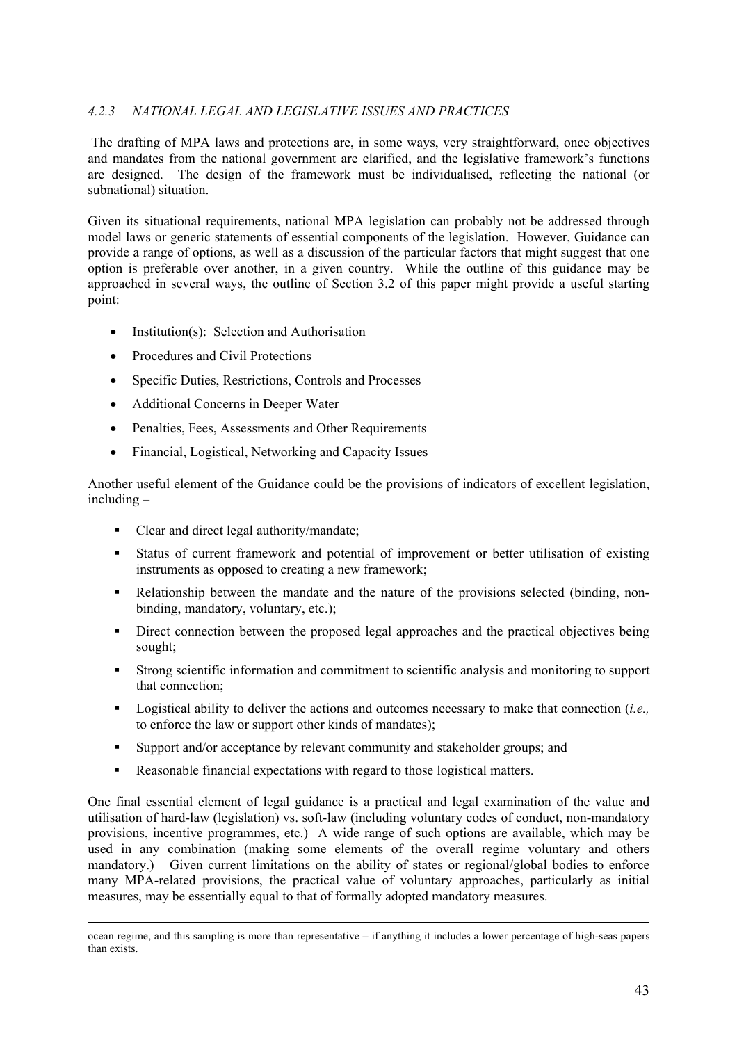### *4.2.3 NATIONAL LEGAL AND LEGISLATIVE ISSUES AND PRACTICES*

The drafting of MPA laws and protections are, in some ways, very straightforward, once objectives and mandates from the national government are clarified, and the legislative framework's functions are designed. The design of the framework must be individualised, reflecting the national (or subnational) situation.

Given its situational requirements, national MPA legislation can probably not be addressed through model laws or generic statements of essential components of the legislation. However, Guidance can provide a range of options, as well as a discussion of the particular factors that might suggest that one option is preferable over another, in a given country. While the outline of this guidance may be approached in several ways, the outline of Section 3.2 of this paper might provide a useful starting point:

- Institution(s): Selection and Authorisation
- Procedures and Civil Protections
- Specific Duties, Restrictions, Controls and Processes
- Additional Concerns in Deeper Water
- Penalties, Fees, Assessments and Other Requirements
- Financial, Logistical, Networking and Capacity Issues

Another useful element of the Guidance could be the provisions of indicators of excellent legislation, including –

- Clear and direct legal authority/mandate;
- Status of current framework and potential of improvement or better utilisation of existing instruments as opposed to creating a new framework;
- Relationship between the mandate and the nature of the provisions selected (binding, non-binding, mandatory, voluntary, etc.);
- Direct connection between the proposed legal approaches and the practical objectives being sought;
- Strong scientific information and commitment to scientific analysis and monitoring to support that connection;
- Logistical ability to deliver the actions and outcomes necessary to make that connection (*i.e.,* to enforce the law or support other kinds of mandates);
- Support and/or acceptance by relevant community and stakeholder groups; and
- Reasonable financial expectations with regard to those logistical matters.

One final essential element of legal guidance is a practical and legal examination of the value and utilisation of hard-law (legislation) vs. soft-law (including voluntary codes of conduct, non-mandatory provisions, incentive programmes, etc.) A wide range of such options are available, which may be used in any combination (making some elements of the overall regime voluntary and others mandatory.) Given current limitations on the ability of states or regional/global bodies to enforce many MPA-related provisions, the practical value of voluntary approaches, particularly as initial measures, may be essentially equal to that of formally adopted mandatory measures.

---

ocean regime, and this sampling is more than representative – if anything it includes a lower percentage of high-seas papers than exists.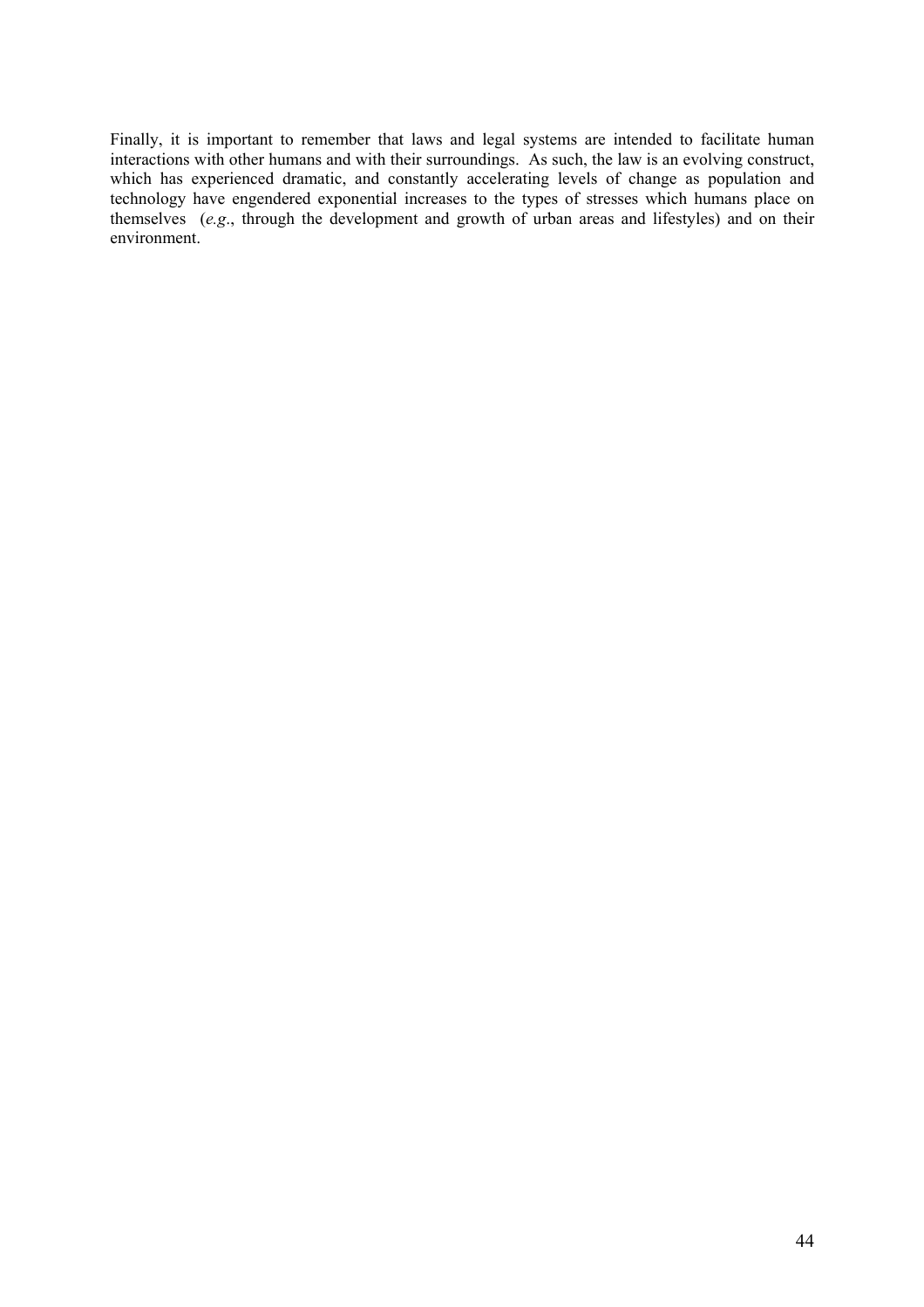Finally, it is important to remember that laws and legal systems are intended to facilitate human interactions with other humans and with their surroundings. As such, the law is an evolving construct, which has experienced dramatic, and constantly accelerating levels of change as population and technology have engendered exponential increases to the types of stresses which humans place on themselves (*e.g.*, through the development and growth of urban areas and lifestyles) and on their environment.